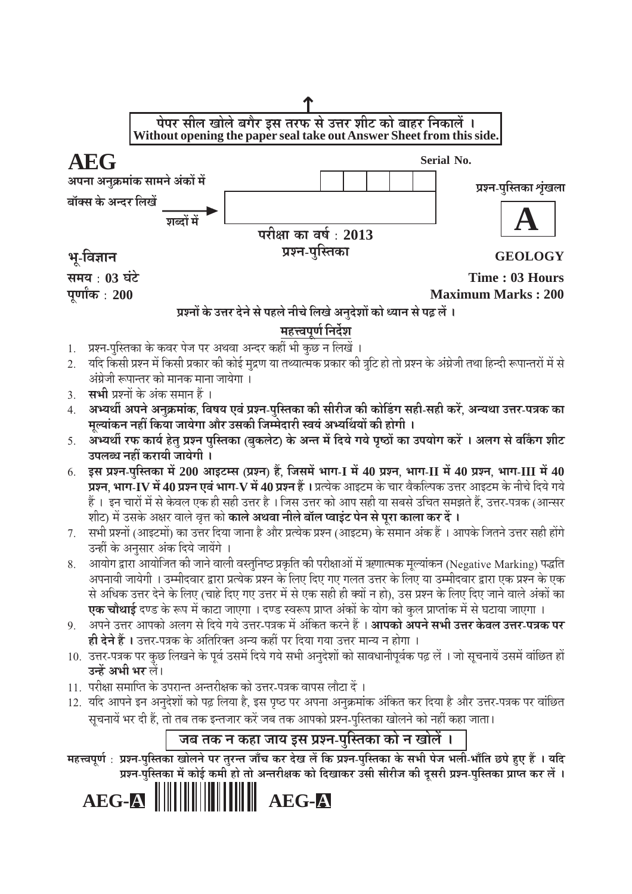**पेपर सील खोले बगैर इस तरफ से उत्तर शीट को बाहर निकालें ।**
**Without opening the paper seal take out Answer Sheet from this side.**

# AEG

Serial No.

अपना अनुक्रमांक सामने अंकों में बॉक्स के अन्दर लिखें

शब्दों में

प्रश्न-पुस्तिका शृंखला

# A

परीक्षा का वर्ष : 2013

प्रश्न-पुस्तिका

## भू-विज्ञान GEOLOGY

समय : 03 घंटे — Time : 03 Hours

पूर्णांक : 200 — Maximum Marks : 200

**प्रश्नों के उत्तर देने से पहले नीचे लिखे अनुदेशों को ध्यान से पढ़ लें ।**

### महत्त्वपूर्ण निर्देश

1. प्रश्न-पुस्तिका के कवर पेज पर अथवा अन्दर कहीं भी कुछ न लिखें ।
2. यदि किसी प्रश्न में किसी प्रकार की कोई मुद्रण या तथ्यात्मक प्रकार की त्रुटि हो तो प्रश्न के अंग्रेजी तथा हिन्दी रूपान्तरों में से अंग्रेजी रूपान्तर को मानक माना जायेगा ।
3. **सभी** प्रश्नों के अंक समान हैं ।
4. **अभ्यर्थी अपने अनुक्रमांक, विषय एवं प्रश्न-पुस्तिका की सीरीज की कोडिंग सही-सही करें, अन्यथा उत्तर-पत्रक का मूल्यांकन नहीं किया जायेगा और उसकी जिम्मेदारी स्वयं अभ्यर्थियों की होगी ।**
5. **अभ्यर्थी रफ कार्य हेतु प्रश्न पुस्तिका (बुकलेट) के अन्त में दिये गये पृष्ठों का उपयोग करें । अलग से वर्किंग शीट उपलब्ध नहीं करायी जायेगी ।**
6. **इस प्रश्न-पुस्तिका में 200 आइटम्स (प्रश्न) हैं, जिसमें भाग-I में 40 प्रश्न, भाग-II में 40 प्रश्न, भाग-III में 40 प्रश्न, भाग-IV में 40 प्रश्न एवं भाग-V में 40 प्रश्न हैं ।** प्रत्येक आइटम के चार वैकल्पिक उत्तर आइटम के नीचे दिये गये हैं । इन चारों में से केवल एक ही सही उत्तर है । जिस उत्तर को आप सही या सबसे उचित समझते हैं, उत्तर-पत्रक (आन्सर शीट) में उसके अक्षर वाले वृत्त को **काले अथवा नीले बॉल प्वाइंट पेन से पूरा काला कर दें ।**
7. सभी प्रश्नों (आइटमों) का उत्तर दिया जाना है और प्रत्येक प्रश्न (आइटम) के समान अंक हैं । आपके जितने उत्तर सही होंगे उन्हीं के अनुसार अंक दिये जायेंगे ।
8. आयोग द्वारा आयोजित की जाने वाली वस्तुनिष्ठ प्रकृति की परीक्षाओं में ऋणात्मक मूल्यांकन (Negative Marking) पद्धति अपनायी जायेगी । उम्मीदवार द्वारा प्रत्येक प्रश्न के लिए दिए गए गलत उत्तर के लिए या उम्मीदवार द्वारा एक प्रश्न के एक से अधिक उत्तर देने के लिए (चाहे दिए गए उत्तर में से एक सही ही क्यों न हो), उस प्रश्न के लिए दिए जाने वाले अंकों का **एक चौथाई** दण्ड के रूप में काटा जाएगा । दण्ड स्वरूप प्राप्त अंकों के योग को कुल प्राप्तांक में से घटाया जाएगा ।
9. अपने उत्तर आपको अलग से दिये गये उत्तर-पत्रक में अंकित करने हैं । **आपको अपने सभी उत्तर केवल उत्तर-पत्रक पर ही देने हैं ।** उत्तर-पत्रक के अतिरिक्त अन्य कहीं पर दिया गया उत्तर मान्य न होगा ।
10. उत्तर-पत्रक पर कुछ लिखने के पूर्व उसमें दिये गये सभी अनुदेशों को सावधानीपूर्वक पढ़ लें । जो सूचनायें उसमें वांछित हों **उन्हें अभी भर** लें।
11. परीक्षा समाप्ति के उपरान्त अन्तरीक्षक को उत्तर-पत्रक वापस लौटा दें ।
12. यदि आपने इन अनुदेशों को पढ़ लिया है, इस पृष्ठ पर अपना अनुक्रमांक अंकित कर दिया है और उत्तर-पत्रक पर वांछित सूचनायें भर दी हैं, तो तब तक इन्तजार करें जब तक आपको प्रश्न-पुस्तिका खोलने को नहीं कहा जाता।

**जब तक न कहा जाय इस प्रश्न-पुस्तिका को न खोलें ।**

**महत्त्वपूर्ण : प्रश्न-पुस्तिका खोलने पर तुरन्त जाँच कर देख लें कि प्रश्न-पुस्तिका के सभी पेज भली-भाँति छपे हुए हैं । यदि प्रश्न-पुस्तिका में कोई कमी हो तो अन्तरीक्षक को दिखाकर उसी सीरीज की दूसरी प्रश्न-पुस्तिका प्राप्त कर लें ।**

**AEG-A** **AEG-A**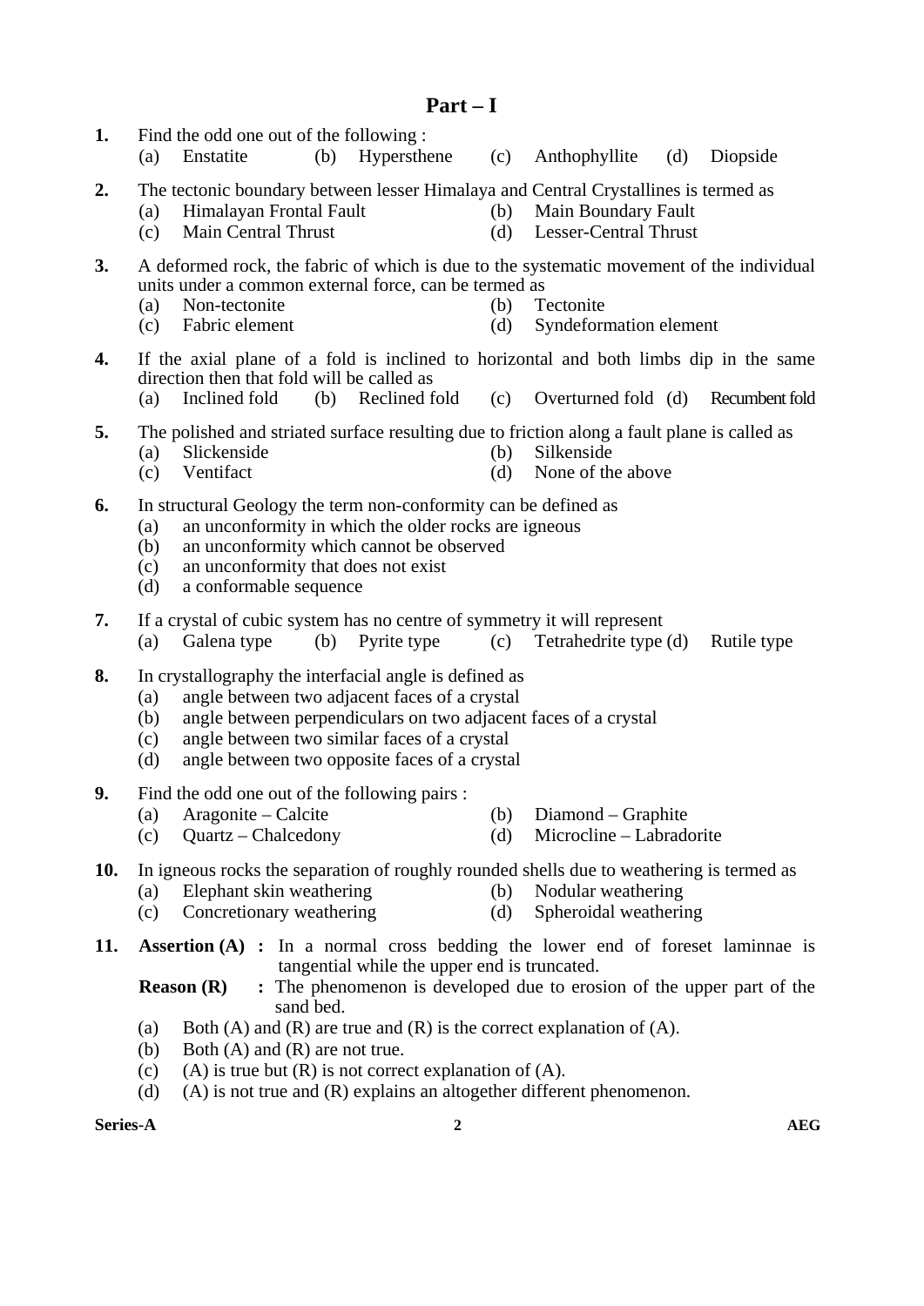# Part – I

**1.** Find the odd one out of the following :

(a) Enstatite (b) Hypersthene (c) Anthophyllite (d) Diopside

**2.** The tectonic boundary between lesser Himalaya and Central Crystallines is termed as

(a) Himalayan Frontal Fault
(b) Main Boundary Fault
(c) Main Central Thrust
(d) Lesser-Central Thrust

**3.** A deformed rock, the fabric of which is due to the systematic movement of the individual units under a common external force, can be termed as

(a) Non-tectonite
(b) Tectonite
(c) Fabric element
(d) Syndeformation element

**4.** If the axial plane of a fold is inclined to horizontal and both limbs dip in the same direction then that fold will be called as

(a) Inclined fold (b) Reclined fold (c) Overturned fold (d) Recumbent fold

**5.** The polished and striated surface resulting due to friction along a fault plane is called as

(a) Slickenside
(b) Silkenside
(c) Ventifact
(d) None of the above

**6.** In structural Geology the term non-conformity can be defined as

(a) an unconformity in which the older rocks are igneous
(b) an unconformity which cannot be observed
(c) an unconformity that does not exist
(d) a conformable sequence

**7.** If a crystal of cubic system has no centre of symmetry it will represent

(a) Galena type (b) Pyrite type (c) Tetrahedrite type (d) Rutile type

**8.** In crystallography the interfacial angle is defined as

(a) angle between two adjacent faces of a crystal
(b) angle between perpendiculars on two adjacent faces of a crystal
(c) angle between two similar faces of a crystal
(d) angle between two opposite faces of a crystal

**9.** Find the odd one out of the following pairs :

(a) Aragonite – Calcite
(b) Diamond – Graphite
(c) Quartz – Chalcedony
(d) Microcline – Labradorite

**10.** In igneous rocks the separation of roughly rounded shells due to weathering is termed as

(a) Elephant skin weathering
(b) Nodular weathering
(c) Concretionary weathering
(d) Spheroidal weathering

**11.** **Assertion (A) :** In a normal cross bedding the lower end of foreset laminnae is tangential while the upper end is truncated.

**Reason (R) :** The phenomenon is developed due to erosion of the upper part of the sand bed.

(a) Both (A) and (R) are true and (R) is the correct explanation of (A).
(b) Both (A) and (R) are not true.
(c) (A) is true but (R) is not correct explanation of (A).
(d) (A) is not true and (R) explains an altogether different phenomenon.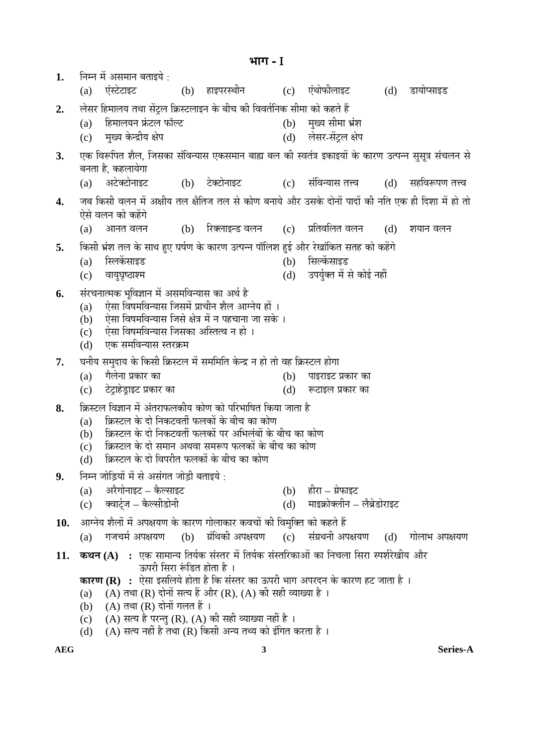# भाग - I

**1.** निम्न में असमान बताइये :

(a) एंस्टेटाइट (b) हाइपरस्थीन (c) एंथोफीलाइट (d) डायोप्साइड

**2.** लेसर हिमालय तथा सेंट्रल क्रिस्टलाइन के बीच की विवर्तनिक सीमा को कहते हैं

(a) हिमालयन फ्रंटल फॉल्ट (b) मुख्य सीमा भ्रंश
(c) मुख्य केन्द्रीय क्षेप (d) लेसर-सेंट्रल क्षेप

**3.** एक विरूपित शैल, जिसका संविन्यास एकसमान बाह्य बल की स्वतंत्र इकाइयों के कारण उत्पन्न सुसूत्र संचलन से बनता है, कहलायेगा

(a) अटेक्टोनाइट (b) टेक्टोनाइट (c) संविन्यास तत्त्व (d) सहविरूपण तत्त्व

**4.** जब किसी वलन में अक्षीय तल क्षैतिज तल से कोण बनाये और उसके दोनों पादों की नति एक ही दिशा में हो तो ऐसे वलन को कहेंगे

(a) आनत वलन (b) रिक्लाइन्ड वलन (c) प्रतिवलित वलन (d) शयान वलन

**5.** किसी भ्रंश तल के साथ हुए घर्षण के कारण उत्पन्न पॉलिश हुई और रेखांकित सतह को कहेंगे

(a) स्लिकेंसाइड (b) सिल्केंसाइड
(c) वायुघृष्टाश्म (d) उपर्युक्त में से कोई नहीं

**6.** संरचनात्मक भूविज्ञान में असमविन्यास का अर्थ है

(a) ऐसा विषमविन्यास जिसमें प्राचीन शैल आग्नेय हों ।
(b) ऐसा विषमविन्यास जिसे क्षेत्र में न पहचाना जा सके ।
(c) ऐसा विषमविन्यास जिसका अस्तित्व न हो ।
(d) एक समविन्यास स्तरक्रम

**7.** घनीय समुदाय के किसी क्रिस्टल में सममिति केन्द्र न हो तो वह क्रिस्टल होगा

(a) गैलेना प्रकार का (b) पाइराइट प्रकार का
(c) टेट्राहेड्राइट प्रकार का (d) रूटाइल प्रकार का

**8.** क्रिस्टल विज्ञान में अंतराफलकीय कोण को परिभाषित किया जाता है

(a) क्रिस्टल के दो निकटवर्ती फलकों के बीच का कोण
(b) क्रिस्टल के दो निकटवर्ती फलकों पर अभिलंबों के बीच का कोण
(c) क्रिस्टल के दो समान अथवा समरूप फलकों के बीच का कोण
(d) क्रिस्टल के दो विपरीत फलकों के बीच का कोण

**9.** निम्न जोड़ियों में से असंगत जोड़ी बताइये :

(a) अरैगोनाइट – कैल्साइट (b) हीरा – ग्रेफाइट
(c) क्वार्ट्ज – कैल्सीडोनी (d) माइक्रोक्लीन – लैब्रेडोराइट

**10.** आग्नेय शैलों में अपक्षयण के कारण गोलाकार कवचों की विमुक्ति को कहते हैं

(a) गजचर्म अपक्षयण (b) ग्रंथिकी अपक्षयण (c) संग्रथनी अपक्षयण (d) गोलाभ अपक्षयण

**11.** **कथन (A)** : एक सामान्य तिर्यक संस्तर में तिर्यक संस्तरिकाओं का निचला सिरा स्पर्शरेखीय और ऊपरी सिरा रुंडित होता है ।

**कारण (R)** : ऐसा इसलिये होता है कि संस्तर का ऊपरी भाग अपरदन के कारण हट जाता है ।

(a) (A) तथा (R) दोनों सत्य हैं और (R), (A) की सही व्याख्या है ।
(b) (A) तथा (R) दोनों गलत हैं ।
(c) (A) सत्य है परन्तु (R), (A) की सही व्याख्या नहीं है ।
(d) (A) सत्य नहीं है तथा (R) किसी अन्य तथ्य को इंगित करता है ।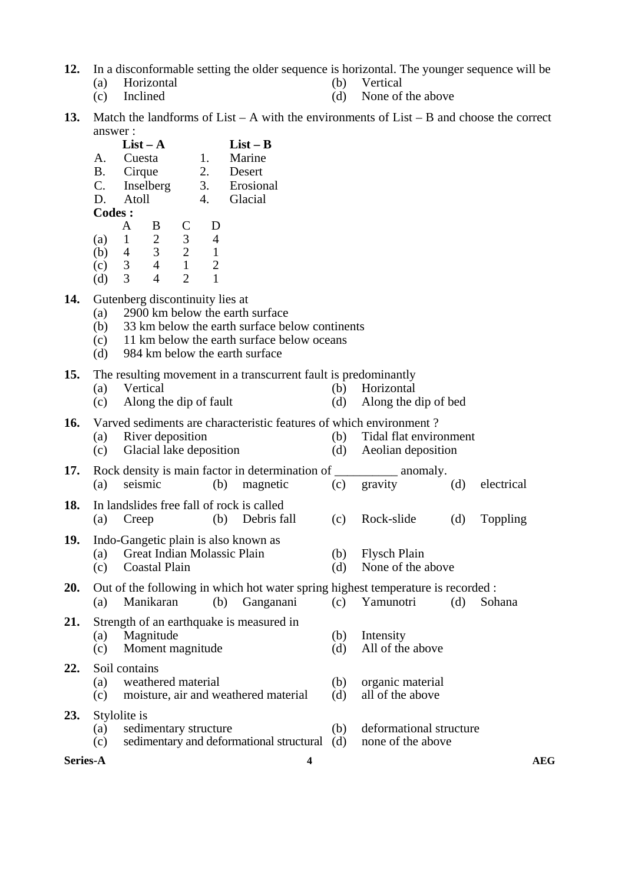**12.** In a disconformable setting the older sequence is horizontal. The younger sequence will be

(a) Horizontal
(b) Vertical
(c) Inclined
(d) None of the above

**13.** Match the landforms of List – A with the environments of List – B and choose the correct answer :

| | **List – A** | | **List – B** |
|---|---|---|---|
| A. | Cuesta | 1. | Marine |
| B. | Cirque | 2. | Desert |
| C. | Inselberg | 3. | Erosional |
| D. | Atoll | 4. | Glacial |

**Codes :**

| | A | B | C | D |
|---|---|---|---|---|
| (a) | 1 | 2 | 3 | 4 |
| (b) | 4 | 3 | 2 | 1 |
| (c) | 3 | 4 | 1 | 2 |
| (d) | 3 | 4 | 2 | 1 |

**14.** Gutenberg discontinuity lies at

(a) 2900 km below the earth surface
(b) 33 km below the earth surface below continents
(c) 11 km below the earth surface below oceans
(d) 984 km below the earth surface

**15.** The resulting movement in a transcurrent fault is predominantly

(a) Vertical
(b) Horizontal
(c) Along the dip of fault
(d) Along the dip of bed

**16.** Varved sediments are characteristic features of which environment ?

(a) River deposition
(b) Tidal flat environment
(c) Glacial lake deposition
(d) Aeolian deposition

**17.** Rock density is main factor in determination of __________ anomaly.

(a) seismic
(b) magnetic
(c) gravity
(d) electrical

**18.** In landslides free fall of rock is called

(a) Creep
(b) Debris fall
(c) Rock-slide
(d) Toppling

**19.** Indo-Gangetic plain is also known as

(a) Great Indian Molassic Plain
(b) Flysch Plain
(c) Coastal Plain
(d) None of the above

**20.** Out of the following in which hot water spring highest temperature is recorded :

(a) Manikaran
(b) Ganganani
(c) Yamunotri
(d) Sohana

**21.** Strength of an earthquake is measured in

(a) Magnitude
(b) Intensity
(c) Moment magnitude
(d) All of the above

**22.** Soil contains

(a) weathered material
(b) organic material
(c) moisture, air and weathered material
(d) all of the above

**23.** Stylolite is

(a) sedimentary structure
(b) deformational structure
(c) sedimentary and deformational structural
(d) none of the above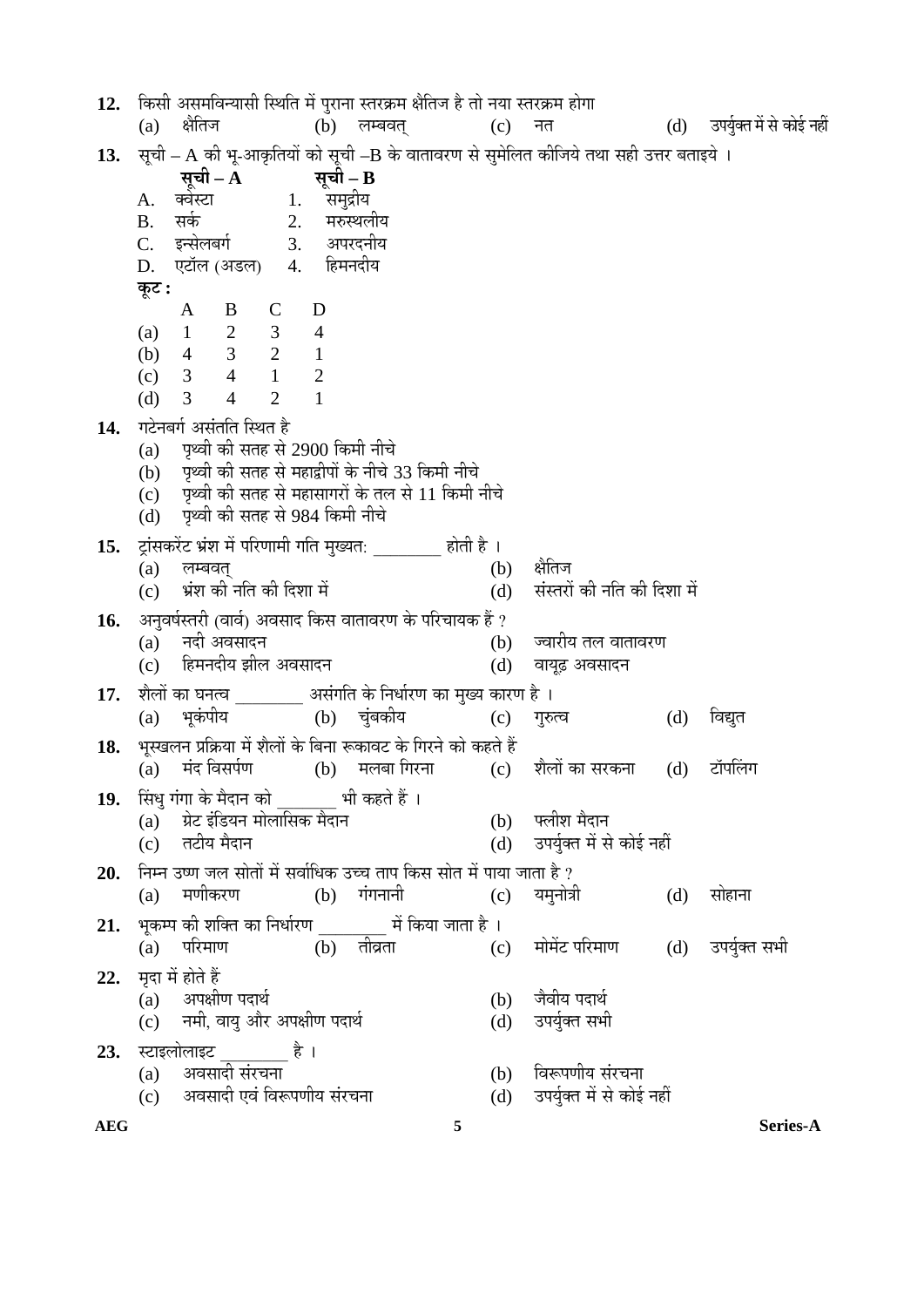**12.** किसी असमविन्यासी स्थिति में पुराना स्तरक्रम क्षैतिज है तो नया स्तरक्रम होगा

(a) क्षैतिज (b) लम्बवत् (c) नत (d) उपर्युक्त में से कोई नहीं

**13.** सूची – A की भू-आकृतियों को सूची –B के वातावरण से सुमेलित कीजिये तथा सही उत्तर बताइये ।

| | **सूची – A** | | **सूची – B** |
|---|---|---|---|
| A. | क्वेस्टा | 1. | समुद्रीय |
| B. | सर्क | 2. | मरुस्थलीय |
| C. | इन्सेलबर्ग | 3. | अपरदनीय |
| D. | एटॉल (अडल) | 4. | हिमनदीय |

**कूट :**

| | A | B | C | D |
|---|---|---|---|---|
| (a) | 1 | 2 | 3 | 4 |
| (b) | 4 | 3 | 2 | 1 |
| (c) | 3 | 4 | 1 | 2 |
| (d) | 3 | 4 | 2 | 1 |

**14.** गटेनबर्ग असंतति स्थित है

(a) पृथ्वी की सतह से 2900 किमी नीचे

(b) पृथ्वी की सतह से महाद्वीपों के नीचे 33 किमी नीचे

(c) पृथ्वी की सतह से महासागरों के तल से 11 किमी नीचे

(d) पृथ्वी की सतह से 984 किमी नीचे

**15.** ट्रांसकरेंट भ्रंश में परिणामी गति मुख्यत: ________ होती है ।

(a) लम्बवत् (b) क्षैतिज

(c) भ्रंश की नति की दिशा में (d) संस्तरों की नति की दिशा में

**16.** अनुवर्षस्तरी (वार्व) अवसाद किस वातावरण के परिचायक हैं ?

(a) नदी अवसादन (b) ज्वारीय तल वातावरण

(c) हिमनदीय झील अवसादन (d) वायूढ़ अवसादन

**17.** शैलों का घनत्व ________ असंगति के निर्धारण का मुख्य कारण है ।

(a) भूकंपीय (b) चुंबकीय (c) गुरुत्व (d) विद्युत

**18.** भूस्खलन प्रक्रिया में शैलों के बिना रूकावट के गिरने को कहते हैं

(a) मंद विसर्पण (b) मलबा गिरना (c) शैलों का सरकना (d) टॉपलिंग

**19.** सिंधु गंगा के मैदान को _______ भी कहते हैं ।

(a) ग्रेट इंडियन मोलासिक मैदान (b) फ्लीश मैदान

(c) तटीय मैदान (d) उपर्युक्त में से कोई नहीं

**20.** निम्न उष्ण जल सोतों में सर्वाधिक उच्च ताप किस सोत में पाया जाता है ?

(a) मणीकरण (b) गंगनानी (c) यमुनोत्री (d) सोहाना

**21.** भूकम्प की शक्ति का निर्धारण ________ में किया जाता है ।

(a) परिमाण (b) तीव्रता (c) मोमेंट परिमाण (d) उपर्युक्त सभी

**22.** मृदा में होते हैं

(a) अपक्षीण पदार्थ (b) जैवीय पदार्थ

(c) नमी, वायु और अपक्षीण पदार्थ (d) उपर्युक्त सभी

**23.** स्टाइलोलाइट ________ है ।

(a) अवसादी संरचना (b) विरूपणीय संरचना

(c) अवसादी एवं विरूपणीय संरचना (d) उपर्युक्त में से कोई नहीं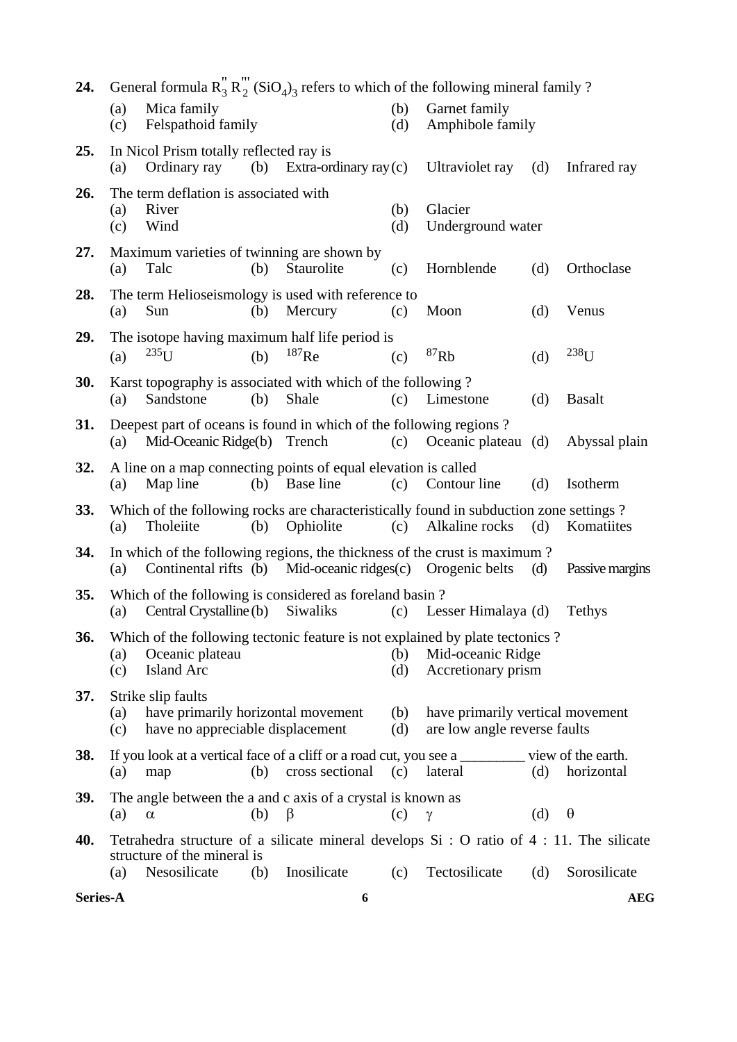**24.** General formula $R''_3 R'''_2 (SiO_4)_3$ refers to which of the following mineral family ?
(a) Mica family
(b) Garnet family
(c) Felspathoid family
(d) Amphibole family

**25.** In Nicol Prism totally reflected ray is
(a) Ordinary ray
(b) Extra-ordinary ray
(c) Ultraviolet ray
(d) Infrared ray

**26.** The term deflation is associated with
(a) River
(b) Glacier
(c) Wind
(d) Underground water

**27.** Maximum varieties of twinning are shown by
(a) Talc
(b) Staurolite
(c) Hornblende
(d) Orthoclase

**28.** The term Helioseismology is used with reference to
(a) Sun
(b) Mercury
(c) Moon
(d) Venus

**29.** The isotope having maximum half life period is
(a) $^{235}U$
(b) $^{187}Re$
(c) $^{87}Rb$
(d) $^{238}U$

**30.** Karst topography is associated with which of the following ?
(a) Sandstone
(b) Shale
(c) Limestone
(d) Basalt

**31.** Deepest part of oceans is found in which of the following regions ?
(a) Mid-Oceanic Ridge
(b) Trench
(c) Oceanic plateau
(d) Abyssal plain

**32.** A line on a map connecting points of equal elevation is called
(a) Map line
(b) Base line
(c) Contour line
(d) Isotherm

**33.** Which of the following rocks are characteristically found in subduction zone settings ?
(a) Tholeiite
(b) Ophiolite
(c) Alkaline rocks
(d) Komatiites

**34.** In which of the following regions, the thickness of the crust is maximum ?
(a) Continental rifts
(b) Mid-oceanic ridges
(c) Orogenic belts
(d) Passive margins

**35.** Which of the following is considered as foreland basin ?
(a) Central Crystalline
(b) Siwaliks
(c) Lesser Himalaya
(d) Tethys

**36.** Which of the following tectonic feature is not explained by plate tectonics ?
(a) Oceanic plateau
(b) Mid-oceanic Ridge
(c) Island Arc
(d) Accretionary prism

**37.** Strike slip faults
(a) have primarily horizontal movement
(b) have primarily vertical movement
(c) have no appreciable displacement
(d) are low angle reverse faults

**38.** If you look at a vertical face of a cliff or a road cut, you see a _________ view of the earth.
(a) map
(b) cross sectional
(c) lateral
(d) horizontal

**39.** The angle between the a and c axis of a crystal is known as
(a) $\alpha$
(b) $\beta$
(c) $\gamma$
(d) $\theta$

**40.** Tetrahedra structure of a silicate mineral develops Si : O ratio of 4 : 11. The silicate structure of the mineral is
(a) Nesosilicate
(b) Inosilicate
(c) Tectosilicate
(d) Sorosilicate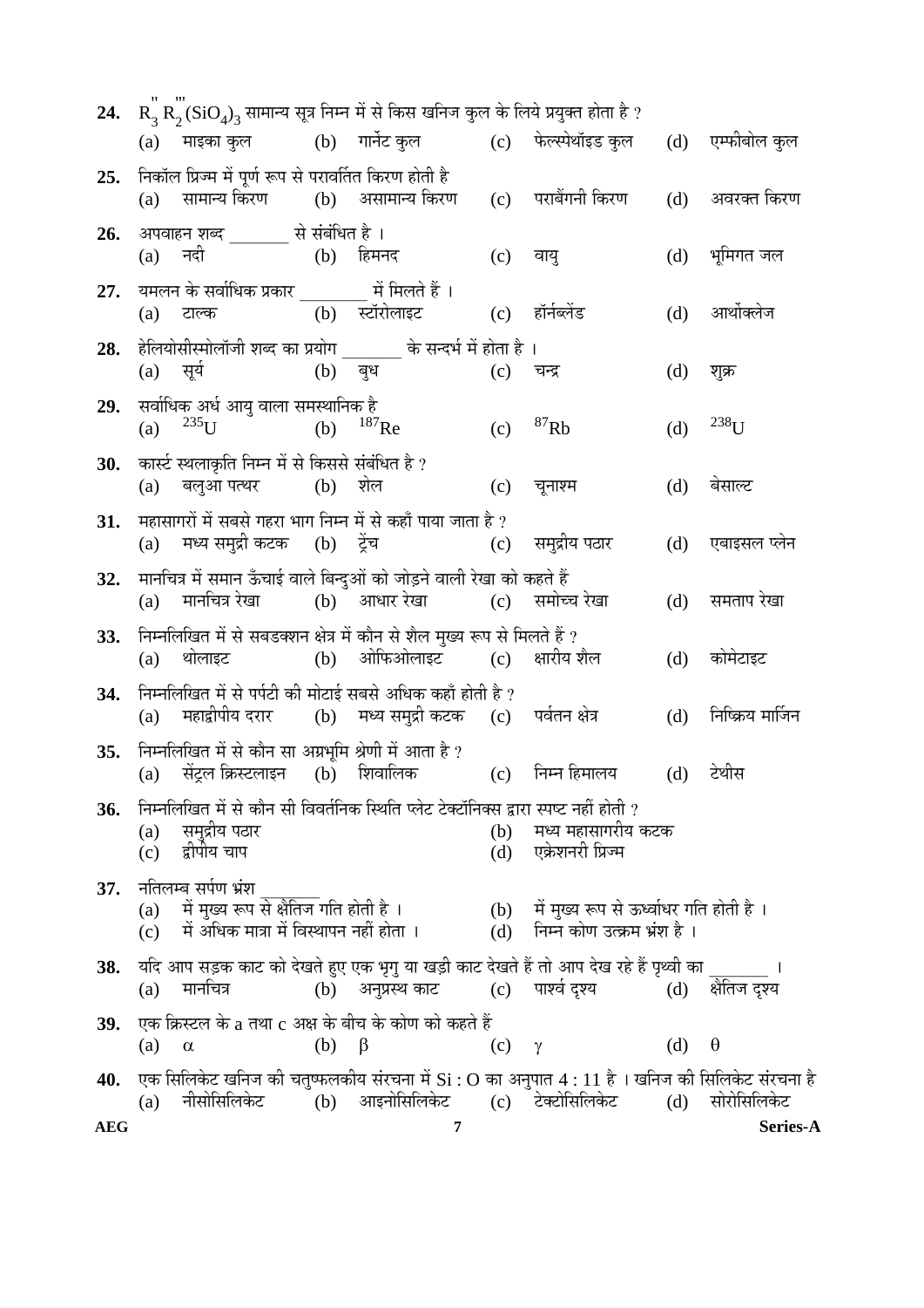**24.** $R_3'' R_2''' (SiO_4)_3$ सामान्य सूत्र निम्न में से किस खनिज कुल के लिये प्रयुक्त होता है ?

(a) माइका कुल (b) गार्नेट कुल (c) फेल्स्पेथॉइड कुल (d) एम्फीबोल कुल

**25.** निकॉल प्रिज्म में पूर्ण रूप से परावर्तित किरण होती है

(a) सामान्य किरण (b) असामान्य किरण (c) पराबैंगनी किरण (d) अवरक्त किरण

**26.** अपवाहन शब्द _______ से संबंधित है ।

(a) नदी (b) हिमनद (c) वायु (d) भूमिगत जल

**27.** यमलन के सर्वाधिक प्रकार ________ में मिलते हैं ।

(a) टाल्क (b) स्टॉरोलाइट (c) हॉर्नब्लेंड (d) आर्थोक्लेज

**28.** हेलियोसीस्मोलॉजी शब्द का प्रयोग _______ के सन्दर्भ में होता है ।

(a) सूर्य (b) बुध (c) चन्द्र (d) शुक्र

**29.** सर्वाधिक अर्ध आयु वाला समस्थानिक है

(a) $^{235}U$ (b) $^{187}Re$ (c) $^{87}Rb$ (d) $^{238}U$

**30.** कार्स्ट स्थलाकृति निम्न में से किससे संबंधित है ?

(a) बलुआ पत्थर (b) शेल (c) चूनाश्म (d) बेसाल्ट

**31.** महासागरों में सबसे गहरा भाग निम्न में से कहाँ पाया जाता है ?

(a) मध्य समुद्री कटक (b) ट्रेंच (c) समुद्रीय पठार (d) एबाइसल प्लेन

**32.** मानचित्र में समान ऊँचाई वाले बिन्दुओं को जोड़ने वाली रेखा को कहते हैं

(a) मानचित्र रेखा (b) आधार रेखा (c) समोच्च रेखा (d) समताप रेखा

**33.** निम्नलिखित में से सबडक्शन क्षेत्र में कौन से शैल मुख्य रूप से मिलते हैं ?

(a) थोलाइट (b) ओफिओलाइट (c) क्षारीय शैल (d) कोमेटाइट

**34.** निम्नलिखित में से पर्पटी की मोटाई सबसे अधिक कहाँ होती है ?

(a) महाद्वीपीय दरार (b) मध्य समुद्री कटक (c) पर्वतन क्षेत्र (d) निष्क्रिय मार्जिन

**35.** निम्नलिखित में से कौन सा अग्रभूमि श्रेणी में आता है ?

(a) सेंट्रल क्रिस्टलाइन (b) शिवालिक (c) निम्न हिमालय (d) टेथीस

**36.** निम्नलिखित में से कौन सी विवर्तनिक स्थिति प्लेट टेक्टॉनिक्स द्वारा स्पष्ट नहीं होती ?

(a) समुद्रीय पठार (b) मध्य महासागरीय कटक

(c) द्वीपीय चाप (d) एक्रेशनरी प्रिज्म

**37.** नतिलम्ब सर्पण भ्रंश _______

(a) में मुख्य रूप से क्षैतिज गति होती है । (b) में मुख्य रूप से ऊर्ध्वाधर गति होती है ।

(c) में अधिक मात्रा में विस्थापन नहीं होता । (d) निम्न कोण उत्क्रम भ्रंश है ।

**38.** यदि आप सड़क काट को देखते हुए एक भृगु या खड़ी काट देखते हैं तो आप देख रहे हैं पृथ्वी का _______ ।

(a) मानचित्र (b) अनुप्रस्थ काट (c) पार्श्व दृश्य (d) क्षैतिज दृश्य

**39.** एक क्रिस्टल के a तथा c अक्ष के बीच के कोण को कहते हैं

(a) $\alpha$ (b) $\beta$ (c) $\gamma$ (d) $\theta$

**40.** एक सिलिकेट खनिज की चतुष्फलकीय संरचना में Si : O का अनुपात 4 : 11 है । खनिज की सिलिकेट संरचना है

(a) नीसोसिलिकेट (b) आइनोसिलिकेट (c) टेक्टोसिलिकेट (d) सोरोसिलिकेट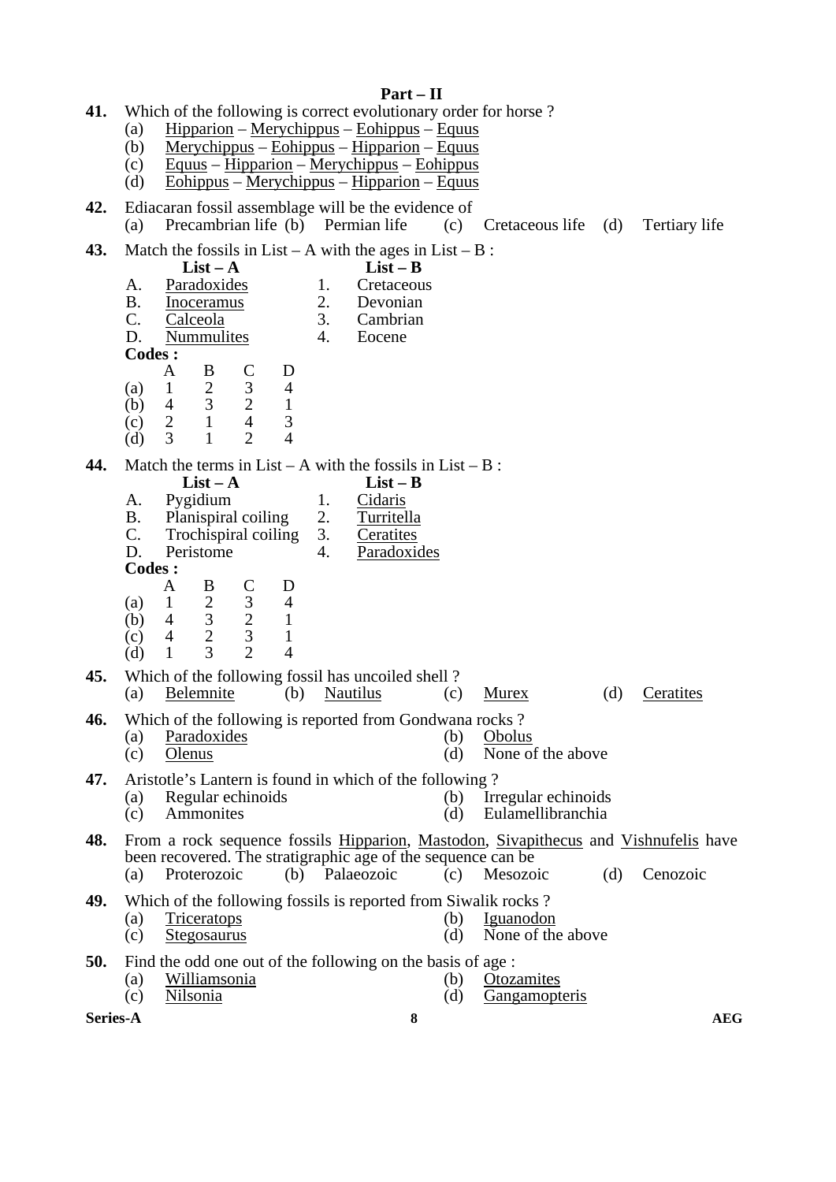## Part – II

**41.** Which of the following is correct evolutionary order for horse ?

(a) Hipparion – Merychippus – Eohippus – Equus
(b) Merychippus – Eohippus – Hipparion – Equus
(c) Equus – Hipparion – Merychippus – Eohippus
(d) Eohippus – Merychippus – Hipparion – Equus

**42.** Ediacaran fossil assemblage will be the evidence of

(a) Precambrian life (b) Permian life (c) Cretaceous life (d) Tertiary life

**43.** Match the fossils in List – A with the ages in List – B :

| | List – A | | List – B |
|---|---|---|---|
| A. | Paradoxides | 1. | Cretaceous |
| B. | Inoceramus | 2. | Devonian |
| C. | Calceola | 3. | Cambrian |
| D. | Nummulites | 4. | Eocene |

**Codes :**

| | A | B | C | D |
|---|---|---|---|---|
| (a) | 1 | 2 | 3 | 4 |
| (b) | 4 | 3 | 2 | 1 |
| (c) | 2 | 1 | 4 | 3 |
| (d) | 3 | 1 | 2 | 4 |

**44.** Match the terms in List – A with the fossils in List – B :

| | List – A | | List – B |
|---|---|---|---|
| A. | Pygidium | 1. | Cidaris |
| B. | Planispiral coiling | 2. | Turritella |
| C. | Trochispiral coiling | 3. | Ceratites |
| D. | Peristome | 4. | Paradoxides |

**Codes :**

| | A | B | C | D |
|---|---|---|---|---|
| (a) | 1 | 2 | 3 | 4 |
| (b) | 4 | 3 | 2 | 1 |
| (c) | 4 | 2 | 3 | 1 |
| (d) | 1 | 3 | 2 | 4 |

**45.** Which of the following fossil has uncoiled shell ?

(a) Belemnite (b) Nautilus (c) Murex (d) Ceratites

**46.** Which of the following is reported from Gondwana rocks ?

(a) Paradoxides
(b) Obolus
(c) Olenus
(d) None of the above

**47.** Aristotle's Lantern is found in which of the following ?

(a) Regular echinoids
(b) Irregular echinoids
(c) Ammonites
(d) Eulamellibranchia

**48.** From a rock sequence fossils Hipparion, Mastodon, Sivapithecus and Vishnufelis have been recovered. The stratigraphic age of the sequence can be

(a) Proterozoic (b) Palaeozoic (c) Mesozoic (d) Cenozoic

**49.** Which of the following fossils is reported from Siwalik rocks ?

(a) Triceratops
(b) Iguanodon
(c) Stegosaurus
(d) None of the above

**50.** Find the odd one out of the following on the basis of age :

(a) Williamsonia
(b) Otozamites
(c) Nilsonia
(d) Gangamopteris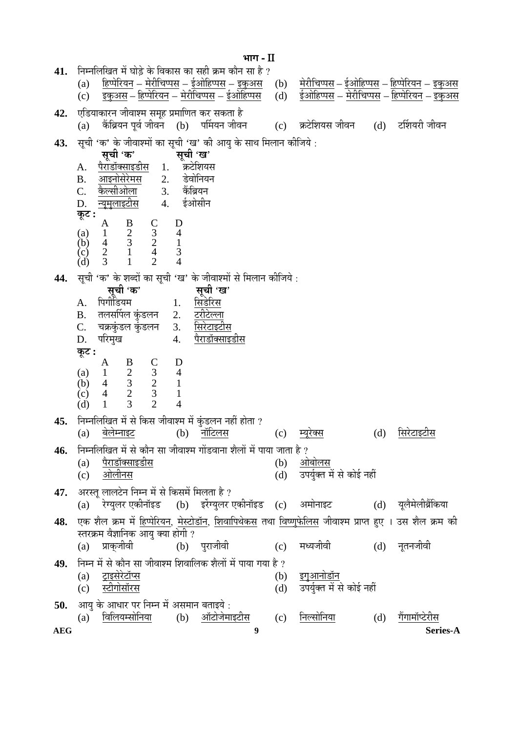## भाग - II

**41.** निम्नलिखित में घोड़े के विकास का सही क्रम कौन सा है ?

(a) हिप्पेरियन – मेरीचिप्पस – ईओहिप्पस – इक्वुअस
(b) मेरीचिप्पस – ईओहिप्पस – हिप्पेरियन – इक्वुअस
(c) इक्वुअस – हिप्पेरियन – मेरीचिप्पस – ईओहिप्पस
(d) ईओहिप्पस – मेरीचिप्पस – हिप्पेरियन – इक्वुअस

**42.** एडियाकारन जीवाश्म समूह प्रमाणित कर सकता है

(a) कैंब्रियन पूर्व जीवन (b) पर्मियन जीवन (c) क्रटेशियस जीवन (d) टर्शियरी जीवन

**43.** सूची 'क' के जीवाश्मों का सूची 'ख' की आयु के साथ मिलान कीजिये :

| | सूची 'क' | | सूची 'ख' |
|---|---|---|---|
| A. | पैराडॉक्साइडीस | 1. | क्रटेशियस |
| B. | आइनोसेरेमस | 2. | डेवोनियन |
| C. | कैल्सीओला | 3. | कैंब्रियन |
| D. | न्यूमुलाइटीस | 4. | ईओसीन |

कूट :

| | A | B | C | D |
|---|---|---|---|---|
| (a) | 1 | 2 | 3 | 4 |
| (b) | 4 | 3 | 2 | 1 |
| (c) | 2 | 1 | 4 | 3 |
| (d) | 3 | 1 | 2 | 4 |

**44.** सूची 'क' के शब्दों का सूची 'ख' के जीवाश्मों से मिलान कीजिये :

| | सूची 'क' | | सूची 'ख' |
|---|---|---|---|
| A. | पिगीडियम | 1. | सिडेरिस |
| B. | तलसर्पिल कुंडलन | 2. | टरीटेल्ला |
| C. | चक्रकुंडल कुंडलन | 3. | सिरेटाइटीस |
| D. | परिमुख | 4. | पैराडॉक्साइडीस |

कूट :

| | A | B | C | D |
|---|---|---|---|---|
| (a) | 1 | 2 | 3 | 4 |
| (b) | 4 | 3 | 2 | 1 |
| (c) | 4 | 2 | 3 | 1 |
| (d) | 1 | 3 | 2 | 4 |

**45.** निम्नलिखित में से किस जीवाश्म में कुंडलन नहीं होता ?

(a) बेलेम्नाइट (b) नॉटिलस (c) म्यूरेक्स (d) सिरेटाइटीस

**46.** निम्नलिखित में से कौन सा जीवाश्म गोंडवाना शैलों में पाया जाता है ?

(a) पैराडॉक्साइडीस
(b) ओबोलस
(c) ओलीनस
(d) उपर्युक्त में से कोई नहीं

**47.** अरस्तू लालटेन निम्न में से किसमें मिलता है ?

(a) रेग्युलर एकीनॉइड (b) इर्रेग्युलर एकीनॉइड (c) अमोनाइट (d) यूलैमेलीब्रैंकिया

**48.** एक शैल क्रम में हिप्पेरियन, मेस्टोडॉन, शिवापिथेकस तथा विष्णुफेलिस जीवाश्म प्राप्त हुए । उस शैल क्रम की स्तरक्रम वैज्ञानिक आयु क्या होगी ?

(a) प्राक्जीवी (b) पुराजीवी (c) मध्यजीवी (d) नूतनजीवी

**49.** निम्न में से कौन सा जीवाश्म शिवालिक शैलों में पाया गया है ?

(a) ट्राइसेरेटॉप्स
(b) इगुआनोडॉन
(c) स्टीगोसॉरस
(d) उपर्युक्त में से कोई नहीं

**50.** आयु के आधार पर निम्न में असमान बताइये :

(a) विलियम्सोनिया (b) ऑटोजेमाइटीस (c) निल्सोनिया (d) गैंगामॉप्टेरीस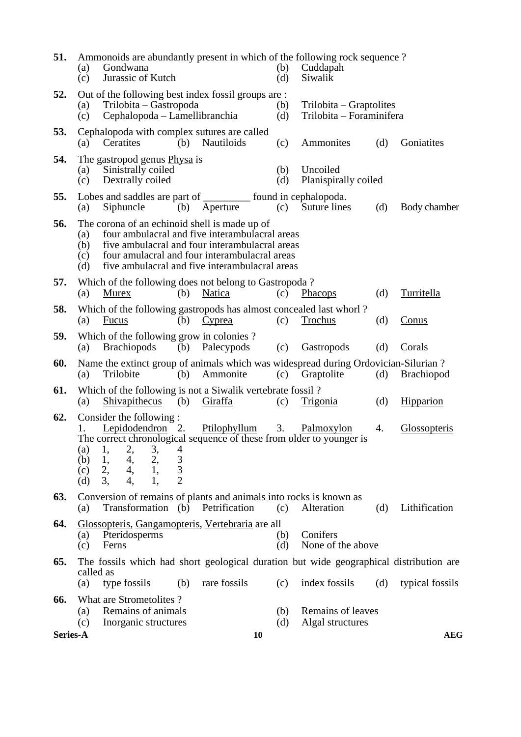**51.** Ammonoids are abundantly present in which of the following rock sequence ?

(a) Gondwana
(b) Cuddapah
(c) Jurassic of Kutch
(d) Siwalik

**52.** Out of the following best index fossil groups are :

(a) Trilobita – Gastropoda
(b) Trilobita – Graptolites
(c) Cephalopoda – Lamellibranchia
(d) Trilobita – Foraminifera

**53.** Cephalopoda with complex sutures are called

(a) Ceratites
(b) Nautiloids
(c) Ammonites
(d) Goniatites

**54.** The gastropod genus Physa is

(a) Sinistrally coiled
(b) Uncoiled
(c) Dextrally coiled
(d) Planispirally coiled

**55.** Lobes and saddles are part of _________ found in cephalopoda.

(a) Siphuncle
(b) Aperture
(c) Suture lines
(d) Body chamber

**56.** The corona of an echinoid shell is made up of

(a) four ambulacral and five interambulacral areas
(b) five ambulacral and four interambulacral areas
(c) four amulacral and four interambulacral areas
(d) five ambulacral and five interambulacral areas

**57.** Which of the following does not belong to Gastropoda ?

(a) Murex
(b) Natica
(c) Phacops
(d) Turritella

**58.** Which of the following gastropods has almost concealed last whorl ?

(a) Fucus
(b) Cyprea
(c) Trochus
(d) Conus

**59.** Which of the following grow in colonies ?

(a) Brachiopods
(b) Palecypods
(c) Gastropods
(d) Corals

**60.** Name the extinct group of animals which was widespread during Ordovician-Silurian ?

(a) Trilobite
(b) Ammonite
(c) Graptolite
(d) Brachiopod

**61.** Which of the following is not a Siwalik vertebrate fossil ?

(a) Shivapithecus
(b) Giraffa
(c) Trigonia
(d) Hipparion

**62.** Consider the following :

1. Lepidodendron 2. Ptilophyllum 3. Palmoxylon 4. Glossopteris

The correct chronological sequence of these from older to younger is

(a) 1, 2, 3, 4
(b) 1, 4, 2, 3
(c) 2, 4, 1, 3
(d) 3, 4, 1, 2

**63.** Conversion of remains of plants and animals into rocks is known as

(a) Transformation
(b) Petrification
(c) Alteration
(d) Lithification

**64.** Glossopteris, Gangamopteris, Vertebraria are all

(a) Pteridosperms
(b) Conifers
(c) Ferns
(d) None of the above

**65.** The fossils which had short geological duration but wide geographical distribution are called as

(a) type fossils
(b) rare fossils
(c) index fossils
(d) typical fossils

**66.** What are Strometolites ?

(a) Remains of animals
(b) Remains of leaves
(c) Inorganic structures
(d) Algal structures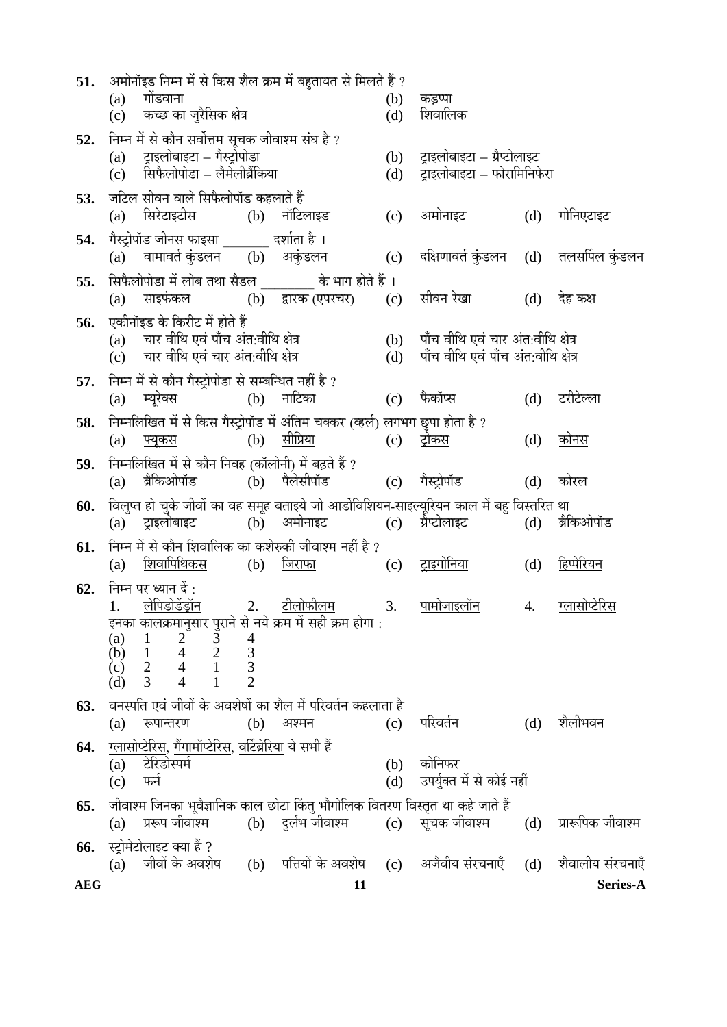**51.** अमोनॉइड निम्न में से किस शैल क्रम में बहुतायत से मिलते हैं ?

(a) गोंडवाना
(b) कड़प्पा
(c) कच्छ का जुरैसिक क्षेत्र
(d) शिवालिक

**52.** निम्न में से कौन सर्वोत्तम सूचक जीवाश्म संघ है ?

(a) ट्राइलोबाइटा – गैस्ट्रोपोडा
(b) ट्राइलोबाइटा – ग्रैप्टोलाइट
(c) सिफैलोपोडा – लैमेलीब्रैंकिया
(d) ट्राइलोबाइटा – फोरामिनिफेरा

**53.** जटिल सीवन वाले सिफैलोपॉड कहलाते हैं

(a) सिरेटाइटीस (b) नॉटिलाइड (c) अमोनाइट (d) गोनिएटाइट

**54.** गैस्ट्रोपॉड जीनस <u>फाइसा</u> ________ दर्शाता है ।

(a) वामावर्त कुंडलन (b) अकुंडलन (c) दक्षिणावर्त कुंडलन (d) तलसर्पिल कुंडलन

**55.** सिफैलोपोडा में लोब तथा सैडल ________ के भाग होते हैं ।

(a) साइफंकल (b) द्वारक (एपरचर) (c) सीवन रेखा (d) देह कक्ष

**56.** एकीनॉइड के किरीट में होते हैं

(a) चार वीथि एवं पाँच अंत:वीथि क्षेत्र
(b) पाँच वीथि एवं चार अंत:वीथि क्षेत्र
(c) चार वीथि एवं चार अंत:वीथि क्षेत्र
(d) पाँच वीथि एवं पाँच अंत:वीथि क्षेत्र

**57.** निम्न में से कौन गैस्ट्रोपोडा से सम्बन्धित नहीं है ?

(a) <u>म्यूरेक्स</u> (b) <u>नाटिका</u> (c) <u>फैकॉप्स</u> (d) <u>टरीटेल्ला</u>

**58.** निम्नलिखित में से किस गैस्ट्रोपॉड में अंतिम चक्कर (व्हर्ल) लगभग छुपा होता है ?

(a) <u>फ्यूकस</u> (b) <u>सीप्रिया</u> (c) <u>ट्रोकस</u> (d) <u>कोनस</u>

**59.** निम्नलिखित में से कौन निवह (कॉलोनी) में बढ़ते हैं ?

(a) ब्रैकिओपॉड (b) पैलेसीपॉड (c) गैस्ट्रोपॉड (d) कोरल

**60.** विलुप्त हो चुके जीवों का वह समूह बताइये जो आर्डोविशियन-साइल्यूरियन काल में बहु विस्तरित था

(a) ट्राइलोबाइट (b) अमोनाइट (c) ग्रैप्टोलाइट (d) ब्रैकिओपॉड

**61.** निम्न में से कौन शिवालिक का कशेरुकी जीवाश्म नहीं है ?

(a) <u>शिवापिथिकस</u> (b) <u>जिराफा</u> (c) <u>ट्राइगोनिया</u> (d) <u>हिप्पेरियन</u>

**62.** निम्न पर ध्यान दें :

1. <u>लेपिडोडेंड्रॉन</u> 2. <u>टीलोफीलम</u> 3. <u>पामोजाइलॉन</u> 4. <u>ग्लासोप्टेरिस</u>

इनका कालक्रमानुसार पुराने से नये क्रम में सही क्रम होगा :

(a) 1 2 3 4
(b) 1 4 2 3
(c) 2 4 1 3
(d) 3 4 1 2

**63.** वनस्पति एवं जीवों के अवशेषों का शैल में परिवर्तन कहलाता है

(a) रूपान्तरण (b) अश्मन (c) परिवर्तन (d) शैलीभवन

**64.** <u>ग्लासोप्टेरिस</u>, <u>गैंगामॉप्टेरिस</u>, <u>वर्टिब्रेरिया</u> ये सभी हैं

(a) टेरिडोस्पर्म
(b) कोनिफर
(c) फर्न
(d) उपर्युक्त में से कोई नहीं

**65.** जीवाश्म जिनका भूवैज्ञानिक काल छोटा किंतु भौगोलिक वितरण विस्तृत था कहे जाते हैं

(a) प्ररूप जीवाश्म (b) दुर्लभ जीवाश्म (c) सूचक जीवाश्म (d) प्रारूपिक जीवाश्म

**66.** स्ट्रोमेटोलाइट क्या हैं ?

(a) जीवों के अवशेष (b) पत्तियों के अवशेष (c) अजैवीय संरचनाएँ (d) शैवालीय संरचनाएँ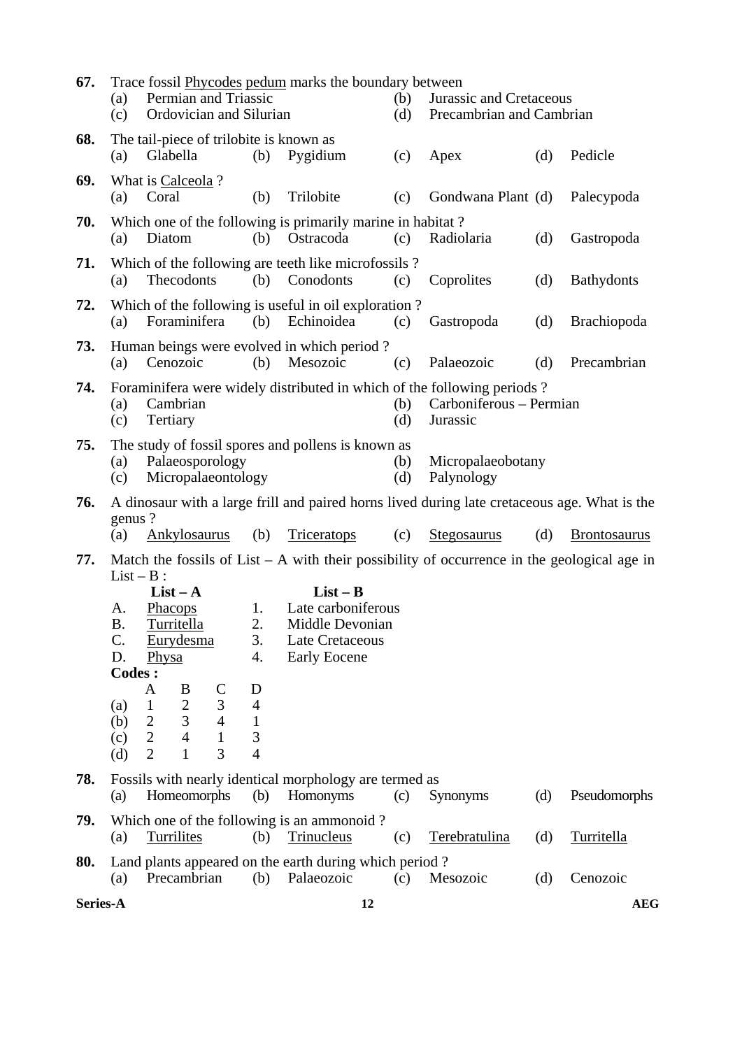**67.** Trace fossil Phycodes pedum marks the boundary between

(a) Permian and Triassic
(b) Jurassic and Cretaceous
(c) Ordovician and Silurian
(d) Precambrian and Cambrian

**68.** The tail-piece of trilobite is known as

(a) Glabella (b) Pygidium (c) Apex (d) Pedicle

**69.** What is Calceola ?

(a) Coral (b) Trilobite (c) Gondwana Plant (d) Palecypoda

**70.** Which one of the following is primarily marine in habitat ?

(a) Diatom (b) Ostracoda (c) Radiolaria (d) Gastropoda

**71.** Which of the following are teeth like microfossils ?

(a) Thecodonts (b) Conodonts (c) Coprolites (d) Bathydonts

**72.** Which of the following is useful in oil exploration ?

(a) Foraminifera (b) Echinoidea (c) Gastropoda (d) Brachiopoda

**73.** Human beings were evolved in which period ?

(a) Cenozoic (b) Mesozoic (c) Palaeozoic (d) Precambrian

**74.** Foraminifera were widely distributed in which of the following periods ?

(a) Cambrian
(b) Carboniferous – Permian
(c) Tertiary
(d) Jurassic

**75.** The study of fossil spores and pollens is known as

(a) Palaeosporology
(b) Micropalaeobotany
(c) Micropalaeontology
(d) Palynology

**76.** A dinosaur with a large frill and paired horns lived during late cretaceous age. What is the genus ?

(a) Ankylosaurus (b) Triceratops (c) Stegosaurus (d) Brontosaurus

**77.** Match the fossils of List – A with their possibility of occurrence in the geological age in List – B :

| | List – A | | List – B |
|---|---|---|---|
| A. | Phacops | 1. | Late carboniferous |
| B. | Turritella | 2. | Middle Devonian |
| C. | Eurydesma | 3. | Late Cretaceous |
| D. | Physa | 4. | Early Eocene |

**Codes :**

| | A | B | C | D |
|---|---|---|---|---|
| (a) | 1 | 2 | 3 | 4 |
| (b) | 2 | 3 | 4 | 1 |
| (c) | 2 | 4 | 1 | 3 |
| (d) | 2 | 1 | 3 | 4 |

**78.** Fossils with nearly identical morphology are termed as

(a) Homeomorphs (b) Homonyms (c) Synonyms (d) Pseudomorphs

**79.** Which one of the following is an ammonoid ?

(a) Turrilites (b) Trinucleus (c) Terebratulina (d) Turritella

**80.** Land plants appeared on the earth during which period ?

(a) Precambrian (b) Palaeozoic (c) Mesozoic (d) Cenozoic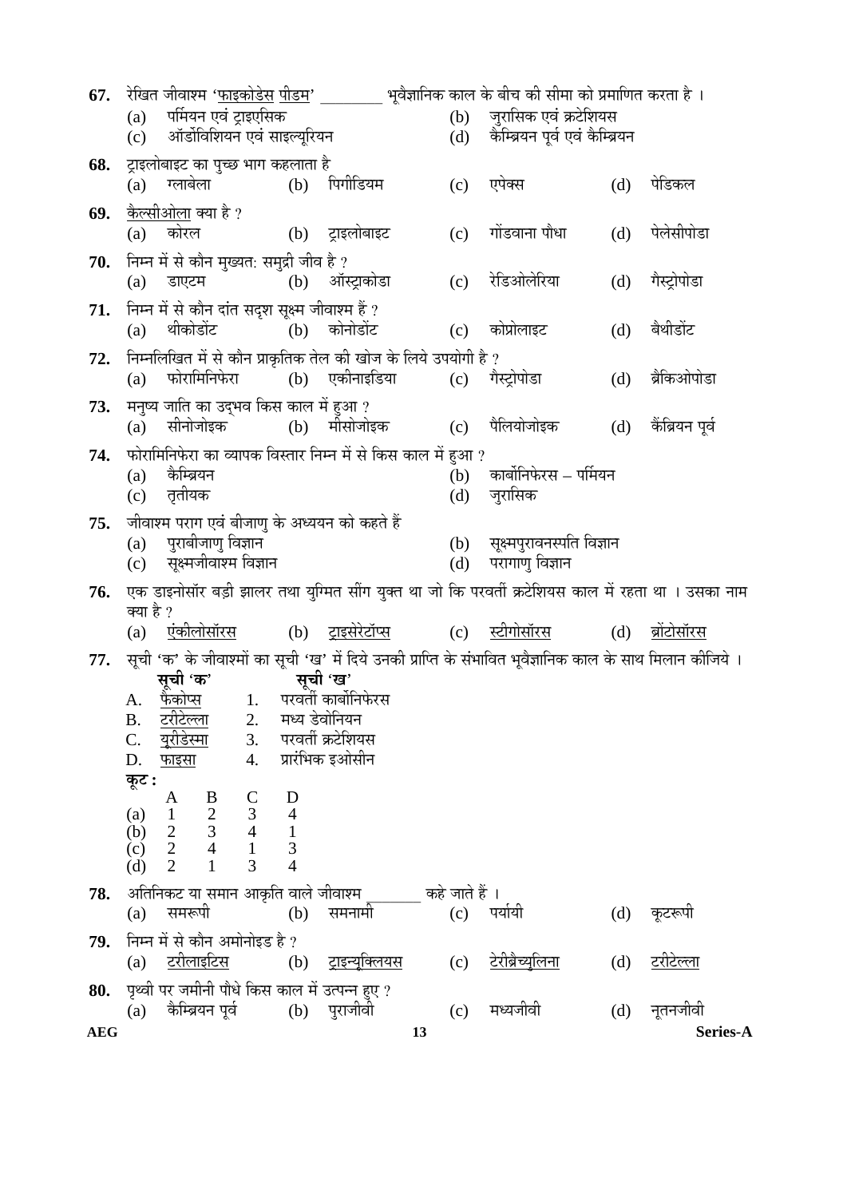**67.** रेखित जीवाश्म '<u>फाइकोडेस</u> <u>पीडम</u>' ________ भूवैज्ञानिक काल के बीच की सीमा को प्रमाणित करता है ।

(a) पर्मियन एवं ट्राइएसिक
(b) जुरासिक एवं क्रटेशियस
(c) ऑर्डोविशियन एवं साइल्यूरियन
(d) कैम्ब्रियन पूर्व एवं कैम्ब्रियन

**68.** ट्राइलोबाइट का पुच्छ भाग कहलाता है

(a) ग्लाबेला
(b) पिगीडियम
(c) एपेक्स
(d) पेडिकल

**69.** <u>कैल्सीओला</u> क्या है ?

(a) कोरल
(b) ट्राइलोबाइट
(c) गोंडवाना पौधा
(d) पेलेसीपोडा

**70.** निम्न में से कौन मुख्यत: समुद्री जीव है ?

(a) डाएटम
(b) ऑस्ट्राकोडा
(c) रेडिओलेरिया
(d) गैस्ट्रोपोडा

**71.** निम्न में से कौन दांत सदृश सूक्ष्म जीवाश्म हैं ?

(a) थीकोडोंट
(b) कोनोडोंट
(c) कोप्रोलाइट
(d) बैथीडोंट

**72.** निम्नलिखित में से कौन प्राकृतिक तेल की खोज के लिये उपयोगी है ?

(a) फोरामिनिफेरा
(b) एकीनाइडिया
(c) गैस्ट्रोपोडा
(d) ब्रैकिओपोडा

**73.** मनुष्य जाति का उद्भव किस काल में हुआ ?

(a) सीनोजोइक
(b) मीसोजोइक
(c) पैलियोजोइक
(d) कैंब्रियन पूर्व

**74.** फोरामिनिफेरा का व्यापक विस्तार निम्न में से किस काल में हुआ ?

(a) कैम्ब्रियन
(b) कार्बोनिफेरस – पर्मियन
(c) तृतीयक
(d) जुरासिक

**75.** जीवाश्म पराग एवं बीजाणु के अध्ययन को कहते हैं

(a) पुराबीजाणु विज्ञान
(b) सूक्ष्मपुरावनस्पति विज्ञान
(c) सूक्ष्मजीवाश्म विज्ञान
(d) परागाणु विज्ञान

**76.** एक डाइनोसॉर बड़ी झालर तथा युग्मित सींग युक्त था जो कि परवर्ती क्रटेशियस काल में रहता था । उसका नाम क्या है ?

(a) <u>एंकीलोसॉरस</u>
(b) <u>ट्राइसेरेटॉप्स</u>
(c) <u>स्टीगोसॉरस</u>
(d) <u>ब्रोंटोसॉरस</u>

**77.** सूची 'क' के जीवाश्मों का सूची 'ख' में दिये उनकी प्राप्ति के संभावित भूवैज्ञानिक काल के साथ मिलान कीजिये ।

| सूची 'क' | सूची 'ख' |
|---|---|
| A. <u>फैकोप्स</u> | 1. परवर्ती कार्बोनिफेरस |
| B. <u>टरीटेल्ला</u> | 2. मध्य डेवोनियन |
| C. <u>यूरीडेस्मा</u> | 3. परवर्ती क्रटेशियस |
| D. <u>फाइसा</u> | 4. प्रारंभिक इओसीन |

**कूट :**

| | A | B | C | D |
|---|---|---|---|---|
| (a) | 1 | 2 | 3 | 4 |
| (b) | 2 | 3 | 4 | 1 |
| (c) | 2 | 4 | 1 | 3 |
| (d) | 2 | 1 | 3 | 4 |

**78.** अतिनिकट या समान आकृति वाले जीवाश्म _______ कहे जाते हैं ।

(a) समरूपी
(b) समनामी
(c) पर्यायी
(d) कूटरूपी

**79.** निम्न में से कौन अमोनोइड है ?

(a) <u>टरीलाइटिस</u>
(b) <u>ट्राइन्यूक्लियस</u>
(c) <u>टेरीब्रैच्युलिना</u>
(d) <u>टरीटेल्ला</u>

**80.** पृथ्वी पर जमीनी पौधे किस काल में उत्पन्न हुए ?

(a) कैम्ब्रियन पूर्व
(b) पुराजीवी
(c) मध्यजीवी
(d) नूतनजीवी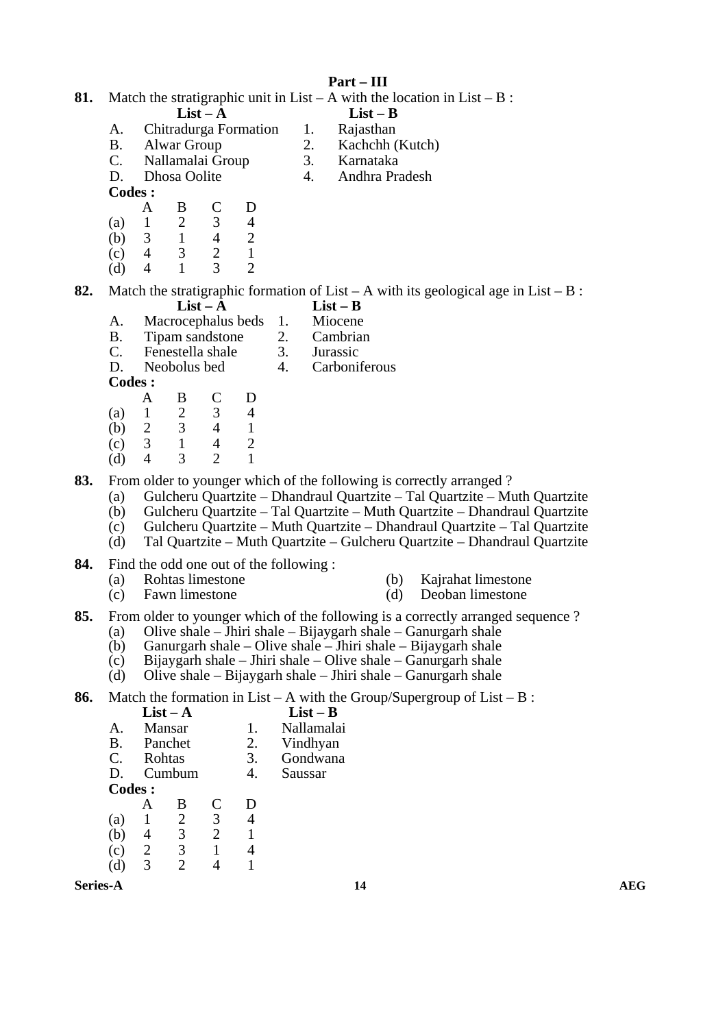## Part – III

**81.** Match the stratigraphic unit in List – A with the location in List – B :

| | List – A | | List – B |
|---|---|---|---|
| A. | Chitradurga Formation | 1. | Rajasthan |
| B. | Alwar Group | 2. | Kachchh (Kutch) |
| C. | Nallamalai Group | 3. | Karnataka |
| D. | Dhosa Oolite | 4. | Andhra Pradesh |

**Codes :**

| | A | B | C | D |
|---|---|---|---|---|
| (a) | 1 | 2 | 3 | 4 |
| (b) | 3 | 1 | 4 | 2 |
| (c) | 4 | 3 | 2 | 1 |
| (d) | 4 | 1 | 3 | 2 |

**82.** Match the stratigraphic formation of List – A with its geological age in List – B :

| | List – A | | List – B |
|---|---|---|---|
| A. | Macrocephalus beds | 1. | Miocene |
| B. | Tipam sandstone | 2. | Cambrian |
| C. | Fenestella shale | 3. | Jurassic |
| D. | Neobolus bed | 4. | Carboniferous |

**Codes :**

| | A | B | C | D |
|---|---|---|---|---|
| (a) | 1 | 2 | 3 | 4 |
| (b) | 2 | 3 | 4 | 1 |
| (c) | 3 | 1 | 4 | 2 |
| (d) | 4 | 3 | 2 | 1 |

**83.** From older to younger which of the following is correctly arranged ?

(a) Gulcheru Quartzite – Dhandraul Quartzite – Tal Quartzite – Muth Quartzite
(b) Gulcheru Quartzite – Tal Quartzite – Muth Quartzite – Dhandraul Quartzite
(c) Gulcheru Quartzite – Muth Quartzite – Dhandraul Quartzite – Tal Quartzite
(d) Tal Quartzite – Muth Quartzite – Gulcheru Quartzite – Dhandraul Quartzite

**84.** Find the odd one out of the following :

(a) Rohtas limestone
(b) Kajrahat limestone
(c) Fawn limestone
(d) Deoban limestone

**85.** From older to younger which of the following is a correctly arranged sequence ?

(a) Olive shale – Jhiri shale – Bijaygarh shale – Ganurgarh shale
(b) Ganurgarh shale – Olive shale – Jhiri shale – Bijaygarh shale
(c) Bijaygarh shale – Jhiri shale – Olive shale – Ganurgarh shale
(d) Olive shale – Bijaygarh shale – Jhiri shale – Ganurgarh shale

**86.** Match the formation in List – A with the Group/Supergroup of List – B :

| | List – A | | List – B |
|---|---|---|---|
| A. | Mansar | 1. | Nallamalai |
| B. | Panchet | 2. | Vindhyan |
| C. | Rohtas | 3. | Gondwana |
| D. | Cumbum | 4. | Saussar |

**Codes :**

| | A | B | C | D |
|---|---|---|---|---|
| (a) | 1 | 2 | 3 | 4 |
| (b) | 4 | 3 | 2 | 1 |
| (c) | 2 | 3 | 1 | 4 |
| (d) | 3 | 2 | 4 | 1 |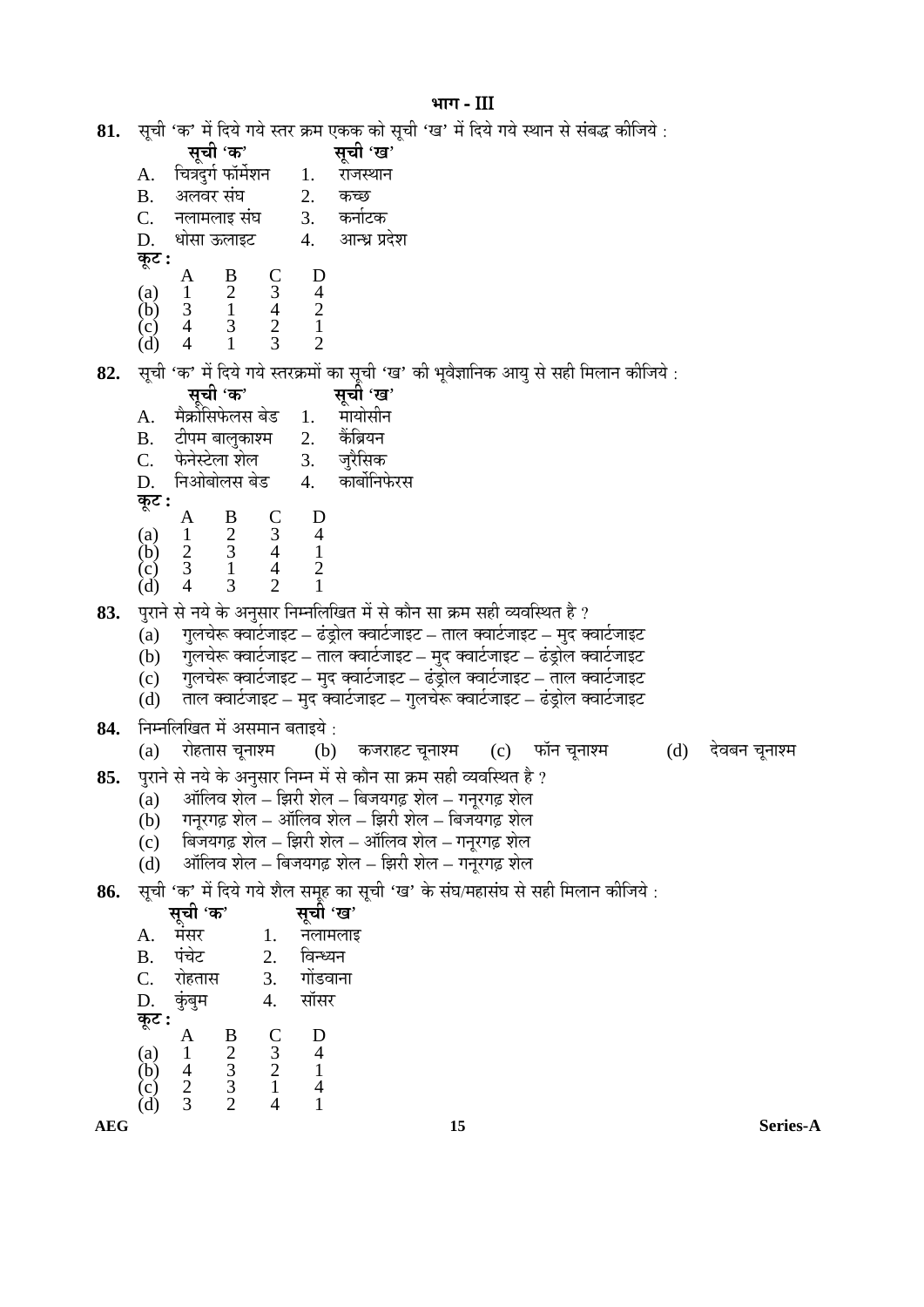## भाग - III

**81.** सूची 'क' में दिये गये स्तर क्रम एकक को सूची 'ख' में दिये गये स्थान से संबद्ध कीजिये :

| | सूची 'क' | | सूची 'ख' |
|---|---|---|---|
| A. | चित्रदुर्ग फॉर्मेशन | 1. | राजस्थान |
| B. | अलवर संघ | 2. | कच्छ |
| C. | नलामलाइ संघ | 3. | कर्नाटक |
| D. | धोसा ऊलाइट | 4. | आन्ध्र प्रदेश |

**कूट :**

| | A | B | C | D |
|---|---|---|---|---|
| (a) | 1 | 2 | 3 | 4 |
| (b) | 3 | 1 | 4 | 2 |
| (c) | 4 | 3 | 2 | 1 |
| (d) | 4 | 1 | 3 | 2 |

**82.** सूची 'क' में दिये गये स्तरक्रमों का सूची 'ख' की भूवैज्ञानिक आयु से सही मिलान कीजिये :

| | सूची 'क' | | सूची 'ख' |
|---|---|---|---|
| A. | मैक्रोसिफेलस बेड | 1. | मायोसीन |
| B. | टीपम बालुकाश्म | 2. | कैंब्रियन |
| C. | फेनेस्टेला शेल | 3. | जुरैसिक |
| D. | निओबोलस बेड | 4. | कार्बोनिफेरस |

**कूट :**

| | A | B | C | D |
|---|---|---|---|---|
| (a) | 1 | 2 | 3 | 4 |
| (b) | 2 | 3 | 4 | 1 |
| (c) | 3 | 1 | 4 | 2 |
| (d) | 4 | 3 | 2 | 1 |

**83.** पुराने से नये के अनुसार निम्नलिखित में से कौन सा क्रम सही व्यवस्थित है ?

(a) गुलचेरू क्वार्टजाइट – ढंड्रोल क्वार्टजाइट – ताल क्वार्टजाइट – मुद क्वार्टजाइट
(b) गुलचेरू क्वार्टजाइट – ताल क्वार्टजाइट – मुद क्वार्टजाइट – ढंड्रोल क्वार्टजाइट
(c) गुलचेरू क्वार्टजाइट – मुद क्वार्टजाइट – ढंड्रोल क्वार्टजाइट – ताल क्वार्टजाइट
(d) ताल क्वार्टजाइट – मुद क्वार्टजाइट – गुलचेरू क्वार्टजाइट – ढंड्रोल क्वार्टजाइट

**84.** निम्नलिखित में असमान बताइये :

(a) रोहतास चूनाश्म (b) कजराहट चूनाश्म (c) फॉन चूनाश्म (d) देवबन चूनाश्म

**85.** पुराने से नये के अनुसार निम्न में से कौन सा क्रम सही व्यवस्थित है ?

(a) ऑलिव शेल – झिरी शेल – बिजयगढ़ शेल – गनूरगढ़ शेल
(b) गनूरगढ़ शेल – ऑलिव शेल – झिरी शेल – बिजयगढ़ शेल
(c) बिजयगढ़ शेल – झिरी शेल – ऑलिव शेल – गनूरगढ़ शेल
(d) ऑलिव शेल – बिजयगढ़ शेल – झिरी शेल – गनूरगढ़ शेल

**86.** सूची 'क' में दिये गये शैल समूह का सूची 'ख' के संघ/महासंघ से सही मिलान कीजिये :

| | सूची 'क' | | सूची 'ख' |
|---|---|---|---|
| A. | मंसर | 1. | नलामलाइ |
| B. | पंचेट | 2. | विन्ध्यन |
| C. | रोहतास | 3. | गोंडवाना |
| D. | कुंबुम | 4. | सॉसर |

**कूट :**

| | A | B | C | D |
|---|---|---|---|---|
| (a) | 1 | 2 | 3 | 4 |
| (b) | 4 | 3 | 2 | 1 |
| (c) | 2 | 3 | 1 | 4 |
| (d) | 3 | 2 | 4 | 1 |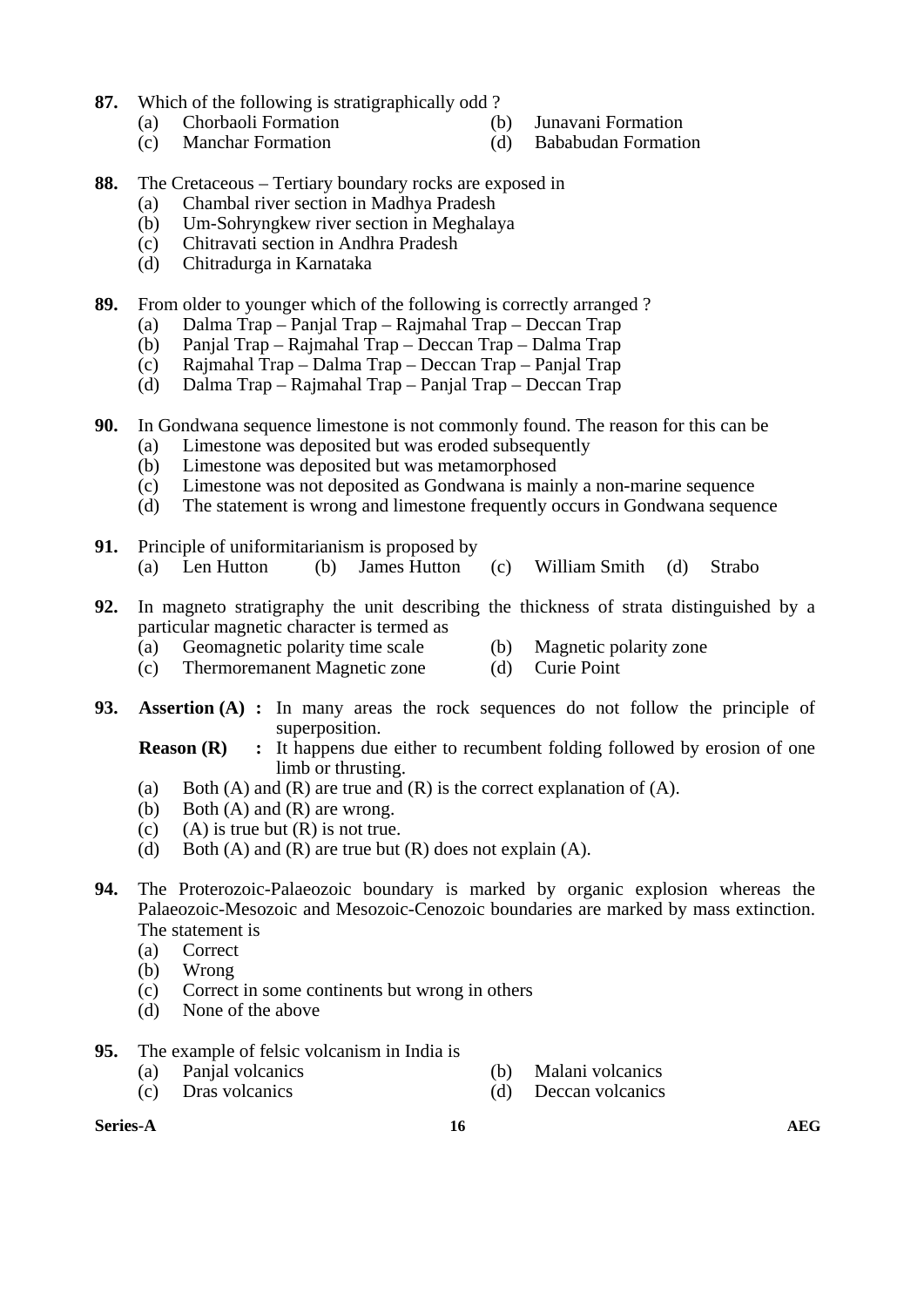**87.** Which of the following is stratigraphically odd ?

(a) Chorbaoli Formation  (b) Junavani Formation
(c) Manchar Formation  (d) Bababudan Formation

**88.** The Cretaceous – Tertiary boundary rocks are exposed in

(a) Chambal river section in Madhya Pradesh
(b) Um-Sohryngkew river section in Meghalaya
(c) Chitravati section in Andhra Pradesh
(d) Chitradurga in Karnataka

**89.** From older to younger which of the following is correctly arranged ?

(a) Dalma Trap – Panjal Trap – Rajmahal Trap – Deccan Trap
(b) Panjal Trap – Rajmahal Trap – Deccan Trap – Dalma Trap
(c) Rajmahal Trap – Dalma Trap – Deccan Trap – Panjal Trap
(d) Dalma Trap – Rajmahal Trap – Panjal Trap – Deccan Trap

**90.** In Gondwana sequence limestone is not commonly found. The reason for this can be

(a) Limestone was deposited but was eroded subsequently
(b) Limestone was deposited but was metamorphosed
(c) Limestone was not deposited as Gondwana is mainly a non-marine sequence
(d) The statement is wrong and limestone frequently occurs in Gondwana sequence

**91.** Principle of uniformitarianism is proposed by

(a) Len Hutton  (b) James Hutton  (c) William Smith  (d) Strabo

**92.** In magneto stratigraphy the unit describing the thickness of strata distinguished by a particular magnetic character is termed as

(a) Geomagnetic polarity time scale  (b) Magnetic polarity zone
(c) Thermoremanent Magnetic zone  (d) Curie Point

**93.** **Assertion (A) :** In many areas the rock sequences do not follow the principle of superposition.

**Reason (R) :** It happens due either to recumbent folding followed by erosion of one limb or thrusting.

(a) Both (A) and (R) are true and (R) is the correct explanation of (A).
(b) Both (A) and (R) are wrong.
(c) (A) is true but (R) is not true.
(d) Both (A) and (R) are true but (R) does not explain (A).

**94.** The Proterozoic-Palaeozoic boundary is marked by organic explosion whereas the Palaeozoic-Mesozoic and Mesozoic-Cenozoic boundaries are marked by mass extinction. The statement is

(a) Correct
(b) Wrong
(c) Correct in some continents but wrong in others
(d) None of the above

**95.** The example of felsic volcanism in India is

(a) Panjal volcanics  (b) Malani volcanics
(c) Dras volcanics  (d) Deccan volcanics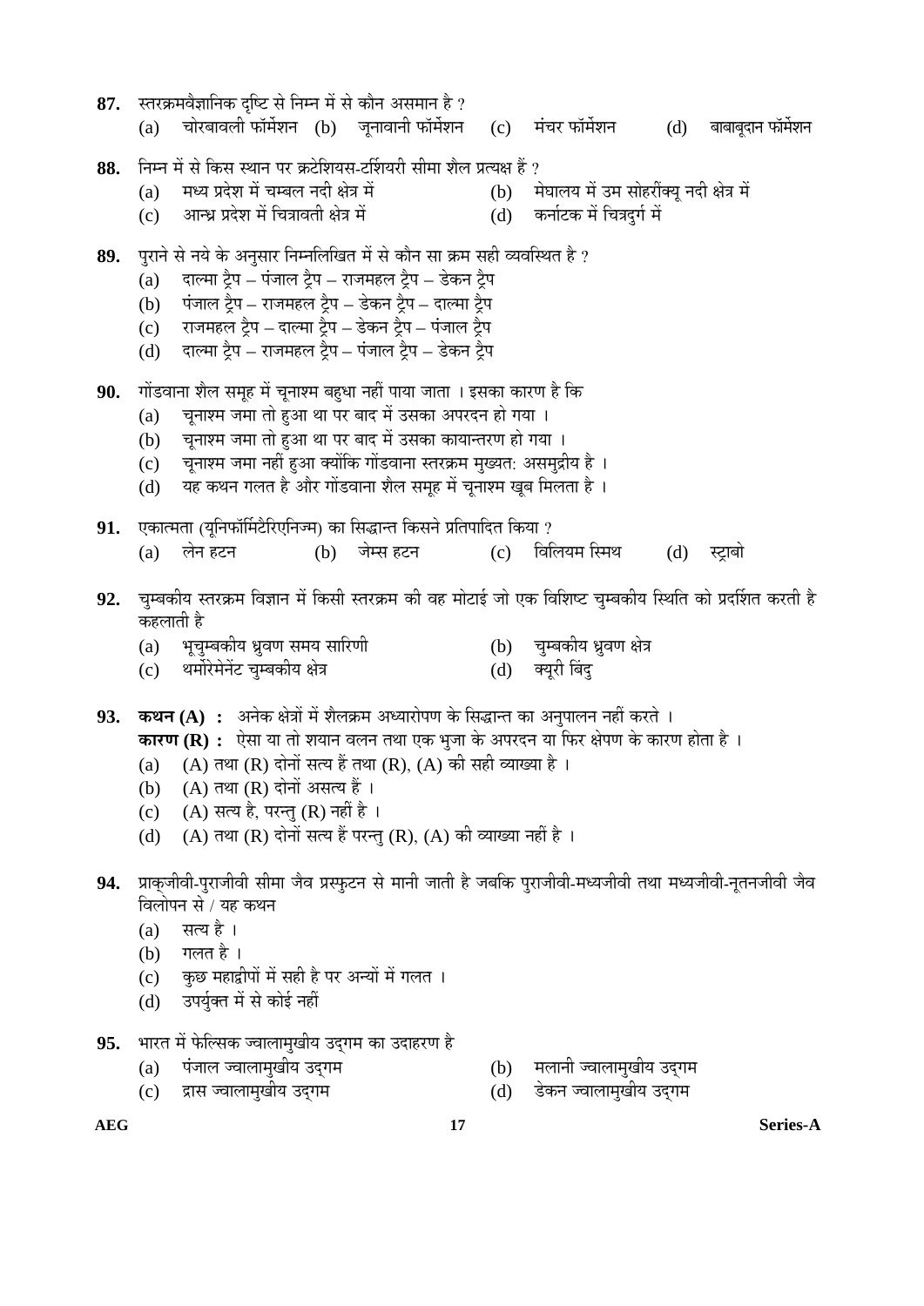**87.** स्तरक्रमवैज्ञानिक दृष्टि से निम्न में से कौन असमान है ?

(a) चोरबावली फॉर्मेशन (b) जूनावानी फॉर्मेशन (c) मंचर फॉर्मेशन (d) बाबाबूदान फॉर्मेशन

**88.** निम्न में से किस स्थान पर क्रेटेशियस-टर्शियरी सीमा शैल प्रत्यक्ष हैं ?

(a) मध्य प्रदेश में चम्बल नदी क्षेत्र में
(b) मेघालय में उम सोहरींक्यू नदी क्षेत्र में
(c) आन्ध्र प्रदेश में चित्रावती क्षेत्र में
(d) कर्नाटक में चित्रदुर्ग में

**89.** पुराने से नये के अनुसार निम्नलिखित में से कौन सा क्रम सही व्यवस्थित है ?

(a) दाल्मा ट्रैप – पंजाल ट्रैप – राजमहल ट्रैप – डेकन ट्रैप
(b) पंजाल ट्रैप – राजमहल ट्रैप – डेकन ट्रैप – दाल्मा ट्रैप
(c) राजमहल ट्रैप – दाल्मा ट्रैप – डेकन ट्रैप – पंजाल ट्रैप
(d) दाल्मा ट्रैप – राजमहल ट्रैप – पंजाल ट्रैप – डेकन ट्रैप

**90.** गोंडवाना शैल समूह में चूनाश्म बहुधा नहीं पाया जाता । इसका कारण है कि

(a) चूनाश्म जमा तो हुआ था पर बाद में उसका अपरदन हो गया ।
(b) चूनाश्म जमा तो हुआ था पर बाद में उसका कायान्तरण हो गया ।
(c) चूनाश्म जमा नहीं हुआ क्योंकि गोंडवाना स्तरक्रम मुख्यत: असमुद्रीय है ।
(d) यह कथन गलत है और गोंडवाना शैल समूह में चूनाश्म खूब मिलता है ।

**91.** एकात्मता (यूनिफॉर्मिटैरिएनिज्म) का सिद्धान्त किसने प्रतिपादित किया ?

(a) लेन हटन (b) जेम्स हटन (c) विलियम स्मिथ (d) स्ट्राबो

**92.** चुम्बकीय स्तरक्रम विज्ञान में किसी स्तरक्रम की वह मोटाई जो एक विशिष्ट चुम्बकीय स्थिति को प्रदर्शित करती है कहलाती है

(a) भूचुम्बकीय ध्रुवण समय सारिणी
(b) चुम्बकीय ध्रुवण क्षेत्र
(c) थर्मोरेमेनेंट चुम्बकीय क्षेत्र
(d) क्यूरी बिंदु

**93.** **कथन (A) :** अनेक क्षेत्रों में शैलक्रम अध्यारोपण के सिद्धान्त का अनुपालन नहीं करते ।
**कारण (R) :** ऐसा या तो शयान वलन तथा एक भुजा के अपरदन या फिर क्षेपण के कारण होता है ।

(a) (A) तथा (R) दोनों सत्य हैं तथा (R), (A) की सही व्याख्या है ।
(b) (A) तथा (R) दोनों असत्य हैं ।
(c) (A) सत्य है, परन्तु (R) नहीं है ।
(d) (A) तथा (R) दोनों सत्य हैं परन्तु (R), (A) की व्याख्या नहीं है ।

**94.** प्राक्जीवी-पुराजीवी सीमा जैव प्रस्फुटन से मानी जाती है जबकि पुराजीवी-मध्यजीवी तथा मध्यजीवी-नूतनजीवी जैव विलोपन से / यह कथन

(a) सत्य है ।
(b) गलत है ।
(c) कुछ महाद्वीपों में सही है पर अन्यों में गलत ।
(d) उपर्युक्त में से कोई नहीं

**95.** भारत में फेल्सिक ज्वालामुखीय उद्गम का उदाहरण है

(a) पंजाल ज्वालामुखीय उद्गम
(b) मलानी ज्वालामुखीय उद्गम
(c) द्रास ज्वालामुखीय उद्गम
(d) डेकन ज्वालामुखीय उद्गम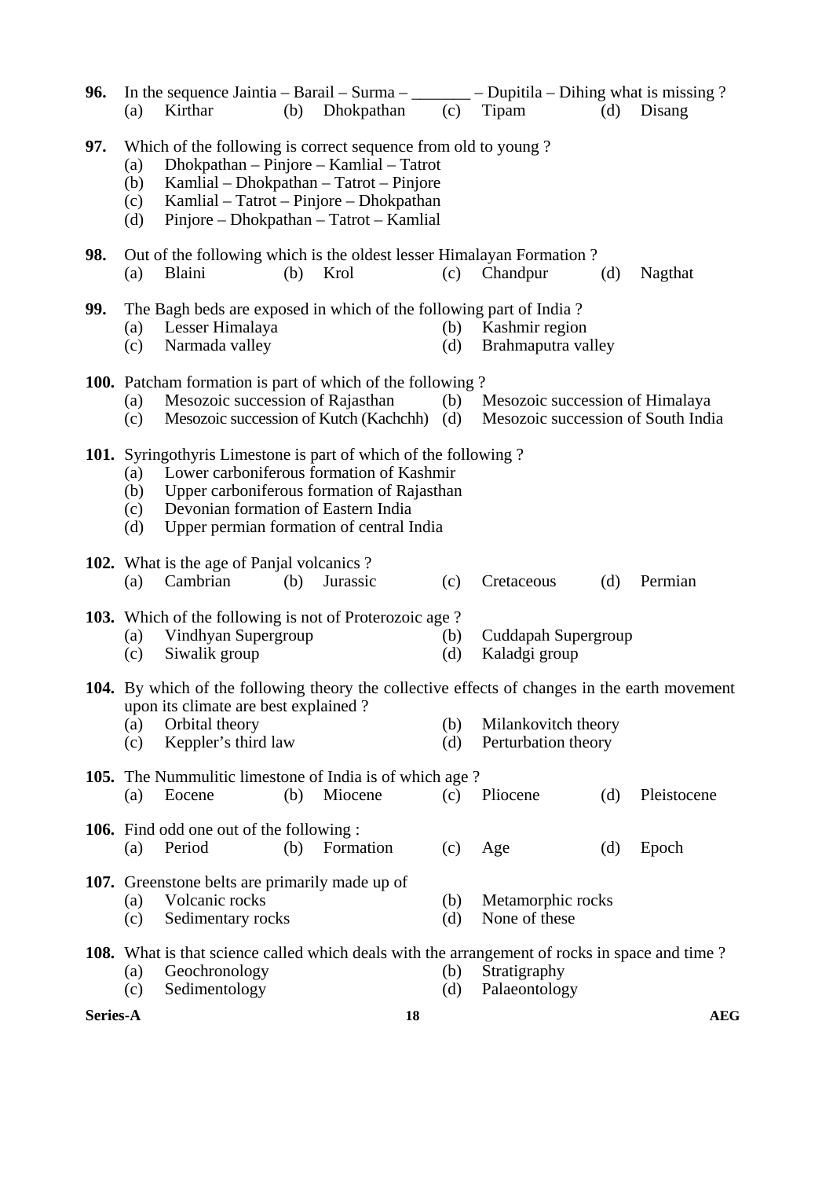**96.** In the sequence Jaintia – Barail – Surma – _______ – Dupitila – Dihing what is missing ?

(a) Kirthar (b) Dhokpathan (c) Tipam (d) Disang

**97.** Which of the following is correct sequence from old to young ?

(a) Dhokpathan – Pinjore – Kamlial – Tatrot
(b) Kamlial – Dhokpathan – Tatrot – Pinjore
(c) Kamlial – Tatrot – Pinjore – Dhokpathan
(d) Pinjore – Dhokpathan – Tatrot – Kamlial

**98.** Out of the following which is the oldest lesser Himalayan Formation ?

(a) Blaini (b) Krol (c) Chandpur (d) Nagthat

**99.** The Bagh beds are exposed in which of the following part of India ?

(a) Lesser Himalaya (b) Kashmir region
(c) Narmada valley (d) Brahmaputra valley

**100.** Patcham formation is part of which of the following ?

(a) Mesozoic succession of Rajasthan (b) Mesozoic succession of Himalaya
(c) Mesozoic succession of Kutch (Kachchh) (d) Mesozoic succession of South India

**101.** Syringothyris Limestone is part of which of the following ?

(a) Lower carboniferous formation of Kashmir
(b) Upper carboniferous formation of Rajasthan
(c) Devonian formation of Eastern India
(d) Upper permian formation of central India

**102.** What is the age of Panjal volcanics ?

(a) Cambrian (b) Jurassic (c) Cretaceous (d) Permian

**103.** Which of the following is not of Proterozoic age ?

(a) Vindhyan Supergroup (b) Cuddapah Supergroup
(c) Siwalik group (d) Kaladgi group

**104.** By which of the following theory the collective effects of changes in the earth movement upon its climate are best explained ?

(a) Orbital theory (b) Milankovitch theory
(c) Keppler's third law (d) Perturbation theory

**105.** The Nummulitic limestone of India is of which age ?

(a) Eocene (b) Miocene (c) Pliocene (d) Pleistocene

**106.** Find odd one out of the following :

(a) Period (b) Formation (c) Age (d) Epoch

**107.** Greenstone belts are primarily made up of

(a) Volcanic rocks (b) Metamorphic rocks
(c) Sedimentary rocks (d) None of these

**108.** What is that science called which deals with the arrangement of rocks in space and time ?

(a) Geochronology (b) Stratigraphy
(c) Sedimentology (d) Palaeontology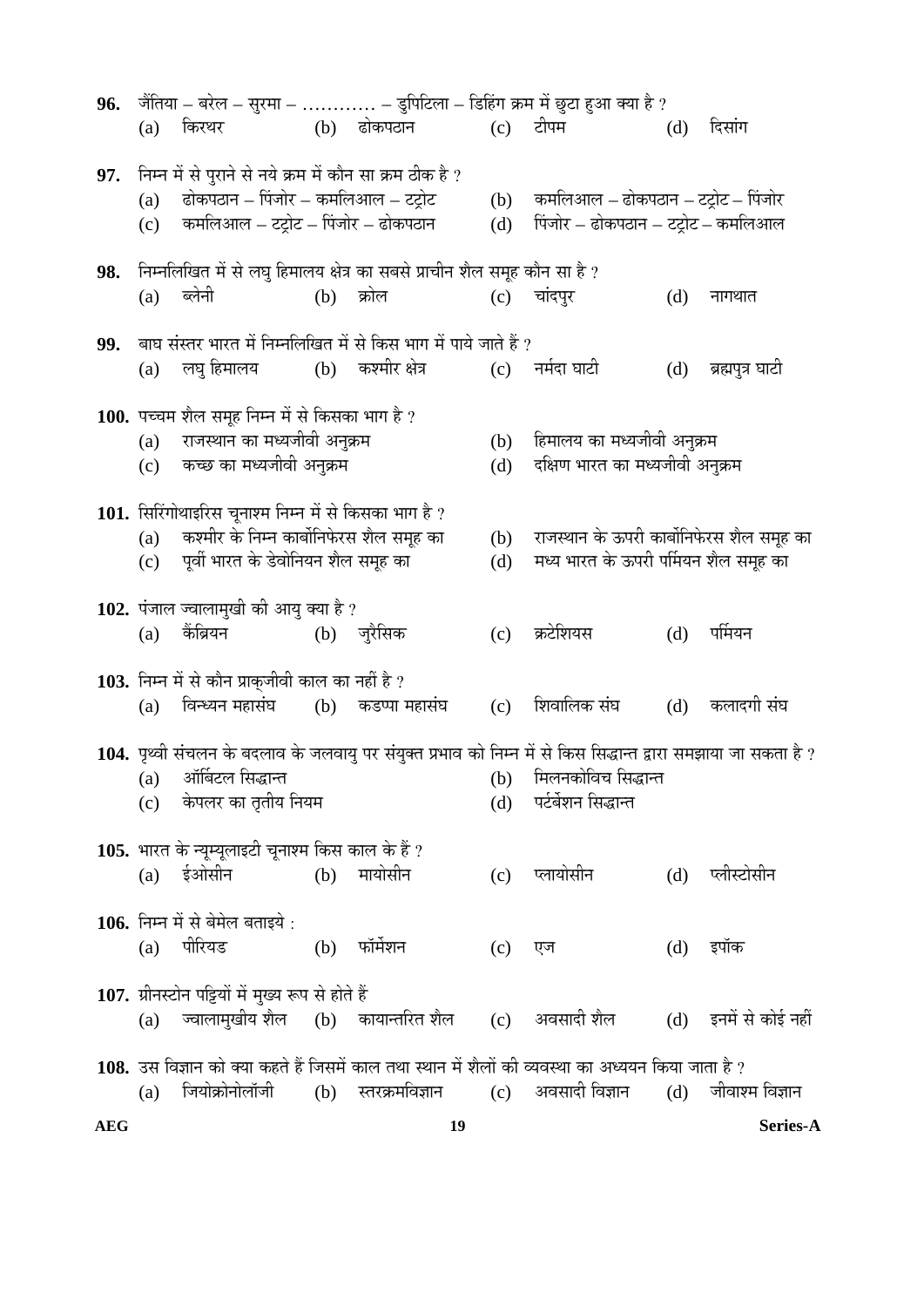**96.** जैंतिया – बरेल – सुरमा – ………… – डुपिटिला – डिहिंग क्रम में छुटा हुआ क्या है ?

(a) किरथर (b) ढोकपठान (c) टीपम (d) दिसांग

**97.** निम्न में से पुराने से नये क्रम में कौन सा क्रम ठीक है ?

(a) ढोकपठान – पिंजोर – कमलिआल – टट्रोट
(b) कमलिआल – ढोकपठान – टट्रोट – पिंजोर
(c) कमलिआल – टट्रोट – पिंजोर – ढोकपठान
(d) पिंजोर – ढोकपठान – टट्रोट – कमलिआल

**98.** निम्नलिखित में से लघु हिमालय क्षेत्र का सबसे प्राचीन शैल समूह कौन सा है ?

(a) ब्लेनी (b) क्रोल (c) चांदपुर (d) नागथात

**99.** बाघ संस्तर भारत में निम्नलिखित में से किस भाग में पाये जाते हैं ?

(a) लघु हिमालय (b) कश्मीर क्षेत्र (c) नर्मदा घाटी (d) ब्रह्मपुत्र घाटी

**100.** पच्चम शैल समूह निम्न में से किसका भाग है ?

(a) राजस्थान का मध्यजीवी अनुक्रम
(b) हिमालय का मध्यजीवी अनुक्रम
(c) कच्छ का मध्यजीवी अनुक्रम
(d) दक्षिण भारत का मध्यजीवी अनुक्रम

**101.** सिरिंगोथाइरिस चूनाश्म निम्न में से किसका भाग है ?

(a) कश्मीर के निम्न कार्बोनिफेरस शैल समूह का
(b) राजस्थान के ऊपरी कार्बोनिफेरस शैल समूह का
(c) पूर्वी भारत के डेवोनियन शैल समूह का
(d) मध्य भारत के ऊपरी पर्मियन शैल समूह का

**102.** पंजाल ज्वालामुखी की आयु क्या है ?

(a) कैंब्रियन (b) जुरैसिक (c) क्रटेशियस (d) पर्मियन

**103.** निम्न में से कौन प्राक्जीवी काल का नहीं है ?

(a) विन्ध्यन महासंघ (b) कडप्पा महासंघ (c) शिवालिक संघ (d) कलादगी संघ

**104.** पृथ्वी संचलन के बदलाव के जलवायु पर संयुक्त प्रभाव को निम्न में से किस सिद्धान्त द्वारा समझाया जा सकता है ?

(a) ऑर्बिटल सिद्धान्त
(b) मिलनकोविच सिद्धान्त
(c) केपलर का तृतीय नियम
(d) पर्टर्बेशन सिद्धान्त

**105.** भारत के न्यूम्यूलाइटी चूनाश्म किस काल के हैं ?

(a) ईओसीन (b) मायोसीन (c) प्लायोसीन (d) प्लीस्टोसीन

**106.** निम्न में से बेमेल बताइये :

(a) पीरियड (b) फॉर्मेशन (c) एज (d) इपॉक

**107.** ग्रीनस्टोन पट्टियों में मुख्य रूप से होते हैं

(a) ज्वालामुखीय शैल (b) कायान्तरित शैल (c) अवसादी शैल (d) इनमें से कोई नहीं

**108.** उस विज्ञान को क्या कहते हैं जिसमें काल तथा स्थान में शैलों की व्यवस्था का अध्ययन किया जाता है ?

(a) जियोक्रोनोलॉजी (b) स्तरक्रमविज्ञान (c) अवसादी विज्ञान (d) जीवाश्म विज्ञान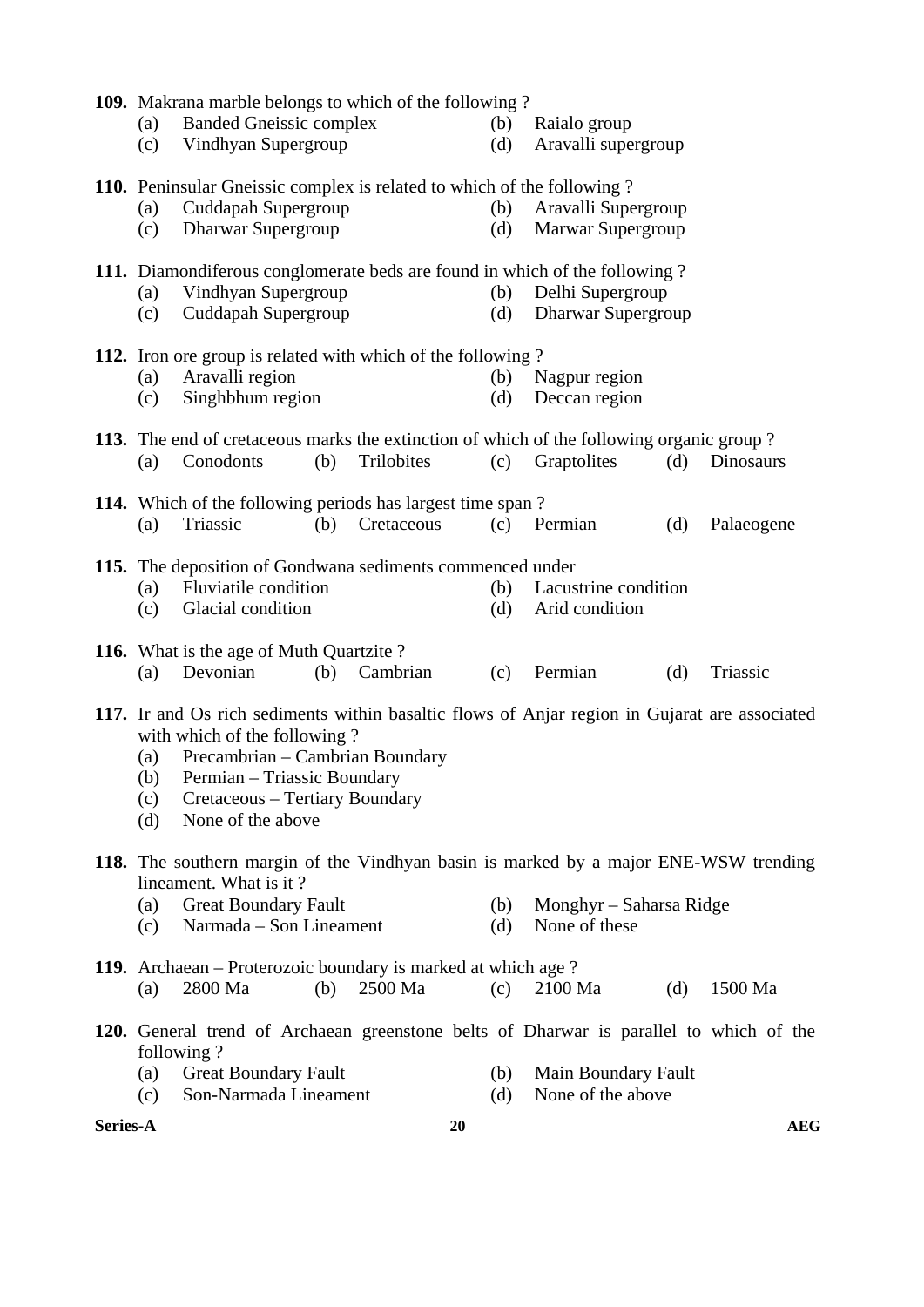**109.** Makrana marble belongs to which of the following ?

(a) Banded Gneissic complex
(b) Raialo group
(c) Vindhyan Supergroup
(d) Aravalli supergroup

**110.** Peninsular Gneissic complex is related to which of the following ?

(a) Cuddapah Supergroup
(b) Aravalli Supergroup
(c) Dharwar Supergroup
(d) Marwar Supergroup

**111.** Diamondiferous conglomerate beds are found in which of the following ?

(a) Vindhyan Supergroup
(b) Delhi Supergroup
(c) Cuddapah Supergroup
(d) Dharwar Supergroup

**112.** Iron ore group is related with which of the following ?

(a) Aravalli region
(b) Nagpur region
(c) Singhbhum region
(d) Deccan region

**113.** The end of cretaceous marks the extinction of which of the following organic group ?

(a) Conodonts
(b) Trilobites
(c) Graptolites
(d) Dinosaurs

**114.** Which of the following periods has largest time span ?

(a) Triassic
(b) Cretaceous
(c) Permian
(d) Palaeogene

**115.** The deposition of Gondwana sediments commenced under

(a) Fluviatile condition
(b) Lacustrine condition
(c) Glacial condition
(d) Arid condition

**116.** What is the age of Muth Quartzite ?

(a) Devonian
(b) Cambrian
(c) Permian
(d) Triassic

**117.** Ir and Os rich sediments within basaltic flows of Anjar region in Gujarat are associated with which of the following ?

(a) Precambrian – Cambrian Boundary
(b) Permian – Triassic Boundary
(c) Cretaceous – Tertiary Boundary
(d) None of the above

**118.** The southern margin of the Vindhyan basin is marked by a major ENE-WSW trending lineament. What is it ?

(a) Great Boundary Fault
(b) Monghyr – Saharsa Ridge
(c) Narmada – Son Lineament
(d) None of these

**119.** Archaean – Proterozoic boundary is marked at which age ?

(a) 2800 Ma
(b) 2500 Ma
(c) 2100 Ma
(d) 1500 Ma

**120.** General trend of Archaean greenstone belts of Dharwar is parallel to which of the following ?

(a) Great Boundary Fault
(b) Main Boundary Fault
(c) Son-Narmada Lineament
(d) None of the above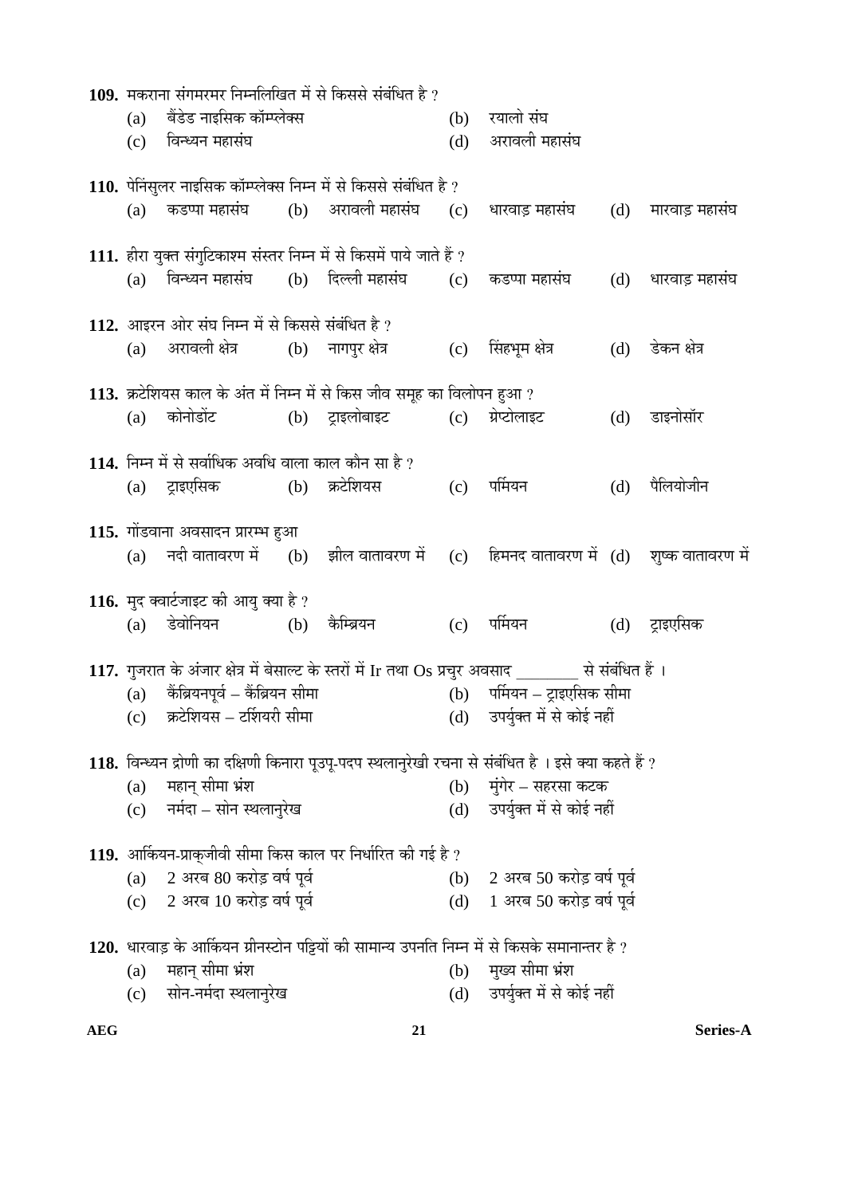**109.** मकराना संगमरमर निम्नलिखित में से किससे संबंधित है ?

(a) बैंडेड नाइसिक कॉम्प्लेक्स
(b) रयालो संघ
(c) विन्ध्यन महासंघ
(d) अरावली महासंघ

**110.** पेनिंसुलर नाइसिक कॉम्प्लेक्स निम्न में से किससे संबंधित है ?

(a) कडप्पा महासंघ
(b) अरावली महासंघ
(c) धारवाड़ महासंघ
(d) मारवाड़ महासंघ

**111.** हीरा युक्त संगुटिकाश्म संस्तर निम्न में से किसमें पाये जाते हैं ?

(a) विन्ध्यन महासंघ
(b) दिल्ली महासंघ
(c) कडप्पा महासंघ
(d) धारवाड़ महासंघ

**112.** आइरन ओर संघ निम्न में से किससे संबंधित है ?

(a) अरावली क्षेत्र
(b) नागपुर क्षेत्र
(c) सिंहभूम क्षेत्र
(d) डेकन क्षेत्र

**113.** क्रटेशियस काल के अंत में निम्न में से किस जीव समूह का विलोपन हुआ ?

(a) कोनोडोंट
(b) ट्राइलोबाइट
(c) ग्रेप्टोलाइट
(d) डाइनोसॉर

**114.** निम्न में से सर्वाधिक अवधि वाला काल कौन सा है ?

(a) ट्राइएसिक
(b) क्रटेशियस
(c) पर्मियन
(d) पैलियोजीन

**115.** गोंडवाना अवसादन प्रारम्भ हुआ

(a) नदी वातावरण में
(b) झील वातावरण में
(c) हिमनद वातावरण में
(d) शुष्क वातावरण में

**116.** मुद क्वार्टजाइट की आयु क्या है ?

(a) डेवोनियन
(b) कैम्ब्रियन
(c) पर्मियन
(d) ट्राइएसिक

**117.** गुजरात के अंजार क्षेत्र में बेसाल्ट के स्तरों में Ir तथा Os प्रचुर अवसाद ________ से संबंधित हैं ।

(a) कैंब्रियनपूर्व – कैंब्रियन सीमा
(b) पर्मियन – ट्राइएसिक सीमा
(c) क्रटेशियस – टर्शियरी सीमा
(d) उपर्युक्त में से कोई नहीं

**118.** विन्ध्यन द्रोणी का दक्षिणी किनारा पूउपू-पदप स्थलानुरेखी रचना से संबंधित है । इसे क्या कहते हैं ?

(a) महान् सीमा भ्रंश
(b) मुंगेर – सहरसा कटक
(c) नर्मदा – सोन स्थलानुरेख
(d) उपर्युक्त में से कोई नहीं

**119.** आर्कियन-प्राक्जीवी सीमा किस काल पर निर्धारित की गई है ?

(a) 2 अरब 80 करोड़ वर्ष पूर्व
(b) 2 अरब 50 करोड़ वर्ष पूर्व
(c) 2 अरब 10 करोड़ वर्ष पूर्व
(d) 1 अरब 50 करोड़ वर्ष पूर्व

**120.** धारवाड़ के आर्कियन ग्रीनस्टोन पट्टियों की सामान्य उपनति निम्न में से किसके समानान्तर है ?

(a) महान् सीमा भ्रंश
(b) मुख्य सीमा भ्रंश
(c) सोन-नर्मदा स्थलानुरेख
(d) उपर्युक्त में से कोई नहीं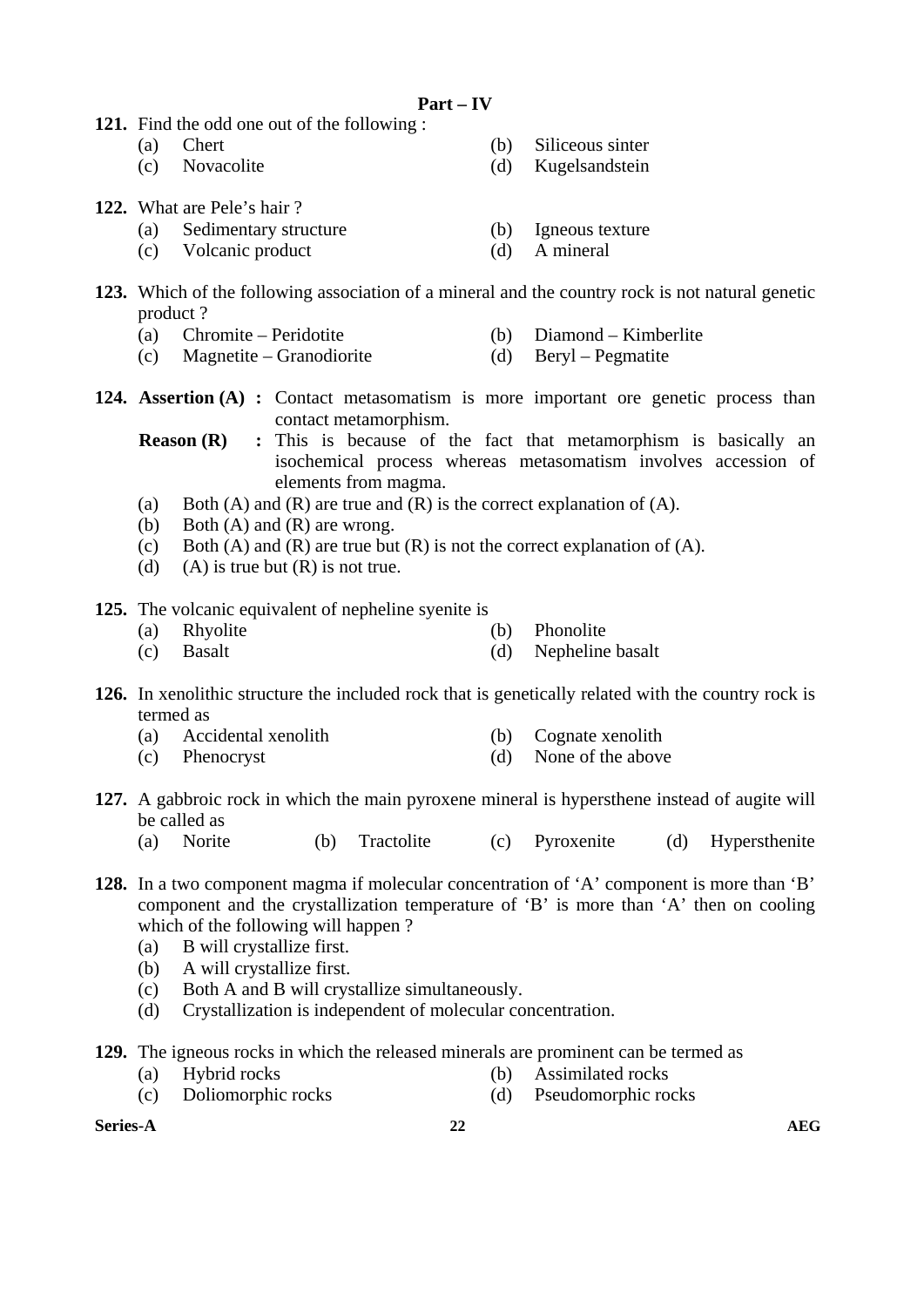## Part – IV

**121.** Find the odd one out of the following :

(a) Chert
(b) Siliceous sinter
(c) Novacolite
(d) Kugelsandstein

**122.** What are Pele's hair ?

(a) Sedimentary structure
(b) Igneous texture
(c) Volcanic product
(d) A mineral

**123.** Which of the following association of a mineral and the country rock is not natural genetic product ?

(a) Chromite – Peridotite
(b) Diamond – Kimberlite
(c) Magnetite – Granodiorite
(d) Beryl – Pegmatite

**124.** **Assertion (A) :** Contact metasomatism is more important ore genetic process than contact metamorphism.

**Reason (R) :** This is because of the fact that metamorphism is basically an isochemical process whereas metasomatism involves accession of elements from magma.

(a) Both (A) and (R) are true and (R) is the correct explanation of (A).
(b) Both (A) and (R) are wrong.
(c) Both (A) and (R) are true but (R) is not the correct explanation of (A).
(d) (A) is true but (R) is not true.

**125.** The volcanic equivalent of nepheline syenite is

(a) Rhyolite
(b) Phonolite
(c) Basalt
(d) Nepheline basalt

**126.** In xenolithic structure the included rock that is genetically related with the country rock is termed as

(a) Accidental xenolith
(b) Cognate xenolith
(c) Phenocryst
(d) None of the above

**127.** A gabbroic rock in which the main pyroxene mineral is hypersthene instead of augite will be called as

(a) Norite
(b) Tractolite
(c) Pyroxenite
(d) Hypersthenite

**128.** In a two component magma if molecular concentration of 'A' component is more than 'B' component and the crystallization temperature of 'B' is more than 'A' then on cooling which of the following will happen ?

(a) B will crystallize first.
(b) A will crystallize first.
(c) Both A and B will crystallize simultaneously.
(d) Crystallization is independent of molecular concentration.

**129.** The igneous rocks in which the released minerals are prominent can be termed as

(a) Hybrid rocks
(b) Assimilated rocks
(c) Doliomorphic rocks
(d) Pseudomorphic rocks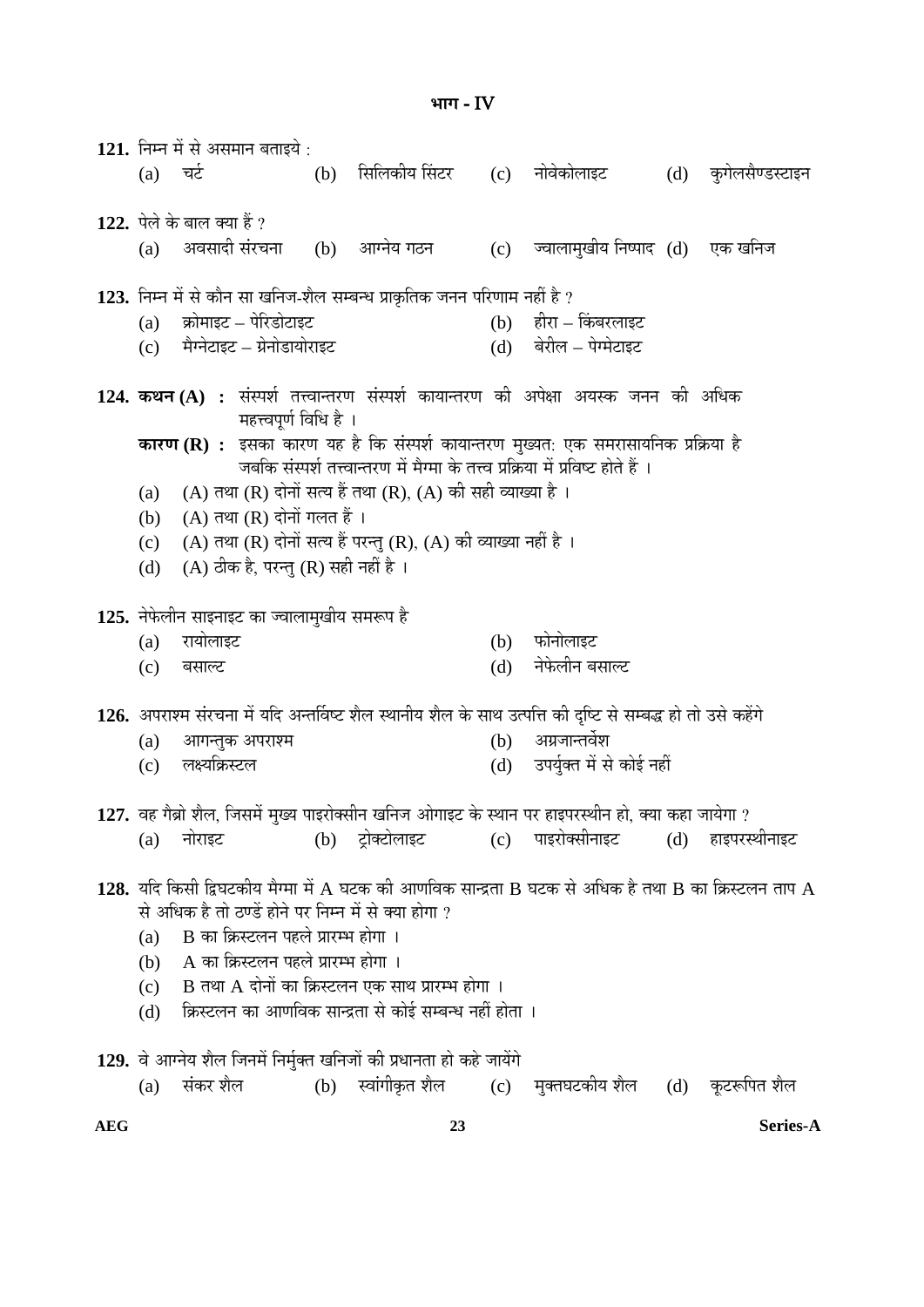## भाग - IV

**121.** निम्न में से असमान बताइये :

(a) चर्ट (b) सिलिकीय सिंटर (c) नोवेकोलाइट (d) कुगेलसैण्डस्टाइन

**122.** पेले के बाल क्या हैं ?

(a) अवसादी संरचना (b) आग्नेय गठन (c) ज्वालामुखीय निष्पाद (d) एक खनिज

**123.** निम्न में से कौन सा खनिज-शैल सम्बन्ध प्राकृतिक जनन परिणाम नहीं है ?

(a) क्रोमाइट – पेरिडोटाइट (b) हीरा – किंबरलाइट

(c) मैग्नेटाइट – ग्रेनोडायोराइट (d) बेरील – पेग्मेटाइट

**124. कथन (A) :** संस्पर्श तत्त्वान्तरण संस्पर्श कायान्तरण की अपेक्षा अयस्क जनन की अधिक महत्त्वपूर्ण विधि है ।

**कारण (R) :** इसका कारण यह है कि संस्पर्श कायान्तरण मुख्यत: एक समरासायनिक प्रक्रिया है जबकि संस्पर्श तत्त्वान्तरण में मैग्मा के तत्त्व प्रक्रिया में प्रविष्ट होते हैं ।

(a) (A) तथा (R) दोनों सत्य हैं तथा (R), (A) की सही व्याख्या है ।

(b) (A) तथा (R) दोनों गलत हैं ।

(c) (A) तथा (R) दोनों सत्य हैं परन्तु (R), (A) की व्याख्या नहीं है ।

(d) (A) ठीक है, परन्तु (R) सही नहीं है ।

**125.** नेफेलीन साइनाइट का ज्वालामुखीय समरूप है

(a) रायोलाइट (b) फोनोलाइट

(c) बसाल्ट (d) नेफेलीन बसाल्ट

**126.** अपराश्म संरचना में यदि अन्तर्विष्ट शैल स्थानीय शैल के साथ उत्पत्ति की दृष्टि से सम्बद्ध हो तो उसे कहेंगे

(a) आगन्तुक अपराश्म (b) अग्रजान्तर्वेश

(c) लक्ष्यक्रिस्टल (d) उपर्युक्त में से कोई नहीं

**127.** वह गैब्रो शैल, जिसमें मुख्य पाइरोक्सीन खनिज ओगाइट के स्थान पर हाइपरस्थीन हो, क्या कहा जायेगा ?

(a) नोराइट (b) ट्रोक्टोलाइट (c) पाइरोक्सीनाइट (d) हाइपरस्थीनाइट

**128.** यदि किसी द्विघटकीय मैग्मा में A घटक की आणविक सान्द्रता B घटक से अधिक है तथा B का क्रिस्टलन ताप A से अधिक है तो ठण्डें होने पर निम्न में से क्या होगा ?

(a) B का क्रिस्टलन पहले प्रारम्भ होगा ।

(b) A का क्रिस्टलन पहले प्रारम्भ होगा ।

(c) B तथा A दोनों का क्रिस्टलन एक साथ प्रारम्भ होगा ।

(d) क्रिस्टलन का आणविक सान्द्रता से कोई सम्बन्ध नहीं होता ।

**129.** वे आग्नेय शैल जिनमें निर्मुक्त खनिजों की प्रधानता हो कहे जायेंगे

(a) संकर शैल (b) स्वांगीकृत शैल (c) मुक्तघटकीय शैल (d) कूटरूपित शैल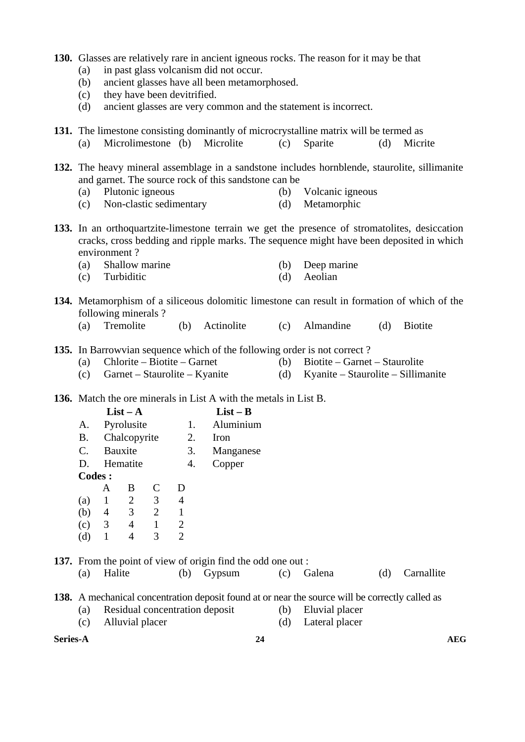**130.** Glasses are relatively rare in ancient igneous rocks. The reason for it may be that

(a) in past glass volcanism did not occur.
(b) ancient glasses have all been metamorphosed.
(c) they have been devitrified.
(d) ancient glasses are very common and the statement is incorrect.

**131.** The limestone consisting dominantly of microcrystalline matrix will be termed as

(a) Microlimestone (b) Microlite (c) Sparite (d) Micrite

**132.** The heavy mineral assemblage in a sandstone includes hornblende, staurolite, sillimanite and garnet. The source rock of this sandstone can be

(a) Plutonic igneous (b) Volcanic igneous
(c) Non-clastic sedimentary (d) Metamorphic

**133.** In an orthoquartzite-limestone terrain we get the presence of stromatolites, desiccation cracks, cross bedding and ripple marks. The sequence might have been deposited in which environment ?

(a) Shallow marine (b) Deep marine
(c) Turbiditic (d) Aeolian

**134.** Metamorphism of a siliceous dolomitic limestone can result in formation of which of the following minerals ?

(a) Tremolite (b) Actinolite (c) Almandine (d) Biotite

**135.** In Barrowvian sequence which of the following order is not correct ?

(a) Chlorite – Biotite – Garnet (b) Biotite – Garnet – Staurolite
(c) Garnet – Staurolite – Kyanite (d) Kyanite – Staurolite – Sillimanite

**136.** Match the ore minerals in List A with the metals in List B.

| | **List – A** | | **List – B** |
|---|---|---|---|
| A. | Pyrolusite | 1. | Aluminium |
| B. | Chalcopyrite | 2. | Iron |
| C. | Bauxite | 3. | Manganese |
| D. | Hematite | 4. | Copper |

**Codes :**

| | A | B | C | D |
|---|---|---|---|---|
| (a) | 1 | 2 | 3 | 4 |
| (b) | 4 | 3 | 2 | 1 |
| (c) | 3 | 4 | 1 | 2 |
| (d) | 1 | 4 | 3 | 2 |

**137.** From the point of view of origin find the odd one out :

(a) Halite (b) Gypsum (c) Galena (d) Carnallite

**138.** A mechanical concentration deposit found at or near the source will be correctly called as

(a) Residual concentration deposit (b) Eluvial placer
(c) Alluvial placer (d) Lateral placer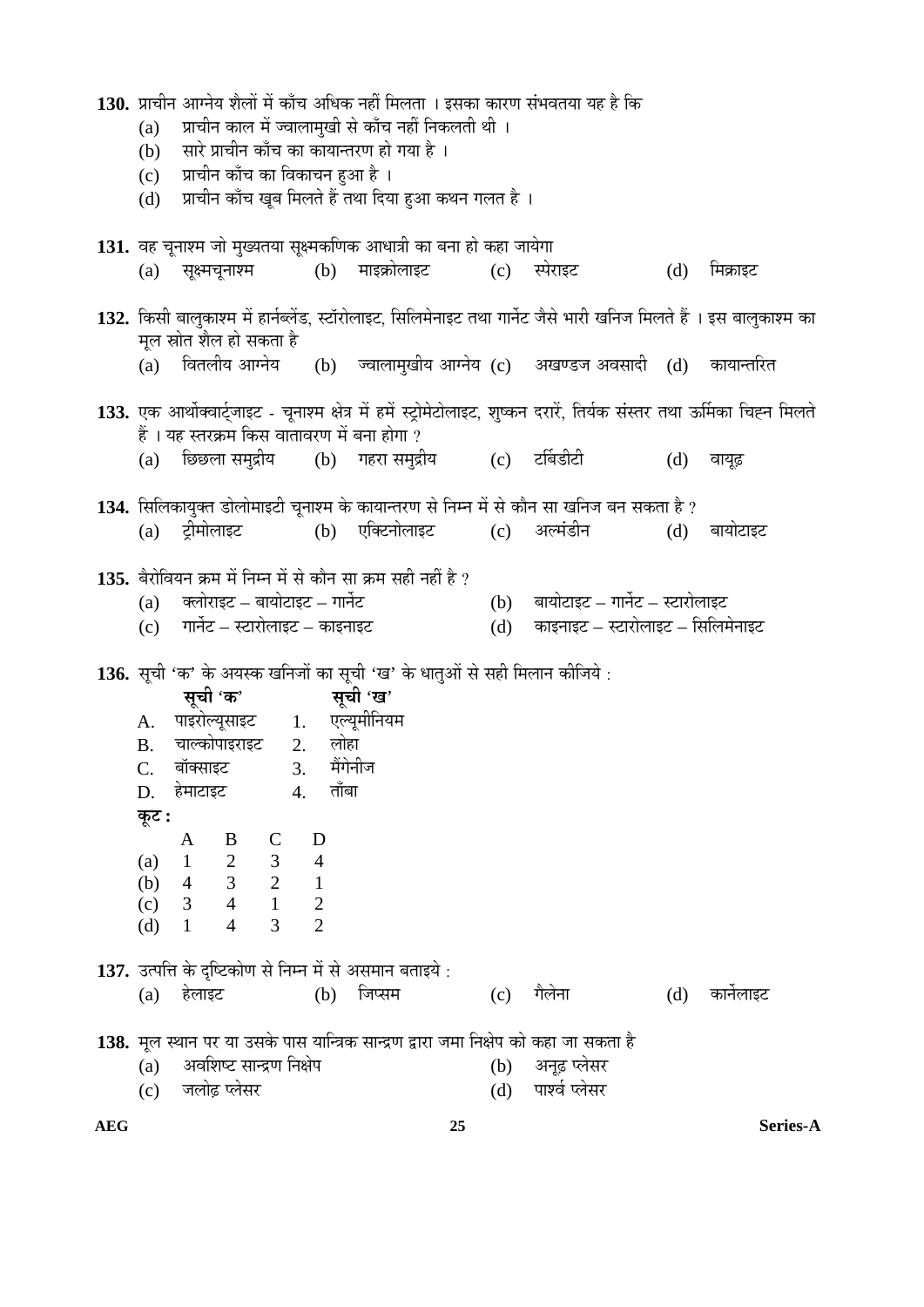**130.** प्राचीन आग्नेय शैलों में काँच अधिक नहीं मिलता । इसका कारण संभवतया यह है कि

(a) प्राचीन काल में ज्वालामुखी से काँच नहीं निकलती थी ।

(b) सारे प्राचीन काँच का कायान्तरण हो गया है ।

(c) प्राचीन काँच का विकाचन हुआ है ।

(d) प्राचीन काँच खूब मिलते हैं तथा दिया हुआ कथन गलत है ।

**131.** वह चूनाश्म जो मुख्यतया सूक्ष्मकणिक आधात्री का बना हो कहा जायेगा

(a) सूक्ष्मचूनाश्म (b) माइक्रोलाइट (c) स्पेराइट (d) मिक्राइट

**132.** किसी बालुकाश्म में हार्नब्लेंड, स्टॉरोलाइट, सिलिमेनाइट तथा गार्नेट जैसे भारी खनिज मिलते हैं । इस बालुकाश्म का मूल स्रोत शैल हो सकता है

(a) वितलीय आग्नेय (b) ज्वालामुखीय आग्नेय (c) अखण्डज अवसादी (d) कायान्तरित

**133.** एक आर्थोक्वार्ट्जाइट - चूनाश्म क्षेत्र में हमें स्ट्रोमेटोलाइट, शुष्कन दरारें, तिर्यक संस्तर तथा ऊर्मिका चिह्न मिलते हैं । यह स्तरक्रम किस वातावरण में बना होगा ?

(a) छिछला समुद्रीय (b) गहरा समुद्रीय (c) टर्बिडीटी (d) वायूढ़

**134.** सिलिकायुक्त डोलोमाइटी चूनाश्म के कायान्तरण से निम्न में से कौन सा खनिज बन सकता है ?

(a) ट्रीमोलाइट (b) एक्टिनोलाइट (c) अल्मंडीन (d) बायोटाइट

**135.** बैरोवियन क्रम में निम्न में से कौन सा क्रम सही नहीं है ?

(a) क्लोराइट – बायोटाइट – गार्नेट

(b) बायोटाइट – गार्नेट – स्टारोलाइट

(c) गार्नेट – स्टारोलाइट – काइनाइट

(d) काइनाइट – स्टारोलाइट – सिलिमेनाइट

**136.** सूची 'क' के अयस्क खनिजों का सूची 'ख' के धातुओं से सही मिलान कीजिये :

| | **सूची 'क'** | | **सूची 'ख'** |
|---|---|---|---|
| A. | पाइरोल्यूसाइट | 1. | एल्यूमीनियम |
| B. | चाल्कोपाइराइट | 2. | लोहा |
| C. | बॉक्साइट | 3. | मैंगेनीज |
| D. | हेमाटाइट | 4. | ताँबा |

**कूट :**

| | A | B | C | D |
|---|---|---|---|---|
| (a) | 1 | 2 | 3 | 4 |
| (b) | 4 | 3 | 2 | 1 |
| (c) | 3 | 4 | 1 | 2 |
| (d) | 1 | 4 | 3 | 2 |

**137.** उत्पत्ति के दृष्टिकोण से निम्न में से असमान बताइये :

(a) हेलाइट (b) जिप्सम (c) गैलेना (d) कार्नेलाइट

**138.** मूल स्थान पर या उसके पास यान्त्रिक सान्द्रण द्वारा जमा निक्षेप को कहा जा सकता है

(a) अवशिष्ट सान्द्रण निक्षेप

(b) अनूढ़ प्लेसर

(c) जलोढ़ प्लेसर

(d) पार्श्व प्लेसर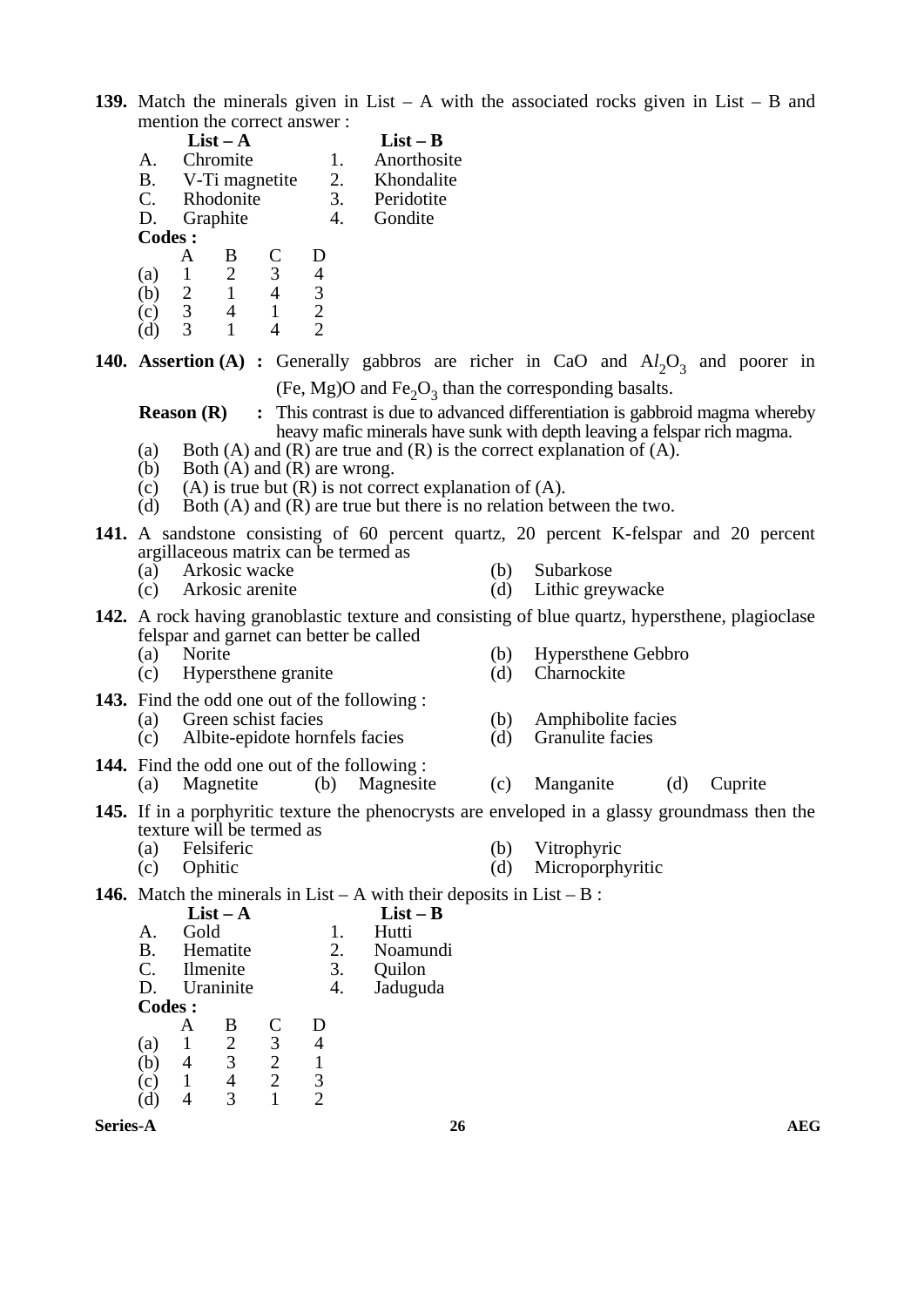**139.** Match the minerals given in List – A with the associated rocks given in List – B and mention the correct answer :

| | List – A | | List – B |
|---|---|---|---|
| A. | Chromite | 1. | Anorthosite |
| B. | V-Ti magnetite | 2. | Khondalite |
| C. | Rhodonite | 3. | Peridotite |
| D. | Graphite | 4. | Gondite |

**Codes :**

| | A | B | C | D |
|---|---|---|---|---|
| (a) | 1 | 2 | 3 | 4 |
| (b) | 2 | 1 | 4 | 3 |
| (c) | 3 | 4 | 1 | 2 |
| (d) | 3 | 1 | 4 | 2 |

**140. Assertion (A) :** Generally gabbros are richer in CaO and $Al_2O_3$ and poorer in (Fe, Mg)O and $Fe_2O_3$ than the corresponding basalts.

**Reason (R) :** This contrast is due to advanced differentiation is gabbroid magma whereby heavy mafic minerals have sunk with depth leaving a felspar rich magma.

(a) Both (A) and (R) are true and (R) is the correct explanation of (A).
(b) Both (A) and (R) are wrong.
(c) (A) is true but (R) is not correct explanation of (A).
(d) Both (A) and (R) are true but there is no relation between the two.

**141.** A sandstone consisting of 60 percent quartz, 20 percent K-felspar and 20 percent argillaceous matrix can be termed as

(a) Arkosic wacke
(b) Subarkose
(c) Arkosic arenite
(d) Lithic greywacke

**142.** A rock having granoblastic texture and consisting of blue quartz, hypersthene, plagioclase felspar and garnet can better be called

(a) Norite
(b) Hypersthene Gebbro
(c) Hypersthene granite
(d) Charnockite

**143.** Find the odd one out of the following :

(a) Green schist facies
(b) Amphibolite facies
(c) Albite-epidote hornfels facies
(d) Granulite facies

**144.** Find the odd one out of the following :

(a) Magnetite (b) Magnesite (c) Manganite (d) Cuprite

**145.** If in a porphyritic texture the phenocrysts are enveloped in a glassy groundmass then the texture will be termed as

(a) Felsiferic
(b) Vitrophyric
(c) Ophitic
(d) Microporphyritic

**146.** Match the minerals in List – A with their deposits in List – B :

| | List – A | | List – B |
|---|---|---|---|
| A. | Gold | 1. | Hutti |
| B. | Hematite | 2. | Noamundi |
| C. | Ilmenite | 3. | Quilon |
| D. | Uraninite | 4. | Jaduguda |

**Codes :**

| | A | B | C | D |
|---|---|---|---|---|
| (a) | 1 | 2 | 3 | 4 |
| (b) | 4 | 3 | 2 | 1 |
| (c) | 1 | 4 | 2 | 3 |
| (d) | 4 | 3 | 1 | 2 |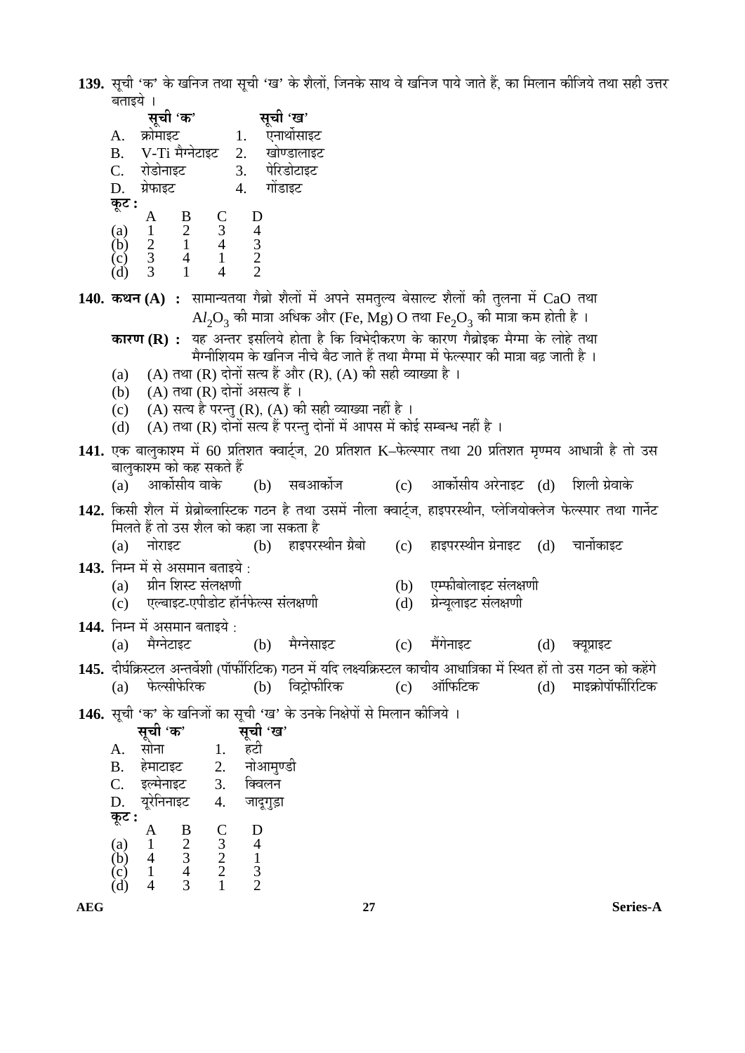**139.** सूची 'क' के खनिज तथा सूची 'ख' के शैलों, जिनके साथ वे खनिज पाये जाते हैं, का मिलान कीजिये तथा सही उत्तर बताइये ।

| | सूची 'क' | | सूची 'ख' |
|---|---|---|---|
| A. | क्रोमाइट | 1. | एनार्थोसाइट |
| B. | V-Ti मैग्नेटाइट | 2. | खोण्डालाइट |
| C. | रोडोनाइट | 3. | पेरिडोटाइट |
| D. | ग्रेफाइट | 4. | गोंडाइट |

**कूट :**

| | A | B | C | D |
|---|---|---|---|---|
| (a) | 1 | 2 | 3 | 4 |
| (b) | 2 | 1 | 4 | 3 |
| (c) | 3 | 4 | 1 | 2 |
| (d) | 3 | 1 | 4 | 2 |

**140. कथन (A) :** सामान्यतया गैब्रो शैलों में अपने समतुल्य बेसाल्ट शैलों की तुलना में CaO तथा $Al_2O_3$ की मात्रा अधिक और (Fe, Mg) O तथा $Fe_2O_3$ की मात्रा कम होती है ।

**कारण (R) :** यह अन्तर इसलिये होता है कि विभेदीकरण के कारण गैब्रोइक मैग्मा के लोहे तथा मैग्नीशियम के खनिज नीचे बैठ जाते हैं तथा मैग्मा में फेल्स्पार की मात्रा बढ़ जाती है ।

(a) (A) तथा (R) दोनों सत्य हैं और (R), (A) की सही व्याख्या है ।
(b) (A) तथा (R) दोनों असत्य हैं ।
(c) (A) सत्य है परन्तु (R), (A) की सही व्याख्या नहीं है ।
(d) (A) तथा (R) दोनों सत्य हैं परन्तु दोनों में आपस में कोई सम्बन्ध नहीं है ।

**141.** एक बालुकाश्म में 60 प्रतिशत क्वार्ट्ज, 20 प्रतिशत K–फेल्स्पार तथा 20 प्रतिशत मृण्मय आधात्री है तो उस बालुकाश्म को कह सकते हैं

(a) आर्कोसीय वाके (b) सबआर्कोज (c) आर्कोसीय अरेनाइट (d) शिली ग्रेवाके

**142.** किसी शैल में ग्रेनोब्लास्टिक गठन है तथा उसमें नीला क्वार्ट्ज, हाइपरस्थीन, प्लेजियोक्लेज फेल्स्पार तथा गार्नेट मिलते हैं तो उस शैल को कहा जा सकता है

(a) नोराइट (b) हाइपरस्थीन ग्रैबो (c) हाइपरस्थीन ग्रेनाइट (d) चार्नोकाइट

**143.** निम्न में से असमान बताइये :

(a) ग्रीन शिस्ट संलक्षणी (b) एम्फीबोलाइट संलक्षणी
(c) एल्बाइट-एपीडोट हॉर्नफेल्स संलक्षणी (d) ग्रेन्यूलाइट संलक्षणी

**144.** निम्न में असमान बताइये :

(a) मैग्नेटाइट (b) मैग्नेसाइट (c) मैंगेनाइट (d) क्यूप्राइट

**145.** दीर्घक्रिस्टल अन्तर्वेशी (पॉर्फीरिटिक) गठन में यदि लक्ष्यक्रिस्टल काचीय आधात्रिका में स्थित हों तो उस गठन को कहेंगे

(a) फेल्सीफेरिक (b) विट्रोफीरिक (c) ऑफिटिक (d) माइक्रोपॉर्फीरिटिक

**146.** सूची 'क' के खनिजों का सूची 'ख' के उनके निक्षेपों से मिलान कीजिये ।

| | सूची 'क' | | सूची 'ख' |
|---|---|---|---|
| A. | सोना | 1. | हटी |
| B. | हेमाटाइट | 2. | नोआमुण्डी |
| C. | इल्मेनाइट | 3. | क्विलन |
| D. | यूरेनिनाइट | 4. | जादूगुड़ा |

**कूट :**

| | A | B | C | D |
|---|---|---|---|---|
| (a) | 1 | 2 | 3 | 4 |
| (b) | 4 | 3 | 2 | 1 |
| (c) | 1 | 4 | 2 | 3 |
| (d) | 4 | 3 | 1 | 2 |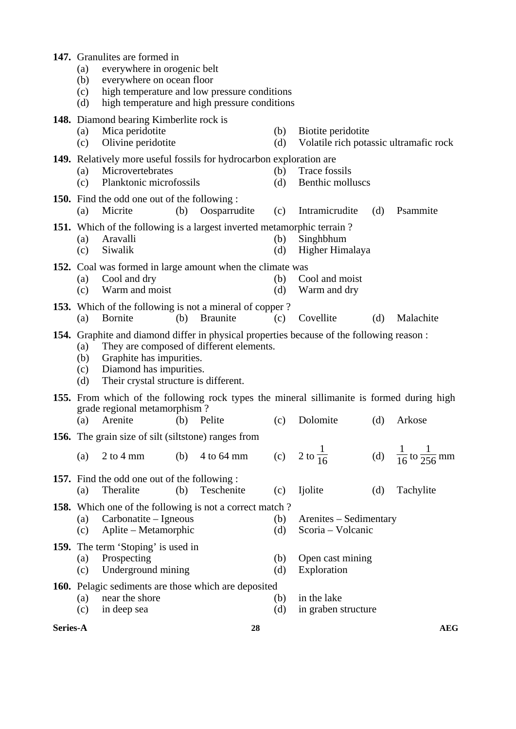**147.** Granulites are formed in
- (a) everywhere in orogenic belt
- (b) everywhere on ocean floor
- (c) high temperature and low pressure conditions
- (d) high temperature and high pressure conditions

**148.** Diamond bearing Kimberlite rock is
- (a) Mica peridotite
- (b) Biotite peridotite
- (c) Olivine peridotite
- (d) Volatile rich potassic ultramafic rock

**149.** Relatively more useful fossils for hydrocarbon exploration are
- (a) Microvertebrates
- (b) Trace fossils
- (c) Planktonic microfossils
- (d) Benthic molluscs

**150.** Find the odd one out of the following :
- (a) Micrite
- (b) Oosparrudite
- (c) Intramicrudite
- (d) Psammite

**151.** Which of the following is a largest inverted metamorphic terrain ?
- (a) Aravalli
- (b) Singhbhum
- (c) Siwalik
- (d) Higher Himalaya

**152.** Coal was formed in large amount when the climate was
- (a) Cool and dry
- (b) Cool and moist
- (c) Warm and moist
- (d) Warm and dry

**153.** Which of the following is not a mineral of copper ?
- (a) Bornite
- (b) Braunite
- (c) Covellite
- (d) Malachite

**154.** Graphite and diamond differ in physical properties because of the following reason :
- (a) They are composed of different elements.
- (b) Graphite has impurities.
- (c) Diamond has impurities.
- (d) Their crystal structure is different.

**155.** From which of the following rock types the mineral sillimanite is formed during high grade regional metamorphism ?
- (a) Arenite
- (b) Pelite
- (c) Dolomite
- (d) Arkose

**156.** The grain size of silt (siltstone) ranges from
- (a) 2 to 4 mm
- (b) 4 to 64 mm
- (c) 2 to $\frac{1}{16}$
- (d) $\frac{1}{16}$ to $\frac{1}{256}$ mm

**157.** Find the odd one out of the following :
- (a) Theralite
- (b) Teschenite
- (c) Ijolite
- (d) Tachylite

**158.** Which one of the following is not a correct match ?
- (a) Carbonatite – Igneous
- (b) Arenites – Sedimentary
- (c) Aplite – Metamorphic
- (d) Scoria – Volcanic

**159.** The term 'Stoping' is used in
- (a) Prospecting
- (b) Open cast mining
- (c) Underground mining
- (d) Exploration

**160.** Pelagic sediments are those which are deposited
- (a) near the shore
- (b) in the lake
- (c) in deep sea
- (d) in graben structure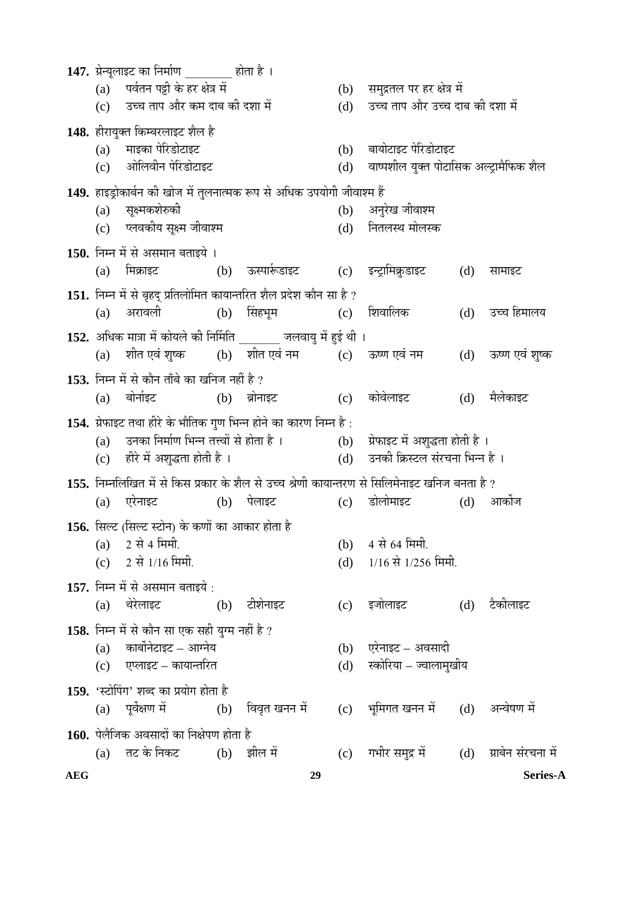**147.** ग्रेन्यूलाइट का निर्माण ________ होता है ।

(a) पर्वतन पट्टी के हर क्षेत्र में
(b) समुद्रतल पर हर क्षेत्र में
(c) उच्च ताप और कम दाब की दशा में
(d) उच्च ताप और उच्च दाब की दशा में

**148.** हीरायुक्त किम्बरलाइट शैल है

(a) माइका पेरिडोटाइट
(b) बायोटाइट पेरिडोटाइट
(c) ओलिवीन पेरिडोटाइट
(d) वाष्पशील युक्त पोटासिक अल्ट्रामैफिक शैल

**149.** हाइड्रोकार्बन की खोज में तुलनात्मक रूप से अधिक उपयोगी जीवाश्म हैं

(a) सूक्ष्मकशेरुकी
(b) अनुरेख जीवाश्म
(c) प्लवकीय सूक्ष्म जीवाश्म
(d) नितलस्थ मोलस्क

**150.** निम्न में से असमान बताइये ।

(a) मिक्राइट (b) ऊस्पार्रूडाइट (c) इन्ट्रामिक्रुडाइट (d) सामाइट

**151.** निम्न में से बृहद् प्रतिलोमित कायान्तरित शैल प्रदेश कौन सा है ?

(a) अरावली (b) सिंहभूम (c) शिवालिक (d) उच्च हिमालय

**152.** अधिक मात्रा में कोयले की निर्मिति _______ जलवायु में हुई थी ।

(a) शीत एवं शुष्क (b) शीत एवं नम (c) ऊष्ण एवं नम (d) ऊष्ण एवं शुष्क

**153.** निम्न में से कौन ताँबे का खनिज नहीं है ?

(a) बोर्नाइट (b) ब्रोनाइट (c) कोवेलाइट (d) मैलेकाइट

**154.** ग्रेफाइट तथा हीरे के भौतिक गुण भिन्न होने का कारण निम्न है :

(a) उनका निर्माण भिन्न तत्त्वों से होता है ।
(b) ग्रेफाइट में अशुद्धता होती है ।
(c) हीरे में अशुद्धता होती है ।
(d) उनकी क्रिस्टल संरचना भिन्न है ।

**155.** निम्नलिखित में से किस प्रकार के शैल से उच्च श्रेणी कायान्तरण से सिलिमेनाइट खनिज बनता है ?

(a) एरेनाइट (b) पेलाइट (c) डोलोमाइट (d) आर्कोज

**156.** सिल्ट (सिल्ट स्टोन) के कणों का आकार होता है

(a) 2 से 4 मिमी.
(b) 4 से 64 मिमी.
(c) 2 से 1/16 मिमी.
(d) 1/16 से 1/256 मिमी.

**157.** निम्न में से असमान बताइये :

(a) थेरेलाइट (b) टीशेनाइट (c) इजोलाइट (d) टैकीलाइट

**158.** निम्न में से कौन सा एक सही युग्म नहीं है ?

(a) कार्बोनेटाइट – आग्नेय
(b) एरेनाइट – अवसादी
(c) एप्लाइट – कायान्तरित
(d) स्कोरिया – ज्वालामुखीय

**159.** 'स्टोपिंग' शब्द का प्रयोग होता है

(a) पूर्वेक्षण में (b) विवृत खनन में (c) भूमिगत खनन में (d) अन्वेषण में

**160.** पेलैजिक अवसादों का निक्षेपण होता है

(a) तट के निकट (b) झील में (c) गभीर समुद्र में (d) ग्राबेन संरचना में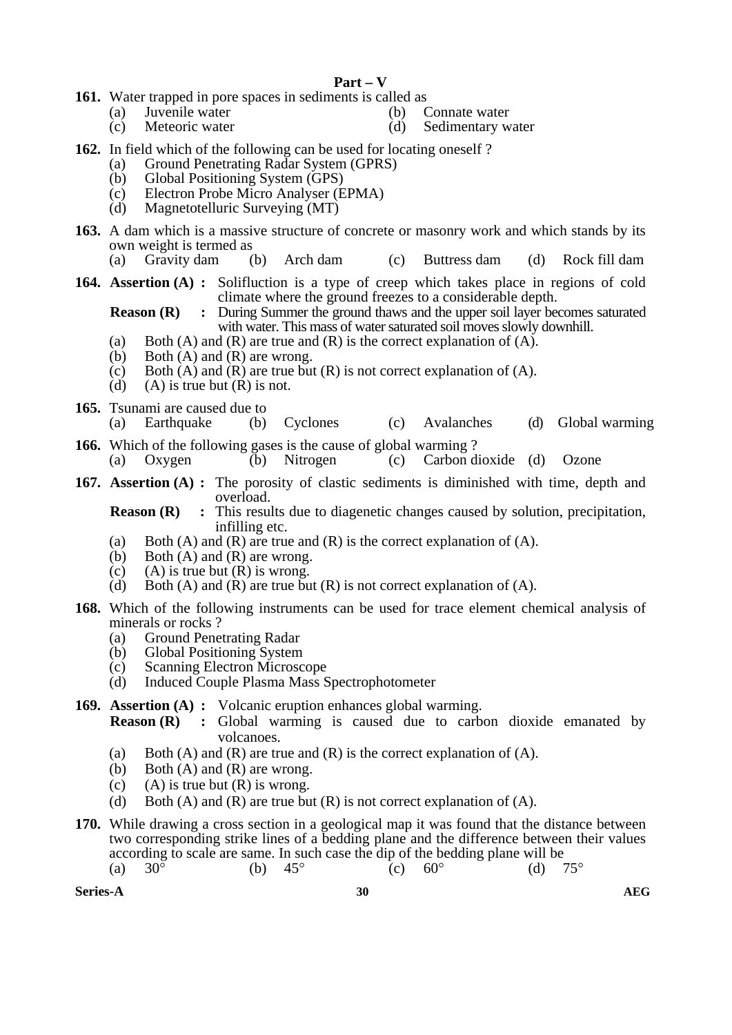## Part – V

**161.** Water trapped in pore spaces in sediments is called as

(a) Juvenile water
(b) Connate water
(c) Meteoric water
(d) Sedimentary water

**162.** In field which of the following can be used for locating oneself ?

(a) Ground Penetrating Radar System (GPRS)
(b) Global Positioning System (GPS)
(c) Electron Probe Micro Analyser (EPMA)
(d) Magnetotelluric Surveying (MT)

**163.** A dam which is a massive structure of concrete or masonry work and which stands by its own weight is termed as

(a) Gravity dam (b) Arch dam (c) Buttress dam (d) Rock fill dam

**164.** **Assertion (A) :** Solifluction is a type of creep which takes place in regions of cold climate where the ground freezes to a considerable depth.

**Reason (R) :** During Summer the ground thaws and the upper soil layer becomes saturated with water. This mass of water saturated soil moves slowly downhill.

(a) Both (A) and (R) are true and (R) is the correct explanation of (A).
(b) Both (A) and (R) are wrong.
(c) Both (A) and (R) are true but (R) is not correct explanation of (A).
(d) (A) is true but (R) is not.

**165.** Tsunami are caused due to

(a) Earthquake (b) Cyclones (c) Avalanches (d) Global warming

**166.** Which of the following gases is the cause of global warming ?

(a) Oxygen (b) Nitrogen (c) Carbon dioxide (d) Ozone

**167.** **Assertion (A) :** The porosity of clastic sediments is diminished with time, depth and overload.

**Reason (R) :** This results due to diagenetic changes caused by solution, precipitation, infilling etc.

(a) Both (A) and (R) are true and (R) is the correct explanation of (A).
(b) Both (A) and (R) are wrong.
(c) (A) is true but (R) is wrong.
(d) Both (A) and (R) are true but (R) is not correct explanation of (A).

**168.** Which of the following instruments can be used for trace element chemical analysis of minerals or rocks ?

(a) Ground Penetrating Radar
(b) Global Positioning System
(c) Scanning Electron Microscope
(d) Induced Couple Plasma Mass Spectrophotometer

**169.** **Assertion (A) :** Volcanic eruption enhances global warming.

**Reason (R) :** Global warming is caused due to carbon dioxide emanated by volcanoes.

(a) Both (A) and (R) are true and (R) is the correct explanation of (A).
(b) Both (A) and (R) are wrong.
(c) (A) is true but (R) is wrong.
(d) Both (A) and (R) are true but (R) is not correct explanation of (A).

**170.** While drawing a cross section in a geological map it was found that the distance between two corresponding strike lines of a bedding plane and the difference between their values according to scale are same. In such case the dip of the bedding plane will be

(a) $30^\circ$ (b) $45^\circ$ (c) $60^\circ$ (d) $75^\circ$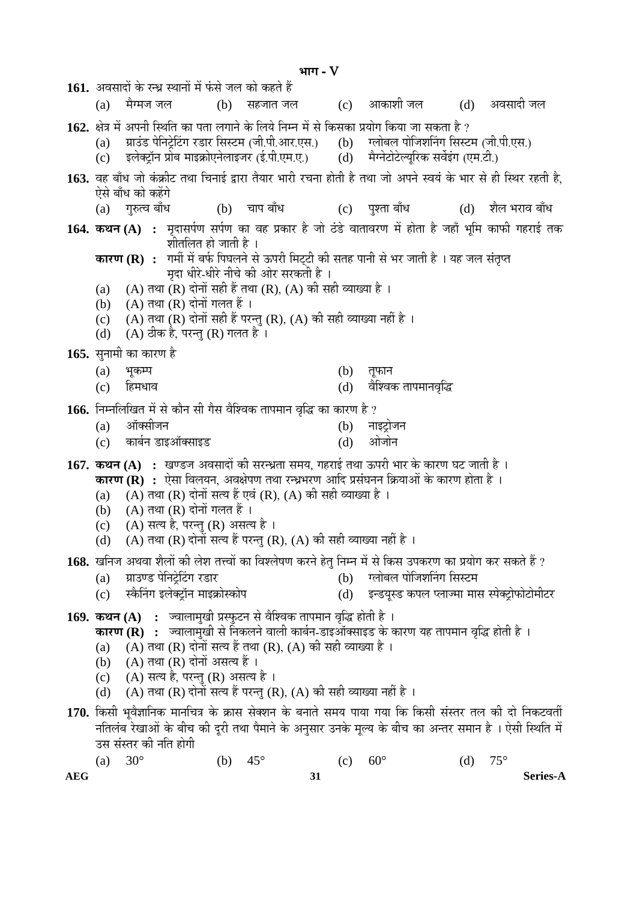## भाग - V

**161.** अवसादों के रन्ध्र स्थानों में फंसे जल को कहते हैं

(a) मैग्मज जल (b) सहजात जल (c) आकाशी जल (d) अवसादी जल

**162.** क्षेत्र में अपनी स्थिति का पता लगाने के लिये निम्न में से किसका प्रयोग किया जा सकता है ?

(a) ग्राउंड पेनिट्रेटिंग रडार सिस्टम (जी.पी.आर.एस.) (b) ग्लोबल पोजिशनिंग सिस्टम (जी.पी.एस.)

(c) इलेक्ट्रॉन प्रोब माइक्रोएनेलाइजर (ई.पी.एम.ए.) (d) मैग्नेटोटेल्यूरिक सर्वेइंग (एम.टी.)

**163.** वह बाँध जो कंक्रीट तथा चिनाई द्वारा तैयार भारी रचना होती है तथा जो अपने स्वयं के भार से ही स्थिर रहती है, ऐसे बाँध को कहेंगे

(a) गुरुत्व बाँध (b) चाप बाँध (c) पुश्ता बाँध (d) शैल भराव बाँध

**164. कथन (A) :** मृदासर्पण सर्पण का वह प्रकार है जो ठंडे वातावरण में होता है जहाँ भूमि काफी गहराई तक शीतलित हो जाती है ।

**कारण (R) :** गर्मी में बर्फ पिघलने से ऊपरी मिट्टी की सतह पानी से भर जाती है । यह जल संतृप्त मृदा धीरे-धीरे नीचे की ओर सरकती है ।

(a) (A) तथा (R) दोनों सही हैं तथा (R), (A) की सही व्याख्या है ।

(b) (A) तथा (R) दोनों गलत हैं ।

(c) (A) तथा (R) दोनों सही हैं परन्तु (R), (A) की सही व्याख्या नहीं है ।

(d) (A) ठीक है, परन्तु (R) गलत है ।

**165.** सुनामी का कारण है

(a) भूकम्प (b) तूफान

(c) हिमधाव (d) वैश्विक तापमानवृद्धि

**166.** निम्नलिखित में से कौन सी गैस वैश्विक तापमान वृद्धि का कारण है ?

(a) ऑक्सीजन (b) नाइट्रोजन

(c) कार्बन डाइऑक्साइड (d) ओजोन

**167. कथन (A) :** खण्डज अवसादों की सरन्ध्रता समय, गहराई तथा ऊपरी भार के कारण घट जाती है ।

**कारण (R) :** ऐसा विलयन, अवक्षेपण तथा रन्ध्रभरण आदि प्रसंघनन क्रियाओं के कारण होता है ।

(a) (A) तथा (R) दोनों सत्य हैं एवं (R), (A) की सही व्याख्या है ।

(b) (A) तथा (R) दोनों गलत हैं ।

(c) (A) सत्य है, परन्तु (R) असत्य है ।

(d) (A) तथा (R) दोनों सत्य हैं परन्तु (R), (A) की सही व्याख्या नहीं है ।

**168.** खनिज अथवा शैलों की लेश तत्त्वों का विश्लेषण करने हेतु निम्न में से किस उपकरण का प्रयोग कर सकते हैं ?

(a) ग्राउण्ड पेनिट्रेटिंग रडार (b) ग्लोबल पोजिशनिंग सिस्टम

(c) स्कैनिंग इलेक्ट्रॉन माइक्रोस्कोप (d) इन्डयूस्ड कपल प्लाज्मा मास स्पेक्ट्रोफोटोमीटर

**169. कथन (A) :** ज्वालामुखी प्रस्फुटन से वैश्विक तापमान वृद्धि होती है ।

**कारण (R) :** ज्वालामुखी से निकलने वाली कार्बन-डाइऑक्साइड के कारण यह तापमान वृद्धि होती है ।

(a) (A) तथा (R) दोनों सत्य हैं तथा (R), (A) की सही व्याख्या है ।

(b) (A) तथा (R) दोनों असत्य हैं ।

(c) (A) सत्य है, परन्तु (R) असत्य है ।

(d) (A) तथा (R) दोनों सत्य हैं परन्तु (R), (A) की सही व्याख्या नहीं है ।

**170.** किसी भूवैज्ञानिक मानचित्र के क्रास सेक्शन के बनाते समय पाया गया कि किसी संस्तर तल की दो निकटवर्ती नतिलंब रेखाओं के बीच की दूरी तथा पैमाने के अनुसार उनके मूल्य के बीच का अन्तर समान है । ऐसी स्थिति में उस संस्तर की नति होगी

(a) 30° (b) 45° (c) 60° (d) 75°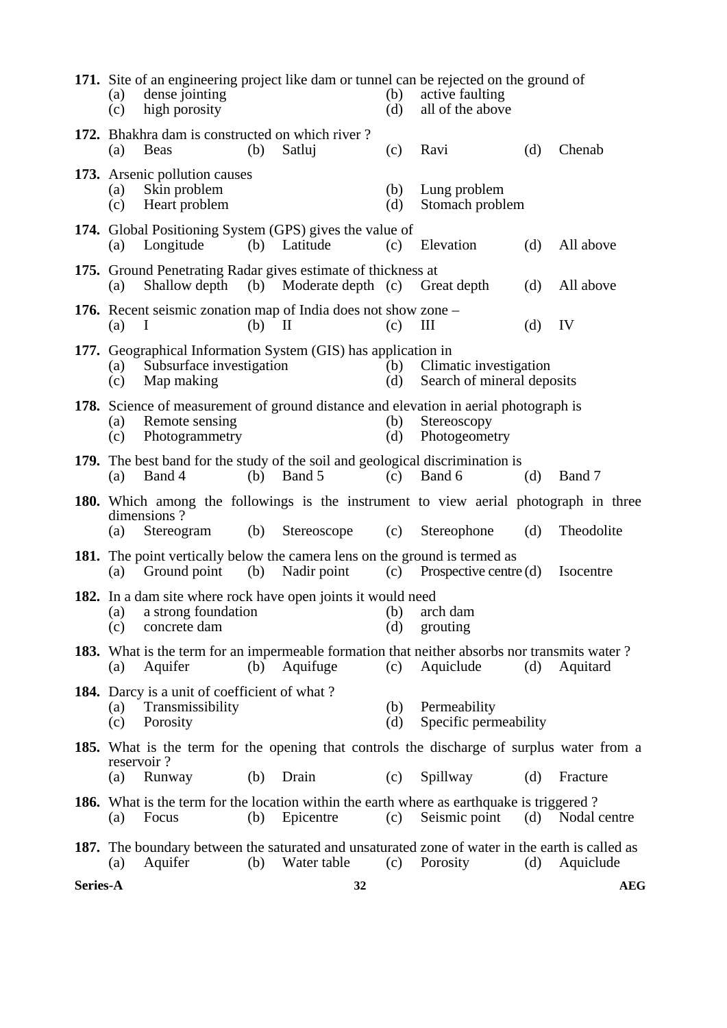**171.** Site of an engineering project like dam or tunnel can be rejected on the ground of

(a) dense jointing
(b) active faulting
(c) high porosity
(d) all of the above

**172.** Bhakhra dam is constructed on which river ?

(a) Beas (b) Satluj (c) Ravi (d) Chenab

**173.** Arsenic pollution causes

(a) Skin problem
(b) Lung problem
(c) Heart problem
(d) Stomach problem

**174.** Global Positioning System (GPS) gives the value of

(a) Longitude (b) Latitude (c) Elevation (d) All above

**175.** Ground Penetrating Radar gives estimate of thickness at

(a) Shallow depth (b) Moderate depth (c) Great depth (d) All above

**176.** Recent seismic zonation map of India does not show zone –

(a) I (b) II (c) III (d) IV

**177.** Geographical Information System (GIS) has application in

(a) Subsurface investigation
(b) Climatic investigation
(c) Map making
(d) Search of mineral deposits

**178.** Science of measurement of ground distance and elevation in aerial photograph is

(a) Remote sensing
(b) Stereoscopy
(c) Photogrammetry
(d) Photogeometry

**179.** The best band for the study of the soil and geological discrimination is

(a) Band 4 (b) Band 5 (c) Band 6 (d) Band 7

**180.** Which among the followings is the instrument to view aerial photograph in three dimensions ?

(a) Stereogram (b) Stereoscope (c) Stereophone (d) Theodolite

**181.** The point vertically below the camera lens on the ground is termed as

(a) Ground point (b) Nadir point (c) Prospective centre (d) Isocentre

**182.** In a dam site where rock have open joints it would need

(a) a strong foundation
(b) arch dam
(c) concrete dam
(d) grouting

**183.** What is the term for an impermeable formation that neither absorbs nor transmits water ?

(a) Aquifer (b) Aquifuge (c) Aquiclude (d) Aquitard

**184.** Darcy is a unit of coefficient of what ?

(a) Transmissibility
(b) Permeability
(c) Porosity
(d) Specific permeability

**185.** What is the term for the opening that controls the discharge of surplus water from a reservoir ?

(a) Runway (b) Drain (c) Spillway (d) Fracture

**186.** What is the term for the location within the earth where as earthquake is triggered ?

(a) Focus (b) Epicentre (c) Seismic point (d) Nodal centre

**187.** The boundary between the saturated and unsaturated zone of water in the earth is called as

(a) Aquifer (b) Water table (c) Porosity (d) Aquiclude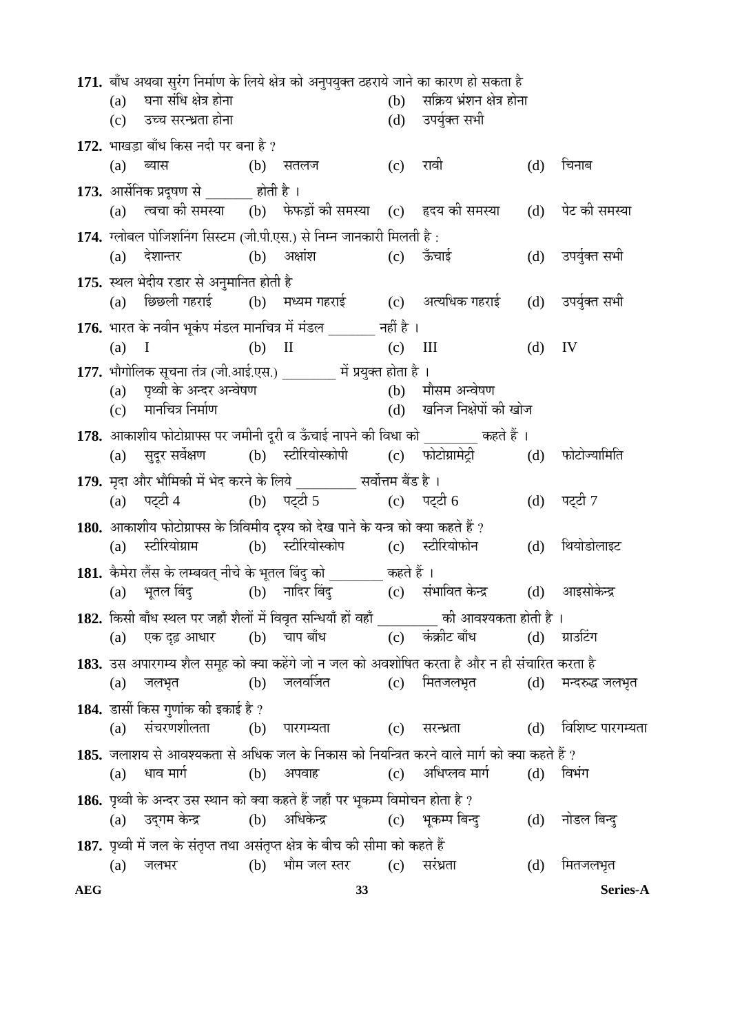**171.** बाँध अथवा सुरंग निर्माण के लिये क्षेत्र को अनुपयुक्त ठहराये जाने का कारण हो सकता है

(a) घना संधि क्षेत्र होना
(b) सक्रिय भ्रंशन क्षेत्र होना
(c) उच्च सरन्ध्रता होना
(d) उपर्युक्त सभी

**172.** भाखड़ा बाँध किस नदी पर बना है ?

(a) ब्यास (b) सतलज (c) रावी (d) चिनाब

**173.** आर्सेनिक प्रदूषण से _______ होती है ।

(a) त्वचा की समस्या (b) फेफड़ों की समस्या (c) हृदय की समस्या (d) पेट की समस्या

**174.** ग्लोबल पोजिशनिंग सिस्टम (जी.पी.एस.) से निम्न जानकारी मिलती है :

(a) देशान्तर (b) अक्षांश (c) ऊँचाई (d) उपर्युक्त सभी

**175.** स्थल भेदीय रडार से अनुमानित होती है

(a) छिछली गहराई (b) मध्यम गहराई (c) अत्यधिक गहराई (d) उपर्युक्त सभी

**176.** भारत के नवीन भूकंप मंडल मानचित्र में मंडल _______ नहीं है ।

(a) I (b) II (c) III (d) IV

**177.** भौगोलिक सूचना तंत्र (जी.आई.एस.) ________ में प्रयुक्त होता है ।

(a) पृथ्वी के अन्दर अन्वेषण
(b) मौसम अन्वेषण
(c) मानचित्र निर्माण
(d) खनिज निक्षेपों की खोज

**178.** आकाशीय फोटोग्राफ्स पर जमीनी दूरी व ऊँचाई नापने की विधा को ________ कहते हैं ।

(a) सुदूर सर्वेक्षण (b) स्टीरियोस्कोपी (c) फोटोग्रामेट्री (d) फोटोज्यामिति

**179.** मृदा और भौमिकी में भेद करने के लिये _________ सर्वोत्तम बैंड है ।

(a) पट्टी 4 (b) पट्टी 5 (c) पट्टी 6 (d) पट्टी 7

**180.** आकाशीय फोटोग्राफ्स के त्रिविमीय दृश्य को देख पाने के यन्त्र को क्या कहते हैं ?

(a) स्टीरियोग्राम (b) स्टीरियोस्कोप (c) स्टीरियोफोन (d) थियोडोलाइट

**181.** कैमेरा लैंस के लम्बवत् नीचे के भूतल बिंदु को ________ कहते हैं ।

(a) भूतल बिंदु (b) नादिर बिंदु (c) संभावित केन्द्र (d) आइसोकेन्द्र

**182.** किसी बाँध स्थल पर जहाँ शैलों में विवृत सन्धियाँ हों वहाँ _________ की आवश्यकता होती है ।

(a) एक दृढ़ आधार (b) चाप बाँध (c) कंक्रीट बाँध (d) ग्राउटिंग

**183.** उस अपारगम्य शैल समूह को क्या कहेंगे जो न जल को अवशोषित करता है और न ही संचारित करता है

(a) जलभृत (b) जलवर्जित (c) मितजलभृत (d) मन्दरुद्ध जलभृत

**184.** डार्सी किस गुणांक की इकाई है ?

(a) संचरणशीलता (b) पारगम्यता (c) सरन्ध्रता (d) विशिष्ट पारगम्यता

**185.** जलाशय से आवश्यकता से अधिक जल के निकास को नियन्त्रित करने वाले मार्ग को क्या कहते हैं ?

(a) धाव मार्ग (b) अपवाह (c) अधिप्लव मार्ग (d) विभंग

**186.** पृथ्वी के अन्दर उस स्थान को क्या कहते हैं जहाँ पर भूकम्प विमोचन होता है ?

(a) उद्गम केन्द्र (b) अधिकेन्द्र (c) भूकम्प बिन्दु (d) नोडल बिन्दु

**187.** पृथ्वी में जल के संतृप्त तथा असंतृप्त क्षेत्र के बीच की सीमा को कहते हैं

(a) जलभर (b) भौम जल स्तर (c) सरंध्रता (d) मितजलभृत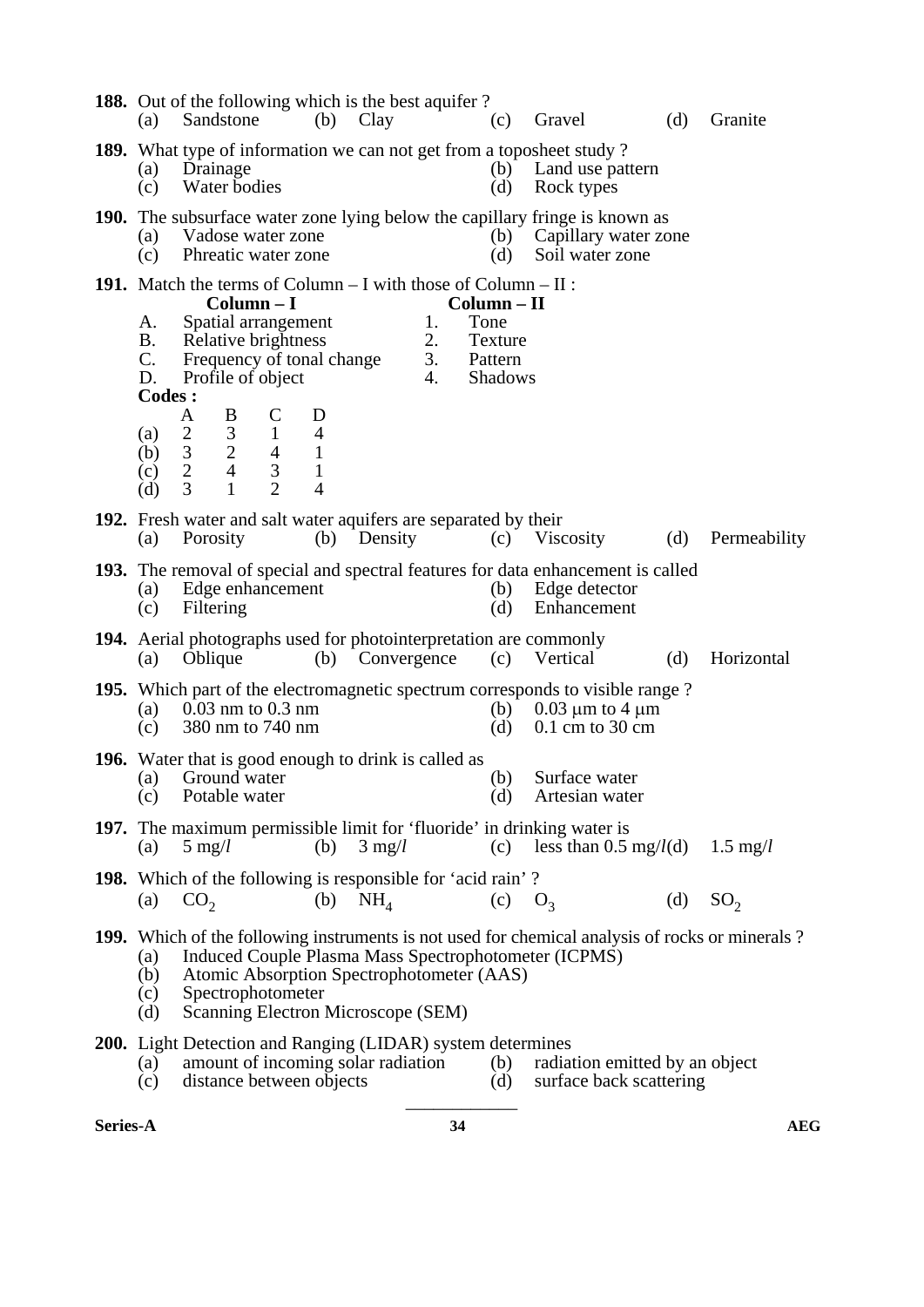**188.** Out of the following which is the best aquifer ?
(a) Sandstone (b) Clay (c) Gravel (d) Granite

**189.** What type of information we can not get from a toposheet study ?
(a) Drainage (b) Land use pattern
(c) Water bodies (d) Rock types

**190.** The subsurface water zone lying below the capillary fringe is known as
(a) Vadose water zone (b) Capillary water zone
(c) Phreatic water zone (d) Soil water zone

**191.** Match the terms of Column – I with those of Column – II :

| | Column – I | | Column – II |
|---|---|---|---|
| A. | Spatial arrangement | 1. | Tone |
| B. | Relative brightness | 2. | Texture |
| C. | Frequency of tonal change | 3. | Pattern |
| D. | Profile of object | 4. | Shadows |

**Codes :**

| | A | B | C | D |
|---|---|---|---|---|
| (a) | 2 | 3 | 1 | 4 |
| (b) | 3 | 2 | 4 | 1 |
| (c) | 2 | 4 | 3 | 1 |
| (d) | 3 | 1 | 2 | 4 |

**192.** Fresh water and salt water aquifers are separated by their
(a) Porosity (b) Density (c) Viscosity (d) Permeability

**193.** The removal of special and spectral features for data enhancement is called
(a) Edge enhancement (b) Edge detector
(c) Filtering (d) Enhancement

**194.** Aerial photographs used for photointerpretation are commonly
(a) Oblique (b) Convergence (c) Vertical (d) Horizontal

**195.** Which part of the electromagnetic spectrum corresponds to visible range ?
(a) 0.03 nm to 0.3 nm (b) 0.03 μm to 4 μm
(c) 380 nm to 740 nm (d) 0.1 cm to 30 cm

**196.** Water that is good enough to drink is called as
(a) Ground water (b) Surface water
(c) Potable water (d) Artesian water

**197.** The maximum permissible limit for 'fluoride' in drinking water is
(a) 5 mg/*l* (b) 3 mg/*l* (c) less than 0.5 mg/*l* (d) 1.5 mg/*l*

**198.** Which of the following is responsible for 'acid rain' ?
(a) $CO_2$ (b) $NH_4$ (c) $O_3$ (d) $SO_2$

**199.** Which of the following instruments is not used for chemical analysis of rocks or minerals ?
(a) Induced Couple Plasma Mass Spectrophotometer (ICPMS)
(b) Atomic Absorption Spectrophotometer (AAS)
(c) Spectrophotometer
(d) Scanning Electron Microscope (SEM)

**200.** Light Detection and Ranging (LIDAR) system determines
(a) amount of incoming solar radiation (b) radiation emitted by an object
(c) distance between objects (d) surface back scattering

_____________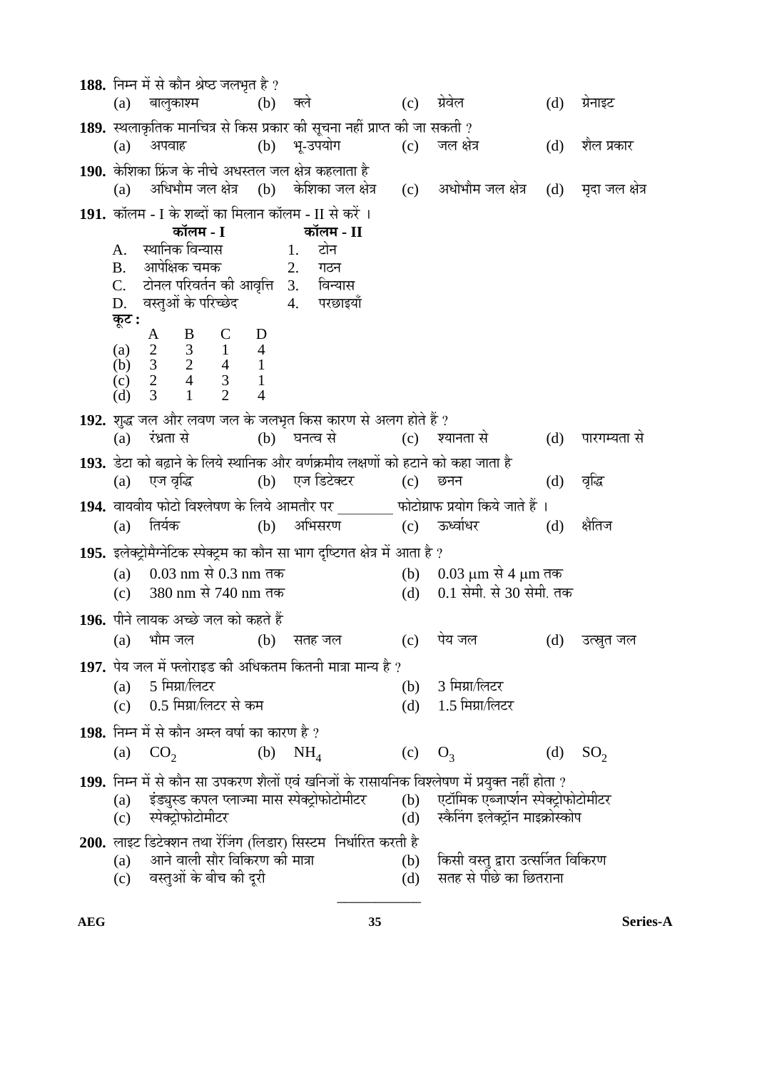**188.** निम्न में से कौन श्रेष्ठ जलभृत है ?

(a) बालुकाश्म (b) क्ले (c) ग्रेवेल (d) ग्रेनाइट

**189.** स्थलाकृतिक मानचित्र से किस प्रकार की सूचना नहीं प्राप्त की जा सकती ?

(a) अपवाह (b) भू-उपयोग (c) जल क्षेत्र (d) शैल प्रकार

**190.** केशिका फ्रिंज के नीचे अधस्तल जल क्षेत्र कहलाता है

(a) अधिभौम जल क्षेत्र (b) केशिका जल क्षेत्र (c) अधोभौम जल क्षेत्र (d) मृदा जल क्षेत्र

**191.** कॉलम - I के शब्दों का मिलान कॉलम - II से करें ।

| | **कॉलम - I** | | **कॉलम - II** |
|---|---|---|---|
| A. | स्थानिक विन्यास | 1. | टोन |
| B. | आपेक्षिक चमक | 2. | गठन |
| C. | टोनल परिवर्तन की आवृत्ति | 3. | विन्यास |
| D. | वस्तुओं के परिच्छेद | 4. | परछाइयाँ |

**कूट :**

| | A | B | C | D |
|---|---|---|---|---|
| (a) | 2 | 3 | 1 | 4 |
| (b) | 3 | 2 | 4 | 1 |
| (c) | 2 | 4 | 3 | 1 |
| (d) | 3 | 1 | 2 | 4 |

**192.** शुद्ध जल और लवण जल के जलभृत किस कारण से अलग होते हैं ?

(a) रंध्रता से (b) घनत्व से (c) श्यानता से (d) पारगम्यता से

**193.** डेटा को बढ़ाने के लिये स्थानिक और वर्णक्रमीय लक्षणों को हटाने को कहा जाता है

(a) एज वृद्धि (b) एज डिटेक्टर (c) छनन (d) वृद्धि

**194.** वायवीय फोटो विश्लेषण के लिये आमतौर पर ________ फोटोग्राफ प्रयोग किये जाते हैं ।

(a) तिर्यक (b) अभिसरण (c) ऊर्ध्वाधर (d) क्षैतिज

**195.** इलेक्ट्रोमैग्नेटिक स्पेक्ट्रम का कौन सा भाग दृष्टिगत क्षेत्र में आता है ?

(a) 0.03 nm से 0.3 nm तक (b) 0.03 μm से 4 μm तक

(c) 380 nm से 740 nm तक (d) 0.1 सेमी. से 30 सेमी. तक

**196.** पीने लायक अच्छे जल को कहते हैं

(a) भौम जल (b) सतह जल (c) पेय जल (d) उत्स्रुत जल

**197.** पेय जल में फ्लोराइड की अधिकतम कितनी मात्रा मान्य है ?

(a) 5 मिग्रा/लिटर (b) 3 मिग्रा/लिटर

(c) 0.5 मिग्रा/लिटर से कम (d) 1.5 मिग्रा/लिटर

**198.** निम्न में से कौन अम्ल वर्षा का कारण है ?

(a) $CO_2$ (b) $NH_4$ (c) $O_3$ (d) $SO_2$

**199.** निम्न में से कौन सा उपकरण शैलों एवं खनिजों के रासायनिक विश्लेषण में प्रयुक्त नहीं होता ?

(a) इंड्युस्ड कपल प्लाज्मा मास स्पेक्ट्रोफोटोमीटर (b) एटॉमिक एब्जार्प्शन स्पेक्ट्रोफोटोमीटर

(c) स्पेक्ट्रोफोटोमीटर (d) स्कैनिंग इलेक्ट्रॉन माइक्रोस्कोप

**200.** लाइट डिटेक्शन तथा रेंजिंग (लिडार) सिस्टम निर्धारित करती है

(a) आने वाली सौर विकिरण की मात्रा (b) किसी वस्तु द्वारा उत्सर्जित विकिरण

(c) वस्तुओं के बीच की दूरी (d) सतह से पीछे का छितराना

___________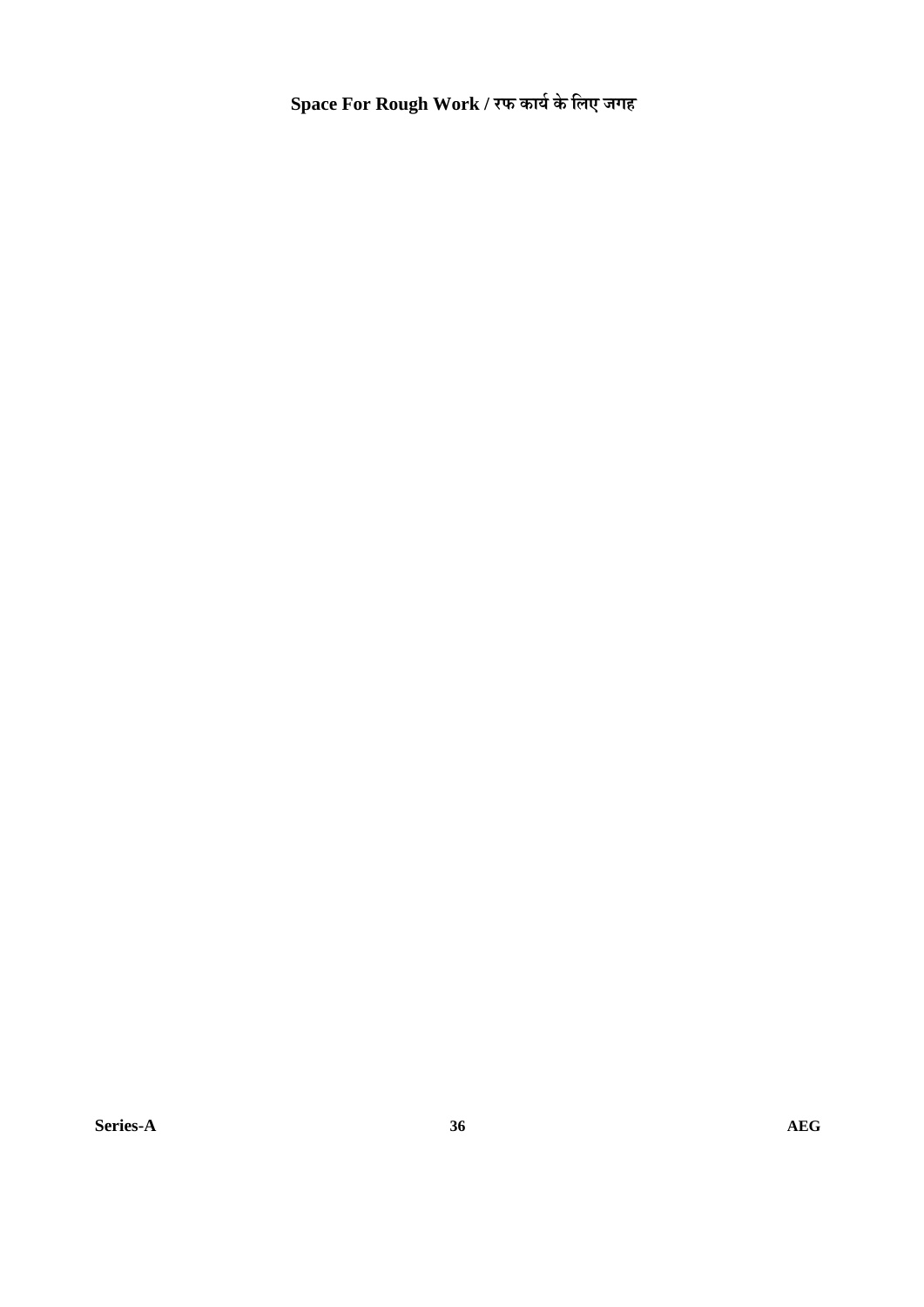**Space For Rough Work / रफ कार्य के लिए जगह**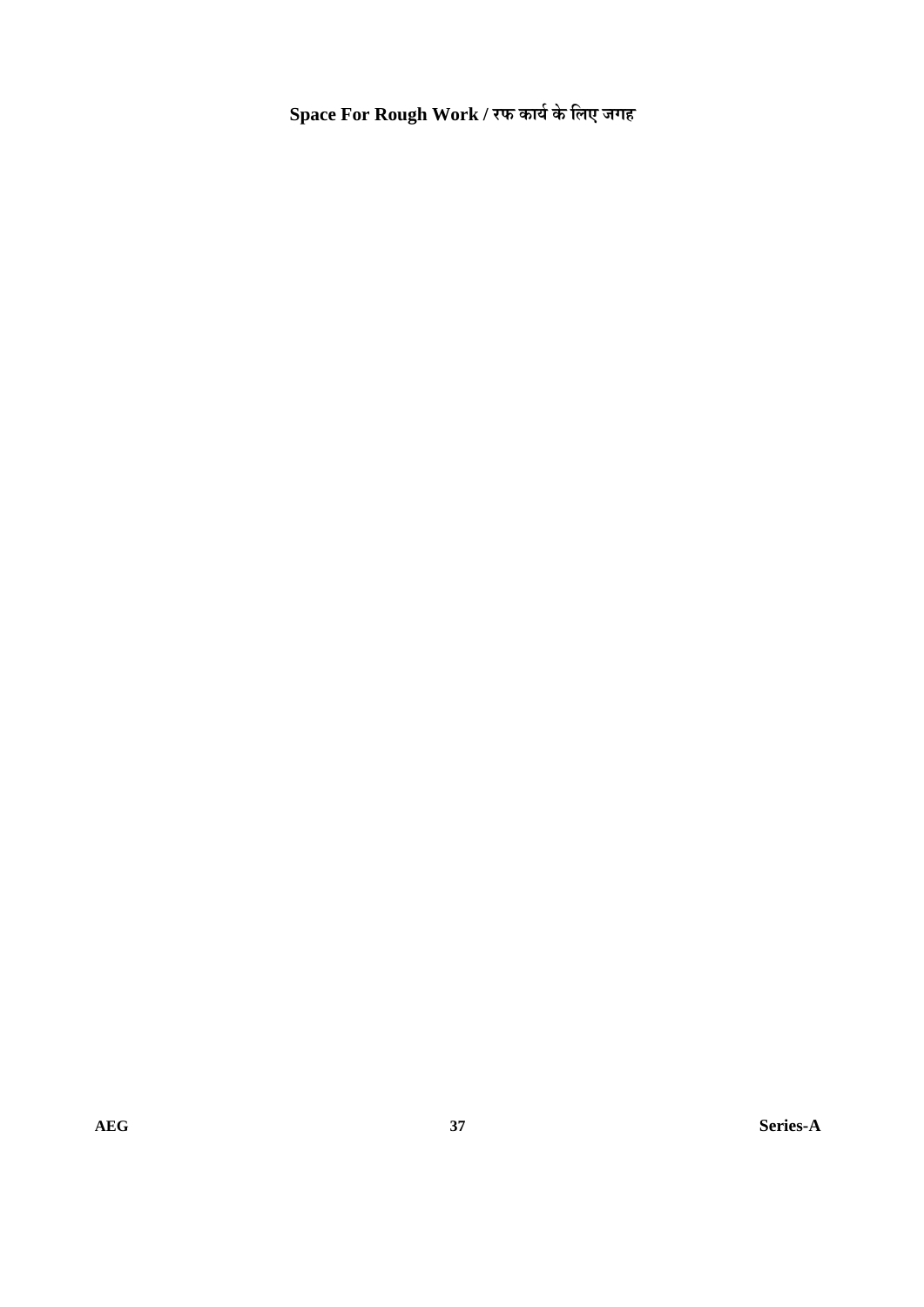**Space For Rough Work / रफ कार्य के लिए जगह**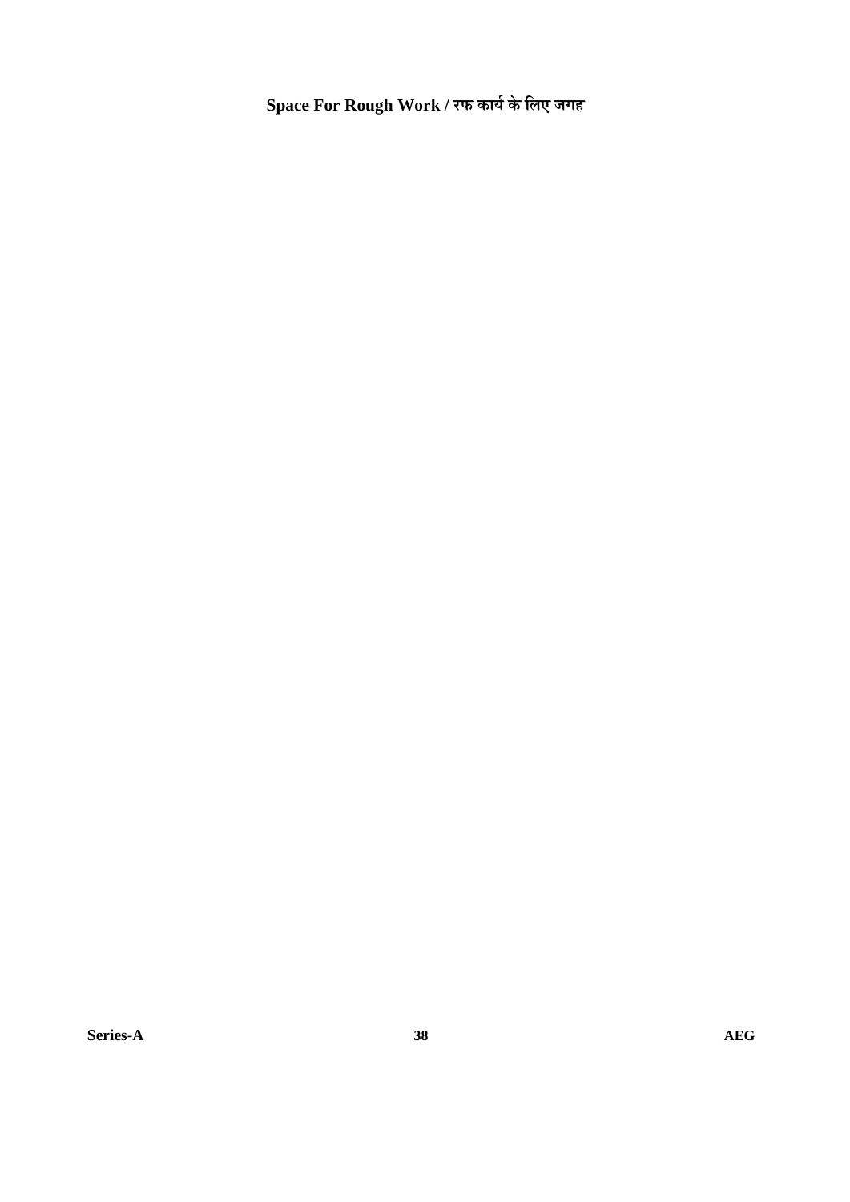**Space For Rough Work / रफ कार्य के लिए जगह**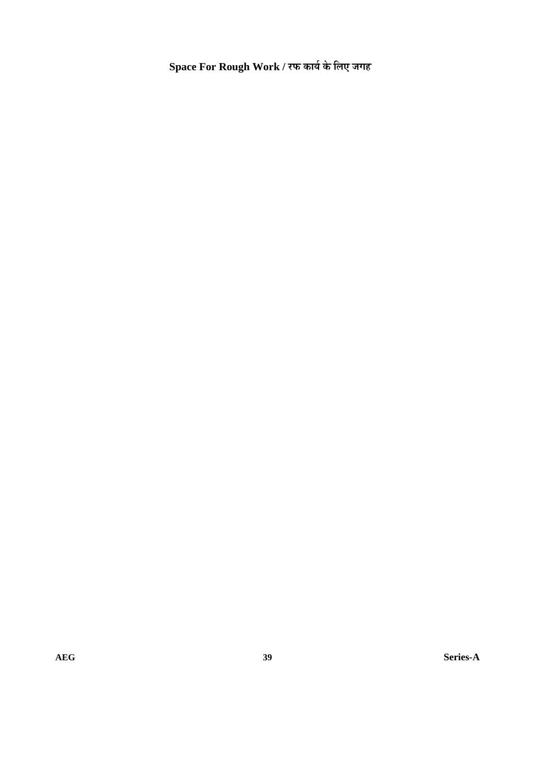**Space For Rough Work / रफ कार्य के लिए जगह**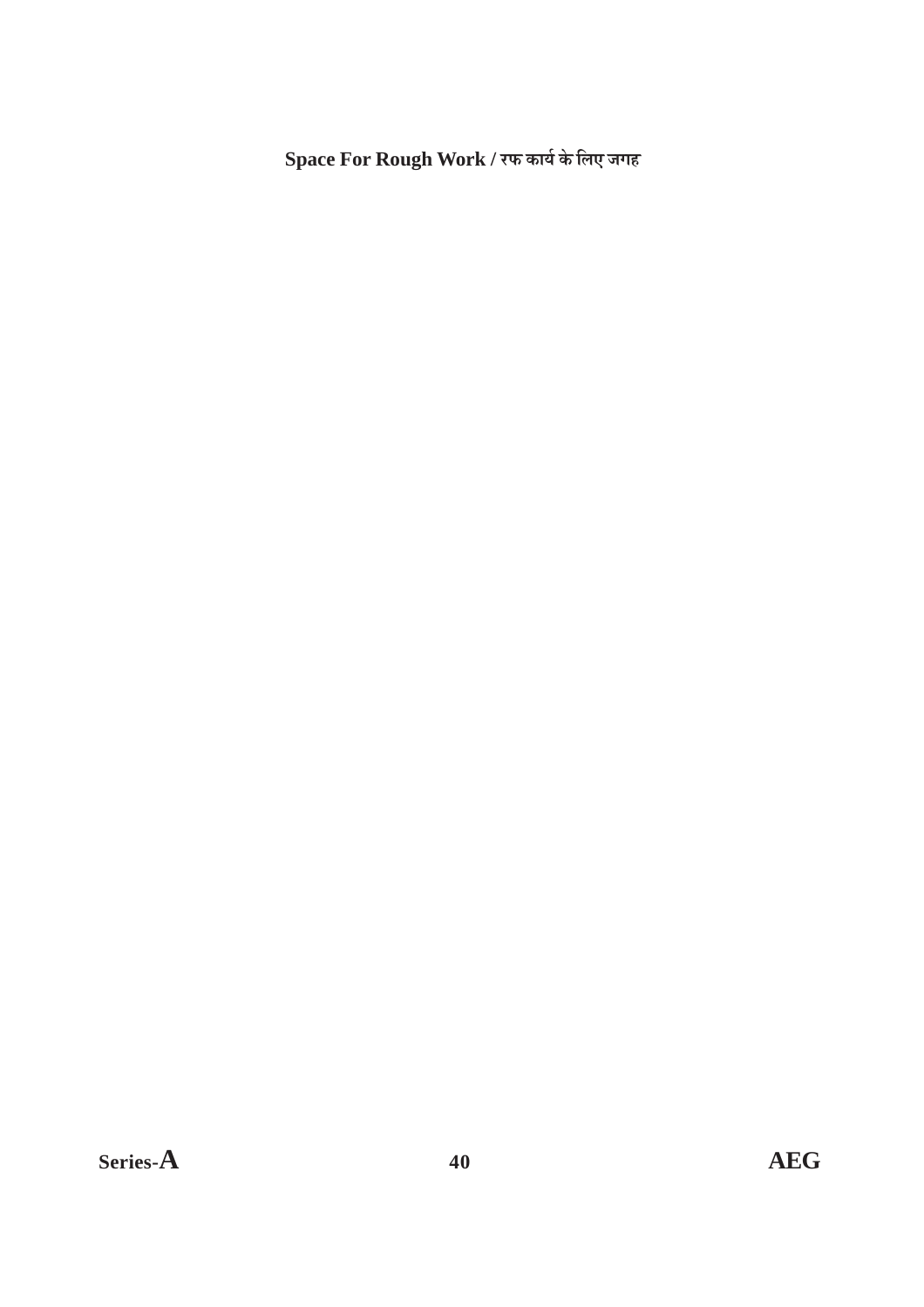**Space For Rough Work / रफ कार्य के लिए जगह**